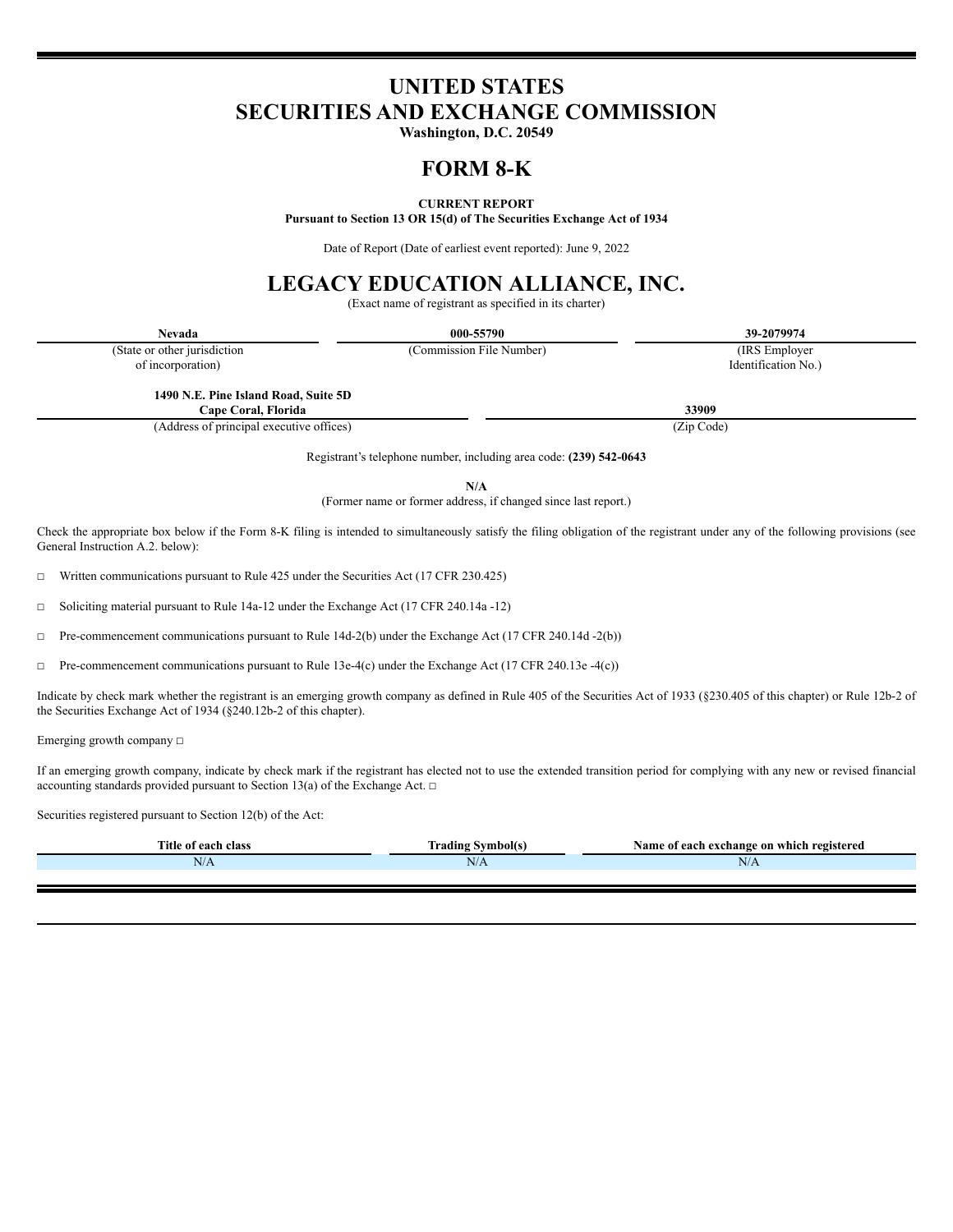# UNITED STATES
# SECURITIES AND EXCHANGE COMMISSION

**Washington, D.C. 20549**

# FORM 8-K

**CURRENT REPORT**

**Pursuant to Section 13 OR 15(d) of The Securities Exchange Act of 1934**

Date of Report (Date of earliest event reported): June 9, 2022

# LEGACY EDUCATION ALLIANCE, INC.

(Exact name of registrant as specified in its charter)

| **Nevada** | **000-55790** | **39-2079974** |
|---|---|---|
| (State or other jurisdiction of incorporation) | (Commission File Number) | (IRS Employer Identification No.) |

| **1490 N.E. Pine Island Road, Suite 5D Cape Coral, Florida** | **33909** |
|---|---|
| (Address of principal executive offices) | (Zip Code) |

Registrant's telephone number, including area code: **(239) 542-0643**

**N/A**

(Former name or former address, if changed since last report.)

Check the appropriate box below if the Form 8-K filing is intended to simultaneously satisfy the filing obligation of the registrant under any of the following provisions (see General Instruction A.2. below):

□ Written communications pursuant to Rule 425 under the Securities Act (17 CFR 230.425)

□ Soliciting material pursuant to Rule 14a-12 under the Exchange Act (17 CFR 240.14a -12)

□ Pre-commencement communications pursuant to Rule 14d-2(b) under the Exchange Act (17 CFR 240.14d -2(b))

□ Pre-commencement communications pursuant to Rule 13e-4(c) under the Exchange Act (17 CFR 240.13e -4(c))

Indicate by check mark whether the registrant is an emerging growth company as defined in Rule 405 of the Securities Act of 1933 (§230.405 of this chapter) or Rule 12b-2 of the Securities Exchange Act of 1934 (§240.12b-2 of this chapter).

Emerging growth company □

If an emerging growth company, indicate by check mark if the registrant has elected not to use the extended transition period for complying with any new or revised financial accounting standards provided pursuant to Section 13(a) of the Exchange Act. □

Securities registered pursuant to Section 12(b) of the Act:

| Title of each class | Trading Symbol(s) | Name of each exchange on which registered |
|---|---|---|
| N/A | N/A | N/A |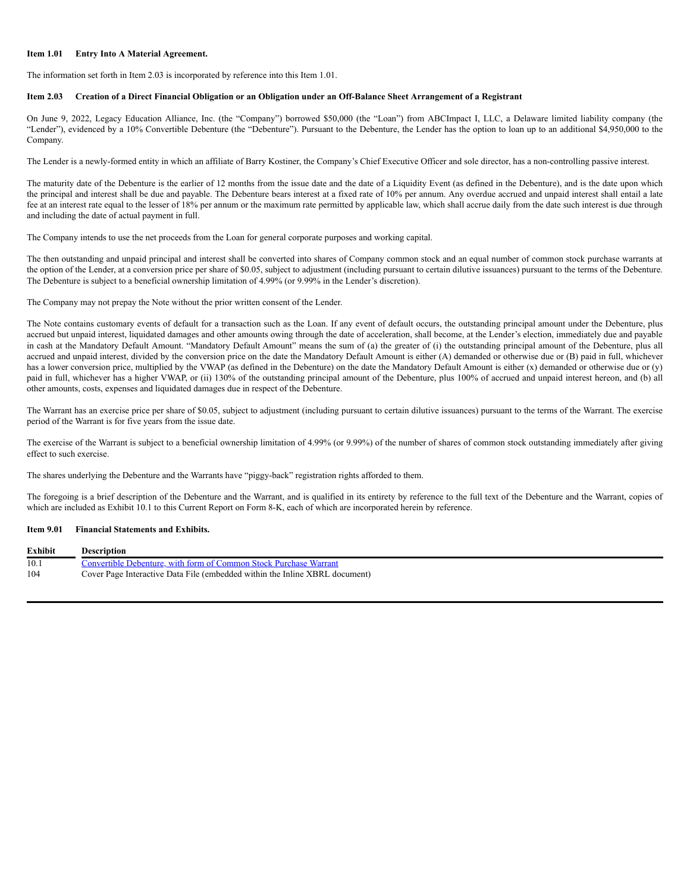**Item 1.01 Entry Into A Material Agreement.**

The information set forth in Item 2.03 is incorporated by reference into this Item 1.01.

**Item 2.03 Creation of a Direct Financial Obligation or an Obligation under an Off-Balance Sheet Arrangement of a Registrant**

On June 9, 2022, Legacy Education Alliance, Inc. (the "Company") borrowed $50,000 (the "Loan") from ABCImpact I, LLC, a Delaware limited liability company (the "Lender"), evidenced by a 10% Convertible Debenture (the "Debenture"). Pursuant to the Debenture, the Lender has the option to loan up to an additional $4,950,000 to the Company.

The Lender is a newly-formed entity in which an affiliate of Barry Kostiner, the Company's Chief Executive Officer and sole director, has a non-controlling passive interest.

The maturity date of the Debenture is the earlier of 12 months from the issue date and the date of a Liquidity Event (as defined in the Debenture), and is the date upon which the principal and interest shall be due and payable. The Debenture bears interest at a fixed rate of 10% per annum. Any overdue accrued and unpaid interest shall entail a late fee at an interest rate equal to the lesser of 18% per annum or the maximum rate permitted by applicable law, which shall accrue daily from the date such interest is due through and including the date of actual payment in full.

The Company intends to use the net proceeds from the Loan for general corporate purposes and working capital.

The then outstanding and unpaid principal and interest shall be converted into shares of Company common stock and an equal number of common stock purchase warrants at the option of the Lender, at a conversion price per share of $0.05, subject to adjustment (including pursuant to certain dilutive issuances) pursuant to the terms of the Debenture. The Debenture is subject to a beneficial ownership limitation of 4.99% (or 9.99% in the Lender's discretion).

The Company may not prepay the Note without the prior written consent of the Lender.

The Note contains customary events of default for a transaction such as the Loan. If any event of default occurs, the outstanding principal amount under the Debenture, plus accrued but unpaid interest, liquidated damages and other amounts owing through the date of acceleration, shall become, at the Lender's election, immediately due and payable in cash at the Mandatory Default Amount. "Mandatory Default Amount" means the sum of (a) the greater of (i) the outstanding principal amount of the Debenture, plus all accrued and unpaid interest, divided by the conversion price on the date the Mandatory Default Amount is either (A) demanded or otherwise due or (B) paid in full, whichever has a lower conversion price, multiplied by the VWAP (as defined in the Debenture) on the date the Mandatory Default Amount is either (x) demanded or otherwise due or (y) paid in full, whichever has a higher VWAP, or (ii) 130% of the outstanding principal amount of the Debenture, plus 100% of accrued and unpaid interest hereon, and (b) all other amounts, costs, expenses and liquidated damages due in respect of the Debenture.

The Warrant has an exercise price per share of $0.05, subject to adjustment (including pursuant to certain dilutive issuances) pursuant to the terms of the Warrant. The exercise period of the Warrant is for five years from the issue date.

The exercise of the Warrant is subject to a beneficial ownership limitation of 4.99% (or 9.99%) of the number of shares of common stock outstanding immediately after giving effect to such exercise.

The shares underlying the Debenture and the Warrants have "piggy-back" registration rights afforded to them.

The foregoing is a brief description of the Debenture and the Warrant, and is qualified in its entirety by reference to the full text of the Debenture and the Warrant, copies of which are included as Exhibit 10.1 to this Current Report on Form 8-K, each of which are incorporated herein by reference.

**Item 9.01 Financial Statements and Exhibits.**

| Exhibit | Description |
|---|---|
| 10.1 | Convertible Debenture, with form of Common Stock Purchase Warrant |
| 104 | Cover Page Interactive Data File (embedded within the Inline XBRL document) |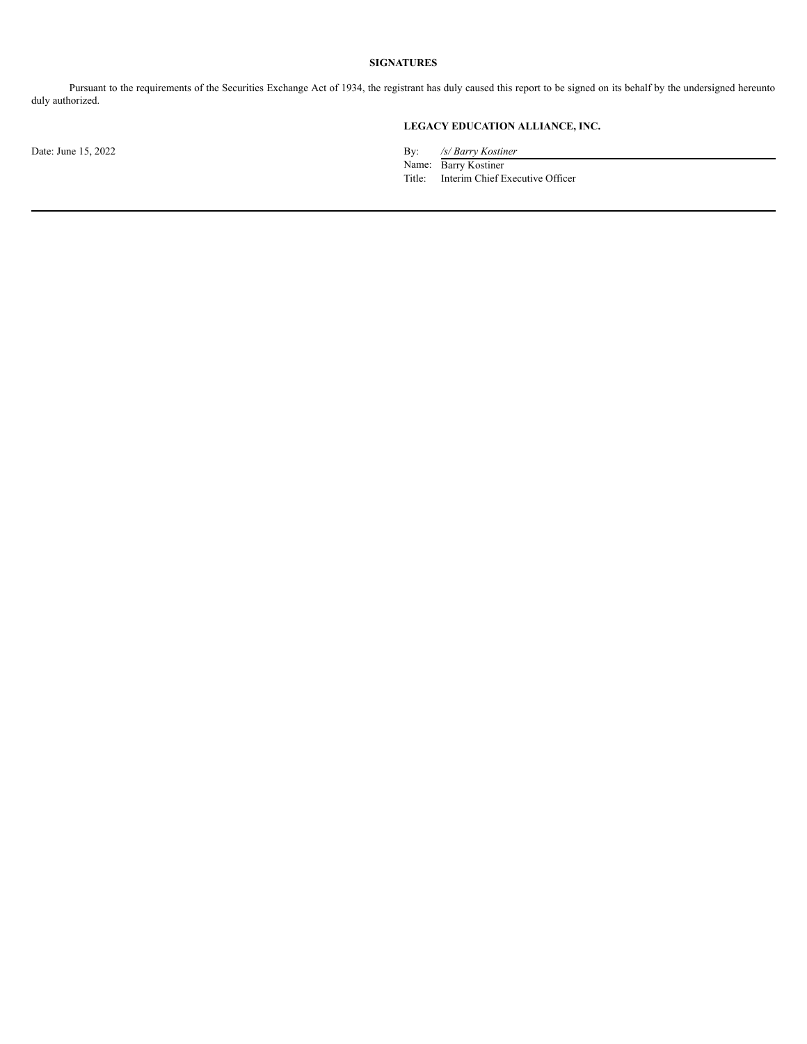**SIGNATURES**

Pursuant to the requirements of the Securities Exchange Act of 1934, the registrant has duly caused this report to be signed on its behalf by the undersigned hereunto duly authorized.

**LEGACY EDUCATION ALLIANCE, INC.**

Date: June 15, 2022

By: */s/ Barry Kostiner*

Name: Barry Kostiner

Title: Interim Chief Executive Officer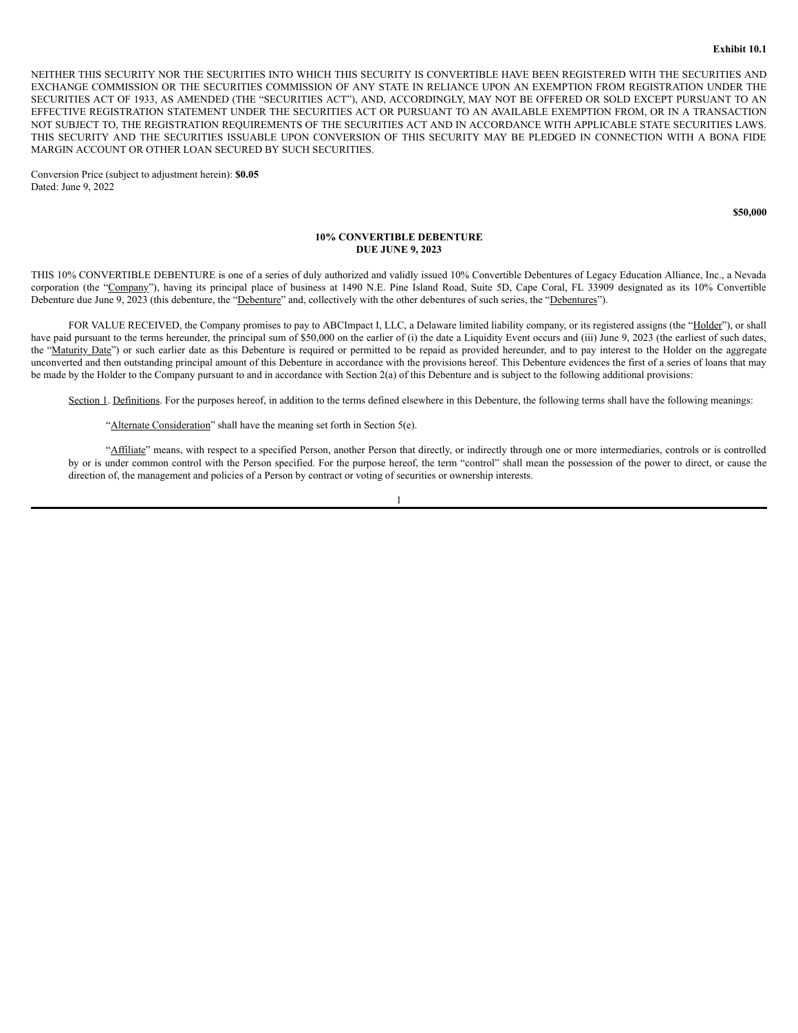**Exhibit 10.1**

NEITHER THIS SECURITY NOR THE SECURITIES INTO WHICH THIS SECURITY IS CONVERTIBLE HAVE BEEN REGISTERED WITH THE SECURITIES AND EXCHANGE COMMISSION OR THE SECURITIES COMMISSION OF ANY STATE IN RELIANCE UPON AN EXEMPTION FROM REGISTRATION UNDER THE SECURITIES ACT OF 1933, AS AMENDED (THE "SECURITIES ACT"), AND, ACCORDINGLY, MAY NOT BE OFFERED OR SOLD EXCEPT PURSUANT TO AN EFFECTIVE REGISTRATION STATEMENT UNDER THE SECURITIES ACT OR PURSUANT TO AN AVAILABLE EXEMPTION FROM, OR IN A TRANSACTION NOT SUBJECT TO, THE REGISTRATION REQUIREMENTS OF THE SECURITIES ACT AND IN ACCORDANCE WITH APPLICABLE STATE SECURITIES LAWS. THIS SECURITY AND THE SECURITIES ISSUABLE UPON CONVERSION OF THIS SECURITY MAY BE PLEDGED IN CONNECTION WITH A BONA FIDE MARGIN ACCOUNT OR OTHER LOAN SECURED BY SUCH SECURITIES.

Conversion Price (subject to adjustment herein): **$0.05**
Dated: June 9, 2022

**$50,000**

**10% CONVERTIBLE DEBENTURE**
**DUE JUNE 9, 2023**

THIS 10% CONVERTIBLE DEBENTURE is one of a series of duly authorized and validly issued 10% Convertible Debentures of Legacy Education Alliance, Inc., a Nevada corporation (the "Company"), having its principal place of business at 1490 N.E. Pine Island Road, Suite 5D, Cape Coral, FL 33909 designated as its 10% Convertible Debenture due June 9, 2023 (this debenture, the "Debenture" and, collectively with the other debentures of such series, the "Debentures").

FOR VALUE RECEIVED, the Company promises to pay to ABCImpact I, LLC, a Delaware limited liability company, or its registered assigns (the "Holder"), or shall have paid pursuant to the terms hereunder, the principal sum of $50,000 on the earlier of (i) the date a Liquidity Event occurs and (iii) June 9, 2023 (the earliest of such dates, the "Maturity Date") or such earlier date as this Debenture is required or permitted to be repaid as provided hereunder, and to pay interest to the Holder on the aggregate unconverted and then outstanding principal amount of this Debenture in accordance with the provisions hereof. This Debenture evidences the first of a series of loans that may be made by the Holder to the Company pursuant to and in accordance with Section 2(a) of this Debenture and is subject to the following additional provisions:

Section 1. Definitions. For the purposes hereof, in addition to the terms defined elsewhere in this Debenture, the following terms shall have the following meanings:

"Alternate Consideration" shall have the meaning set forth in Section 5(e).

"Affiliate" means, with respect to a specified Person, another Person that directly, or indirectly through one or more intermediaries, controls or is controlled by or is under common control with the Person specified. For the purpose hereof, the term "control" shall mean the possession of the power to direct, or cause the direction of, the management and policies of a Person by contract or voting of securities or ownership interests.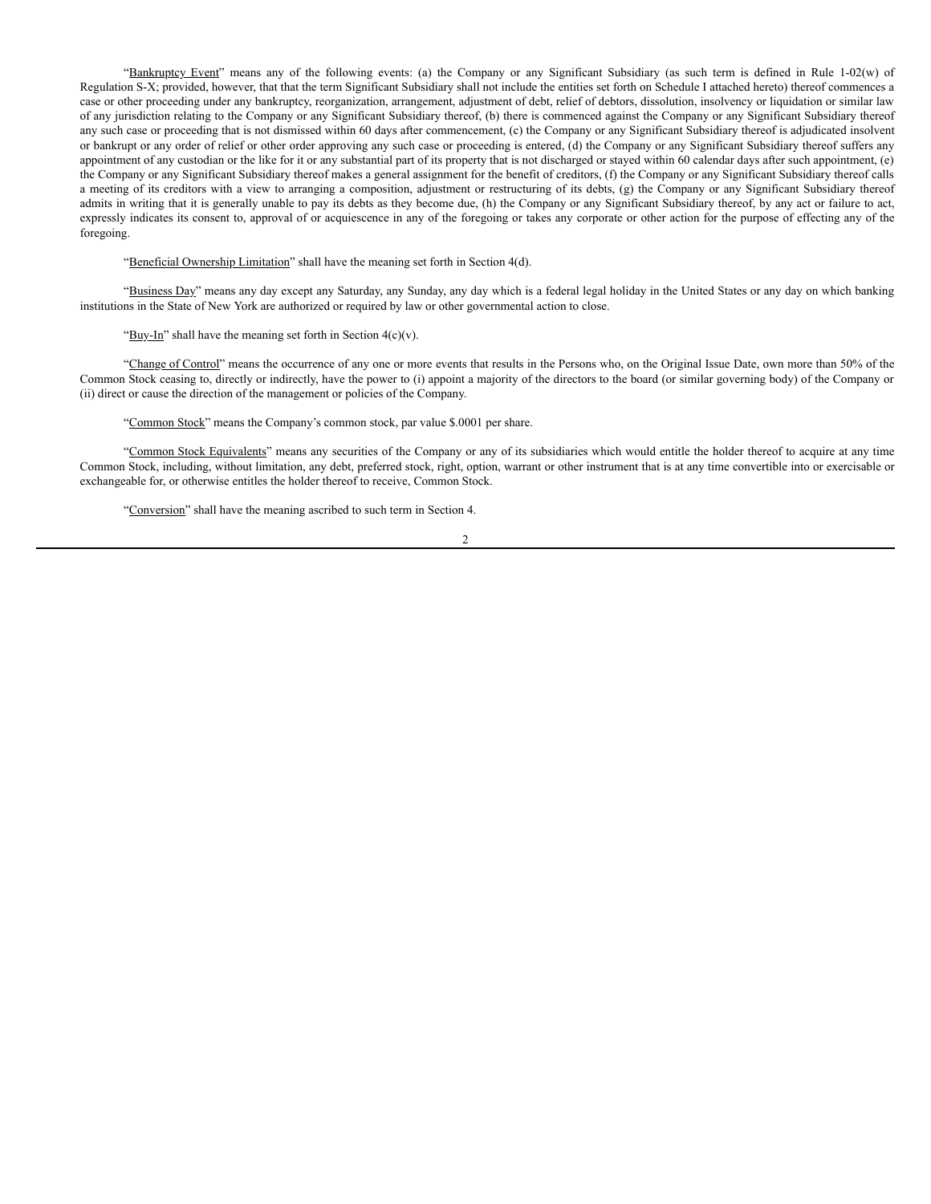"Bankruptcy Event" means any of the following events: (a) the Company or any Significant Subsidiary (as such term is defined in Rule 1-02(w) of Regulation S-X; provided, however, that that the term Significant Subsidiary shall not include the entities set forth on Schedule I attached hereto) thereof commences a case or other proceeding under any bankruptcy, reorganization, arrangement, adjustment of debt, relief of debtors, dissolution, insolvency or liquidation or similar law of any jurisdiction relating to the Company or any Significant Subsidiary thereof, (b) there is commenced against the Company or any Significant Subsidiary thereof any such case or proceeding that is not dismissed within 60 days after commencement, (c) the Company or any Significant Subsidiary thereof is adjudicated insolvent or bankrupt or any order of relief or other order approving any such case or proceeding is entered, (d) the Company or any Significant Subsidiary thereof suffers any appointment of any custodian or the like for it or any substantial part of its property that is not discharged or stayed within 60 calendar days after such appointment, (e) the Company or any Significant Subsidiary thereof makes a general assignment for the benefit of creditors, (f) the Company or any Significant Subsidiary thereof calls a meeting of its creditors with a view to arranging a composition, adjustment or restructuring of its debts, (g) the Company or any Significant Subsidiary thereof admits in writing that it is generally unable to pay its debts as they become due, (h) the Company or any Significant Subsidiary thereof, by any act or failure to act, expressly indicates its consent to, approval of or acquiescence in any of the foregoing or takes any corporate or other action for the purpose of effecting any of the foregoing.

"Beneficial Ownership Limitation" shall have the meaning set forth in Section 4(d).

"Business Day" means any day except any Saturday, any Sunday, any day which is a federal legal holiday in the United States or any day on which banking institutions in the State of New York are authorized or required by law or other governmental action to close.

"Buy-In" shall have the meaning set forth in Section 4(c)(v).

"Change of Control" means the occurrence of any one or more events that results in the Persons who, on the Original Issue Date, own more than 50% of the Common Stock ceasing to, directly or indirectly, have the power to (i) appoint a majority of the directors to the board (or similar governing body) of the Company or (ii) direct or cause the direction of the management or policies of the Company.

"Common Stock" means the Company's common stock, par value $.0001 per share.

"Common Stock Equivalents" means any securities of the Company or any of its subsidiaries which would entitle the holder thereof to acquire at any time Common Stock, including, without limitation, any debt, preferred stock, right, option, warrant or other instrument that is at any time convertible into or exercisable or exchangeable for, or otherwise entitles the holder thereof to receive, Common Stock.

"Conversion" shall have the meaning ascribed to such term in Section 4.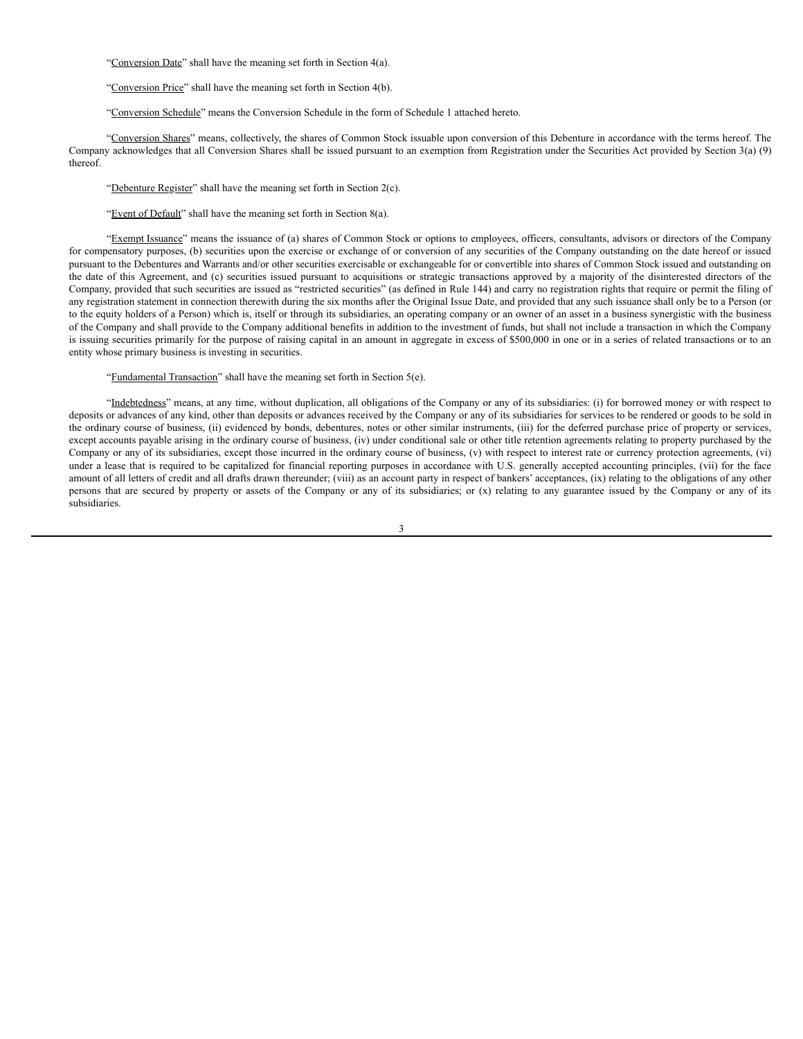"Conversion Date" shall have the meaning set forth in Section 4(a).

"Conversion Price" shall have the meaning set forth in Section 4(b).

"Conversion Schedule" means the Conversion Schedule in the form of Schedule 1 attached hereto.

"Conversion Shares" means, collectively, the shares of Common Stock issuable upon conversion of this Debenture in accordance with the terms hereof. The Company acknowledges that all Conversion Shares shall be issued pursuant to an exemption from Registration under the Securities Act provided by Section 3(a) (9) thereof.

"Debenture Register" shall have the meaning set forth in Section 2(c).

"Event of Default" shall have the meaning set forth in Section 8(a).

"Exempt Issuance" means the issuance of (a) shares of Common Stock or options to employees, officers, consultants, advisors or directors of the Company for compensatory purposes, (b) securities upon the exercise or exchange of or conversion of any securities of the Company outstanding on the date hereof or issued pursuant to the Debentures and Warrants and/or other securities exercisable or exchangeable for or convertible into shares of Common Stock issued and outstanding on the date of this Agreement, and (c) securities issued pursuant to acquisitions or strategic transactions approved by a majority of the disinterested directors of the Company, provided that such securities are issued as "restricted securities" (as defined in Rule 144) and carry no registration rights that require or permit the filing of any registration statement in connection therewith during the six months after the Original Issue Date, and provided that any such issuance shall only be to a Person (or to the equity holders of a Person) which is, itself or through its subsidiaries, an operating company or an owner of an asset in a business synergistic with the business of the Company and shall provide to the Company additional benefits in addition to the investment of funds, but shall not include a transaction in which the Company is issuing securities primarily for the purpose of raising capital in an amount in aggregate in excess of $500,000 in one or in a series of related transactions or to an entity whose primary business is investing in securities.

"Fundamental Transaction" shall have the meaning set forth in Section 5(e).

"Indebtedness" means, at any time, without duplication, all obligations of the Company or any of its subsidiaries: (i) for borrowed money or with respect to deposits or advances of any kind, other than deposits or advances received by the Company or any of its subsidiaries for services to be rendered or goods to be sold in the ordinary course of business, (ii) evidenced by bonds, debentures, notes or other similar instruments, (iii) for the deferred purchase price of property or services, except accounts payable arising in the ordinary course of business, (iv) under conditional sale or other title retention agreements relating to property purchased by the Company or any of its subsidiaries, except those incurred in the ordinary course of business, (v) with respect to interest rate or currency protection agreements, (vi) under a lease that is required to be capitalized for financial reporting purposes in accordance with U.S. generally accepted accounting principles, (vii) for the face amount of all letters of credit and all drafts drawn thereunder; (viii) as an account party in respect of bankers' acceptances, (ix) relating to the obligations of any other persons that are secured by property or assets of the Company or any of its subsidiaries; or (x) relating to any guarantee issued by the Company or any of its subsidiaries.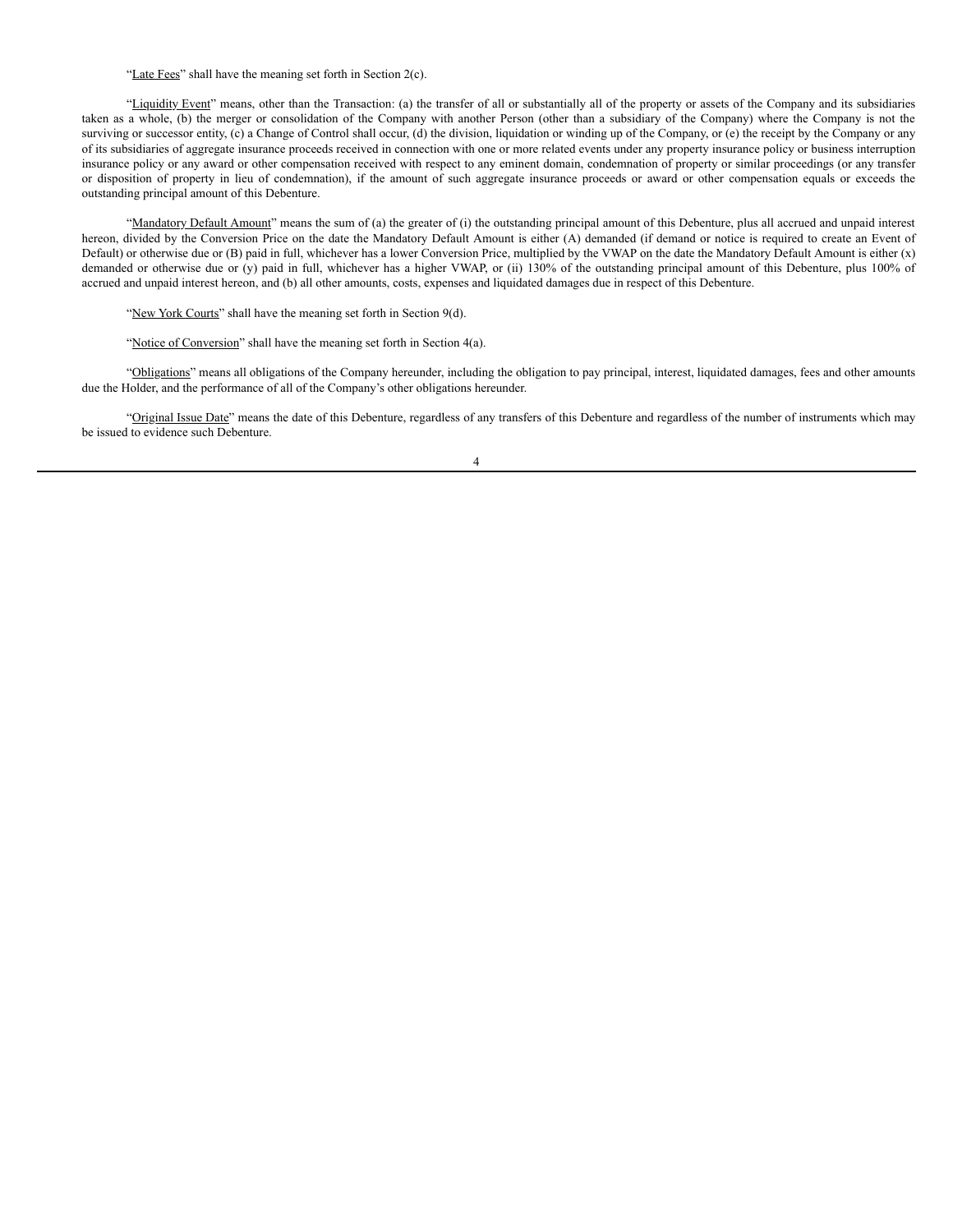"Late Fees" shall have the meaning set forth in Section 2(c).

"Liquidity Event" means, other than the Transaction: (a) the transfer of all or substantially all of the property or assets of the Company and its subsidiaries taken as a whole, (b) the merger or consolidation of the Company with another Person (other than a subsidiary of the Company) where the Company is not the surviving or successor entity, (c) a Change of Control shall occur, (d) the division, liquidation or winding up of the Company, or (e) the receipt by the Company or any of its subsidiaries of aggregate insurance proceeds received in connection with one or more related events under any property insurance policy or business interruption insurance policy or any award or other compensation received with respect to any eminent domain, condemnation of property or similar proceedings (or any transfer or disposition of property in lieu of condemnation), if the amount of such aggregate insurance proceeds or award or other compensation equals or exceeds the outstanding principal amount of this Debenture.

"Mandatory Default Amount" means the sum of (a) the greater of (i) the outstanding principal amount of this Debenture, plus all accrued and unpaid interest hereon, divided by the Conversion Price on the date the Mandatory Default Amount is either (A) demanded (if demand or notice is required to create an Event of Default) or otherwise due or (B) paid in full, whichever has a lower Conversion Price, multiplied by the VWAP on the date the Mandatory Default Amount is either (x) demanded or otherwise due or (y) paid in full, whichever has a higher VWAP, or (ii) 130% of the outstanding principal amount of this Debenture, plus 100% of accrued and unpaid interest hereon, and (b) all other amounts, costs, expenses and liquidated damages due in respect of this Debenture.

"New York Courts" shall have the meaning set forth in Section 9(d).

"Notice of Conversion" shall have the meaning set forth in Section 4(a).

"Obligations" means all obligations of the Company hereunder, including the obligation to pay principal, interest, liquidated damages, fees and other amounts due the Holder, and the performance of all of the Company's other obligations hereunder.

"Original Issue Date" means the date of this Debenture, regardless of any transfers of this Debenture and regardless of the number of instruments which may be issued to evidence such Debenture.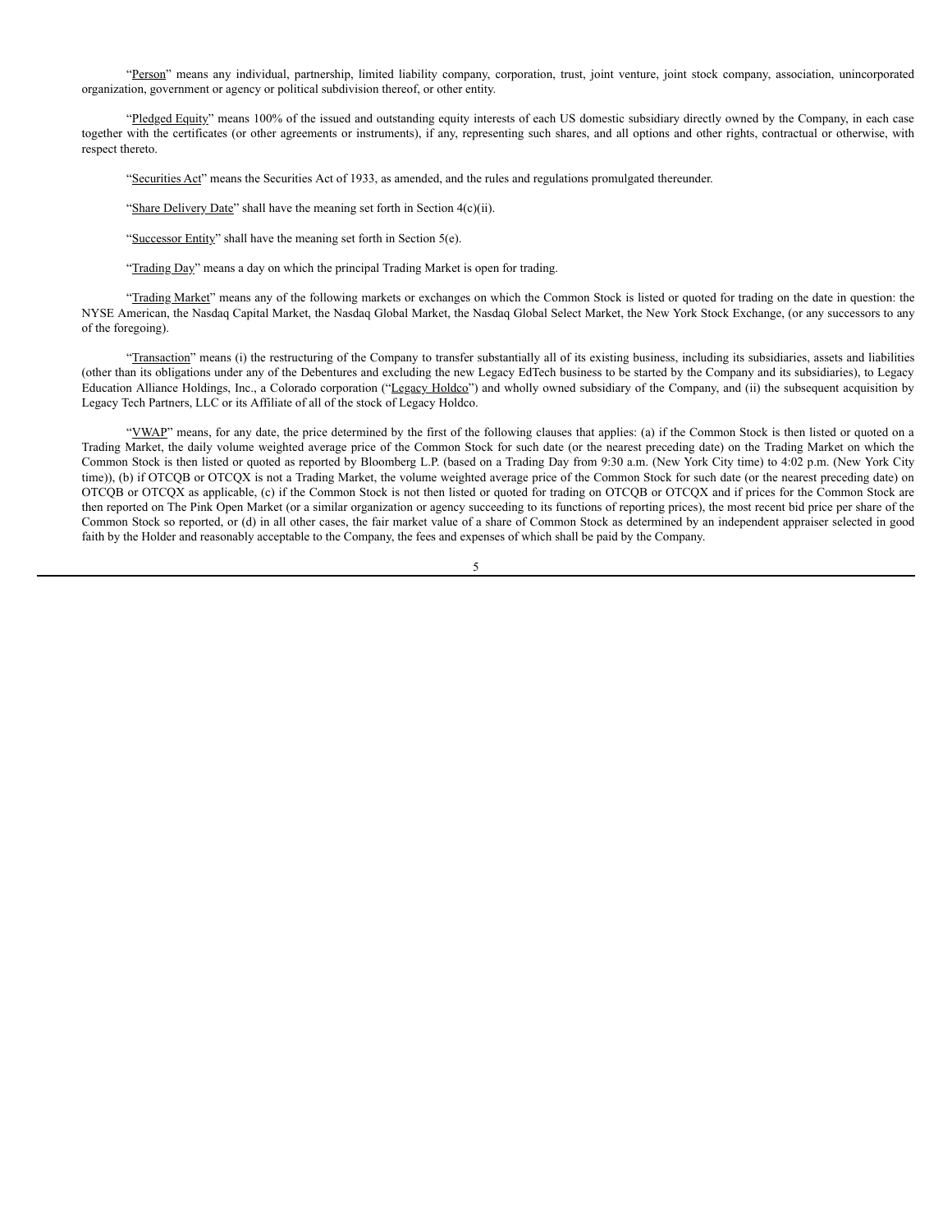"Person" means any individual, partnership, limited liability company, corporation, trust, joint venture, joint stock company, association, unincorporated organization, government or agency or political subdivision thereof, or other entity.

"Pledged Equity" means 100% of the issued and outstanding equity interests of each US domestic subsidiary directly owned by the Company, in each case together with the certificates (or other agreements or instruments), if any, representing such shares, and all options and other rights, contractual or otherwise, with respect thereto.

"Securities Act" means the Securities Act of 1933, as amended, and the rules and regulations promulgated thereunder.

"Share Delivery Date" shall have the meaning set forth in Section 4(c)(ii).

"Successor Entity" shall have the meaning set forth in Section 5(e).

"Trading Day" means a day on which the principal Trading Market is open for trading.

"Trading Market" means any of the following markets or exchanges on which the Common Stock is listed or quoted for trading on the date in question: the NYSE American, the Nasdaq Capital Market, the Nasdaq Global Market, the Nasdaq Global Select Market, the New York Stock Exchange, (or any successors to any of the foregoing).

"Transaction" means (i) the restructuring of the Company to transfer substantially all of its existing business, including its subsidiaries, assets and liabilities (other than its obligations under any of the Debentures and excluding the new Legacy EdTech business to be started by the Company and its subsidiaries), to Legacy Education Alliance Holdings, Inc., a Colorado corporation ("Legacy Holdco") and wholly owned subsidiary of the Company, and (ii) the subsequent acquisition by Legacy Tech Partners, LLC or its Affiliate of all of the stock of Legacy Holdco.

"VWAP" means, for any date, the price determined by the first of the following clauses that applies: (a) if the Common Stock is then listed or quoted on a Trading Market, the daily volume weighted average price of the Common Stock for such date (or the nearest preceding date) on the Trading Market on which the Common Stock is then listed or quoted as reported by Bloomberg L.P. (based on a Trading Day from 9:30 a.m. (New York City time) to 4:02 p.m. (New York City time)), (b) if OTCQB or OTCQX is not a Trading Market, the volume weighted average price of the Common Stock for such date (or the nearest preceding date) on OTCQB or OTCQX as applicable, (c) if the Common Stock is not then listed or quoted for trading on OTCQB or OTCQX and if prices for the Common Stock are then reported on The Pink Open Market (or a similar organization or agency succeeding to its functions of reporting prices), the most recent bid price per share of the Common Stock so reported, or (d) in all other cases, the fair market value of a share of Common Stock as determined by an independent appraiser selected in good faith by the Holder and reasonably acceptable to the Company, the fees and expenses of which shall be paid by the Company.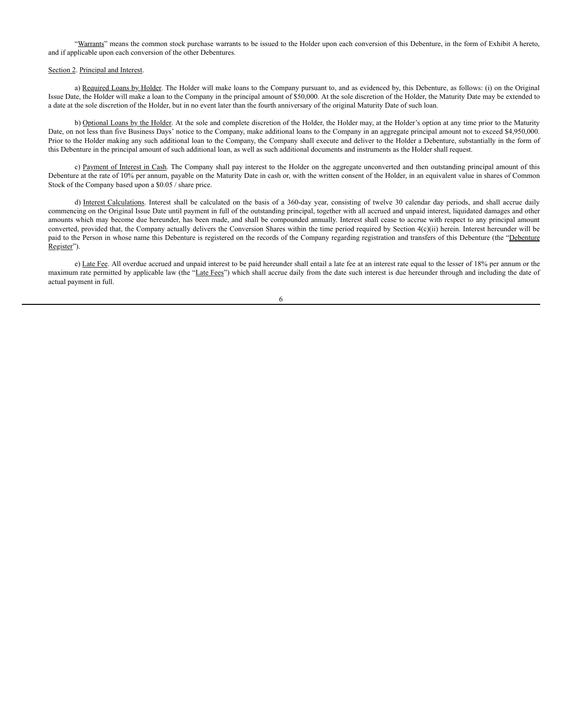"Warrants" means the common stock purchase warrants to be issued to the Holder upon each conversion of this Debenture, in the form of Exhibit A hereto, and if applicable upon each conversion of the other Debentures.

Section 2. Principal and Interest.

a) Required Loans by Holder. The Holder will make loans to the Company pursuant to, and as evidenced by, this Debenture, as follows: (i) on the Original Issue Date, the Holder will make a loan to the Company in the principal amount of $50,000. At the sole discretion of the Holder, the Maturity Date may be extended to a date at the sole discretion of the Holder, but in no event later than the fourth anniversary of the original Maturity Date of such loan.

b) Optional Loans by the Holder. At the sole and complete discretion of the Holder, the Holder may, at the Holder's option at any time prior to the Maturity Date, on not less than five Business Days' notice to the Company, make additional loans to the Company in an aggregate principal amount not to exceed $4,950,000. Prior to the Holder making any such additional loan to the Company, the Company shall execute and deliver to the Holder a Debenture, substantially in the form of this Debenture in the principal amount of such additional loan, as well as such additional documents and instruments as the Holder shall request.

c) Payment of Interest in Cash. The Company shall pay interest to the Holder on the aggregate unconverted and then outstanding principal amount of this Debenture at the rate of 10% per annum, payable on the Maturity Date in cash or, with the written consent of the Holder, in an equivalent value in shares of Common Stock of the Company based upon a $0.05 / share price.

d) Interest Calculations. Interest shall be calculated on the basis of a 360-day year, consisting of twelve 30 calendar day periods, and shall accrue daily commencing on the Original Issue Date until payment in full of the outstanding principal, together with all accrued and unpaid interest, liquidated damages and other amounts which may become due hereunder, has been made, and shall be compounded annually. Interest shall cease to accrue with respect to any principal amount converted, provided that, the Company actually delivers the Conversion Shares within the time period required by Section 4(c)(ii) herein. Interest hereunder will be paid to the Person in whose name this Debenture is registered on the records of the Company regarding registration and transfers of this Debenture (the "Debenture Register").

e) Late Fee. All overdue accrued and unpaid interest to be paid hereunder shall entail a late fee at an interest rate equal to the lesser of 18% per annum or the maximum rate permitted by applicable law (the "Late Fees") which shall accrue daily from the date such interest is due hereunder through and including the date of actual payment in full.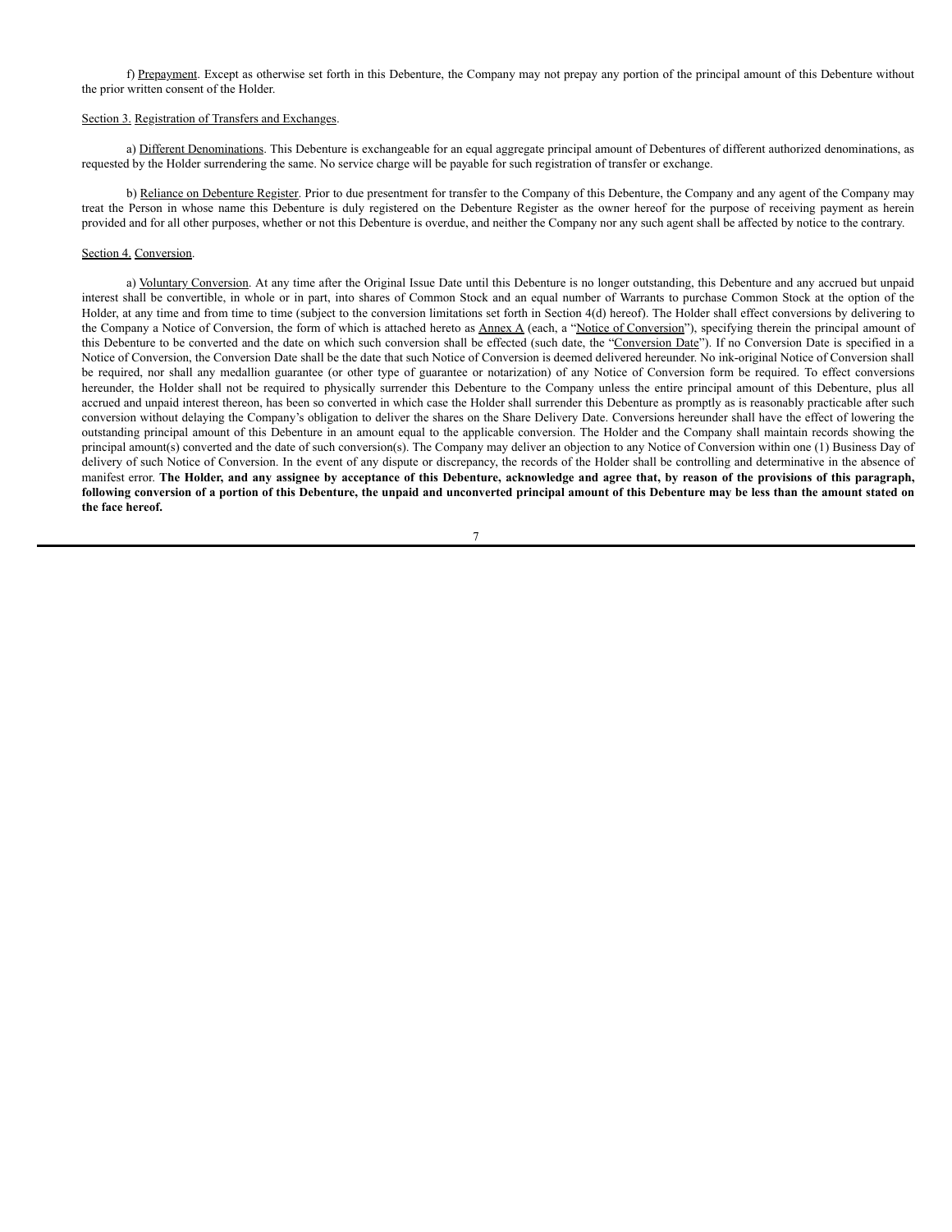f) Prepayment. Except as otherwise set forth in this Debenture, the Company may not prepay any portion of the principal amount of this Debenture without the prior written consent of the Holder.

Section 3. Registration of Transfers and Exchanges.

a) Different Denominations. This Debenture is exchangeable for an equal aggregate principal amount of Debentures of different authorized denominations, as requested by the Holder surrendering the same. No service charge will be payable for such registration of transfer or exchange.

b) Reliance on Debenture Register. Prior to due presentment for transfer to the Company of this Debenture, the Company and any agent of the Company may treat the Person in whose name this Debenture is duly registered on the Debenture Register as the owner hereof for the purpose of receiving payment as herein provided and for all other purposes, whether or not this Debenture is overdue, and neither the Company nor any such agent shall be affected by notice to the contrary.

Section 4. Conversion.

a) Voluntary Conversion. At any time after the Original Issue Date until this Debenture is no longer outstanding, this Debenture and any accrued but unpaid interest shall be convertible, in whole or in part, into shares of Common Stock and an equal number of Warrants to purchase Common Stock at the option of the Holder, at any time and from time to time (subject to the conversion limitations set forth in Section 4(d) hereof). The Holder shall effect conversions by delivering to the Company a Notice of Conversion, the form of which is attached hereto as Annex A (each, a "Notice of Conversion"), specifying therein the principal amount of this Debenture to be converted and the date on which such conversion shall be effected (such date, the "Conversion Date"). If no Conversion Date is specified in a Notice of Conversion, the Conversion Date shall be the date that such Notice of Conversion is deemed delivered hereunder. No ink-original Notice of Conversion shall be required, nor shall any medallion guarantee (or other type of guarantee or notarization) of any Notice of Conversion form be required. To effect conversions hereunder, the Holder shall not be required to physically surrender this Debenture to the Company unless the entire principal amount of this Debenture, plus all accrued and unpaid interest thereon, has been so converted in which case the Holder shall surrender this Debenture as promptly as is reasonably practicable after such conversion without delaying the Company's obligation to deliver the shares on the Share Delivery Date. Conversions hereunder shall have the effect of lowering the outstanding principal amount of this Debenture in an amount equal to the applicable conversion. The Holder and the Company shall maintain records showing the principal amount(s) converted and the date of such conversion(s). The Company may deliver an objection to any Notice of Conversion within one (1) Business Day of delivery of such Notice of Conversion. In the event of any dispute or discrepancy, the records of the Holder shall be controlling and determinative in the absence of manifest error. **The Holder, and any assignee by acceptance of this Debenture, acknowledge and agree that, by reason of the provisions of this paragraph, following conversion of a portion of this Debenture, the unpaid and unconverted principal amount of this Debenture may be less than the amount stated on the face hereof.**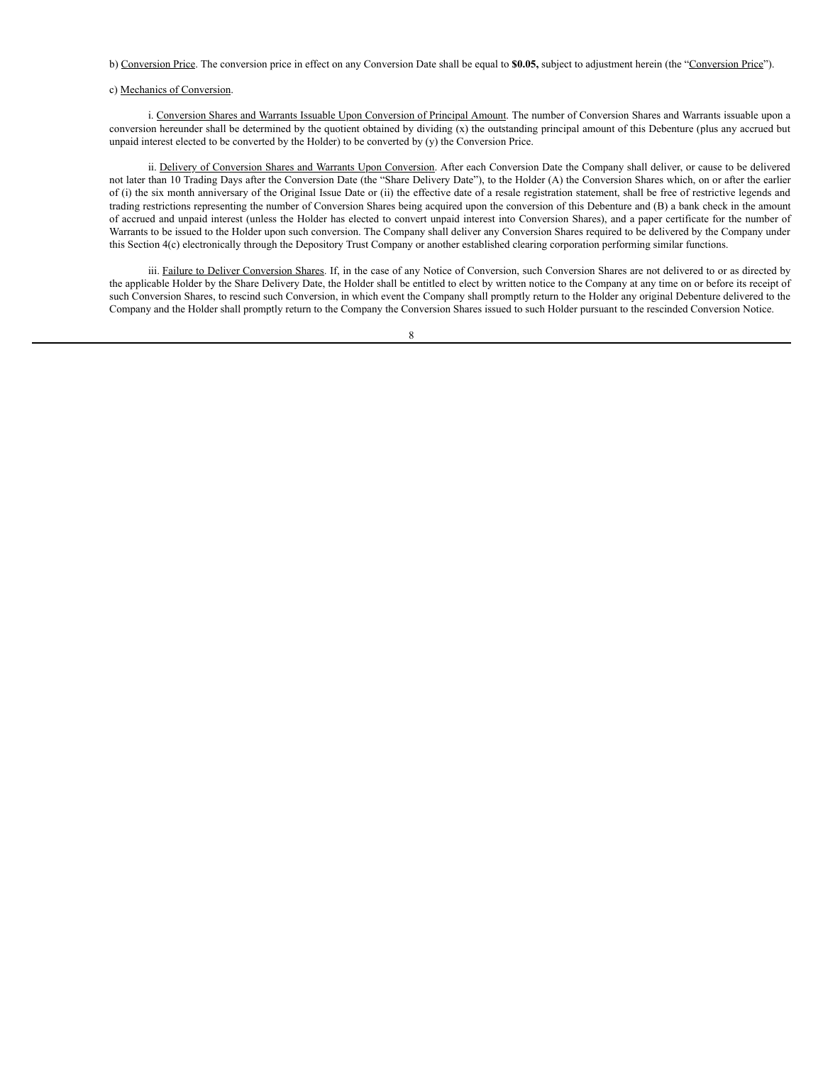b) Conversion Price. The conversion price in effect on any Conversion Date shall be equal to **$0.05,** subject to adjustment herein (the "Conversion Price").

c) Mechanics of Conversion.

i. Conversion Shares and Warrants Issuable Upon Conversion of Principal Amount. The number of Conversion Shares and Warrants issuable upon a conversion hereunder shall be determined by the quotient obtained by dividing (x) the outstanding principal amount of this Debenture (plus any accrued but unpaid interest elected to be converted by the Holder) to be converted by (y) the Conversion Price.

ii. Delivery of Conversion Shares and Warrants Upon Conversion. After each Conversion Date the Company shall deliver, or cause to be delivered not later than 10 Trading Days after the Conversion Date (the "Share Delivery Date"), to the Holder (A) the Conversion Shares which, on or after the earlier of (i) the six month anniversary of the Original Issue Date or (ii) the effective date of a resale registration statement, shall be free of restrictive legends and trading restrictions representing the number of Conversion Shares being acquired upon the conversion of this Debenture and (B) a bank check in the amount of accrued and unpaid interest (unless the Holder has elected to convert unpaid interest into Conversion Shares), and a paper certificate for the number of Warrants to be issued to the Holder upon such conversion. The Company shall deliver any Conversion Shares required to be delivered by the Company under this Section 4(c) electronically through the Depository Trust Company or another established clearing corporation performing similar functions.

iii. Failure to Deliver Conversion Shares. If, in the case of any Notice of Conversion, such Conversion Shares are not delivered to or as directed by the applicable Holder by the Share Delivery Date, the Holder shall be entitled to elect by written notice to the Company at any time on or before its receipt of such Conversion Shares, to rescind such Conversion, in which event the Company shall promptly return to the Holder any original Debenture delivered to the Company and the Holder shall promptly return to the Company the Conversion Shares issued to such Holder pursuant to the rescinded Conversion Notice.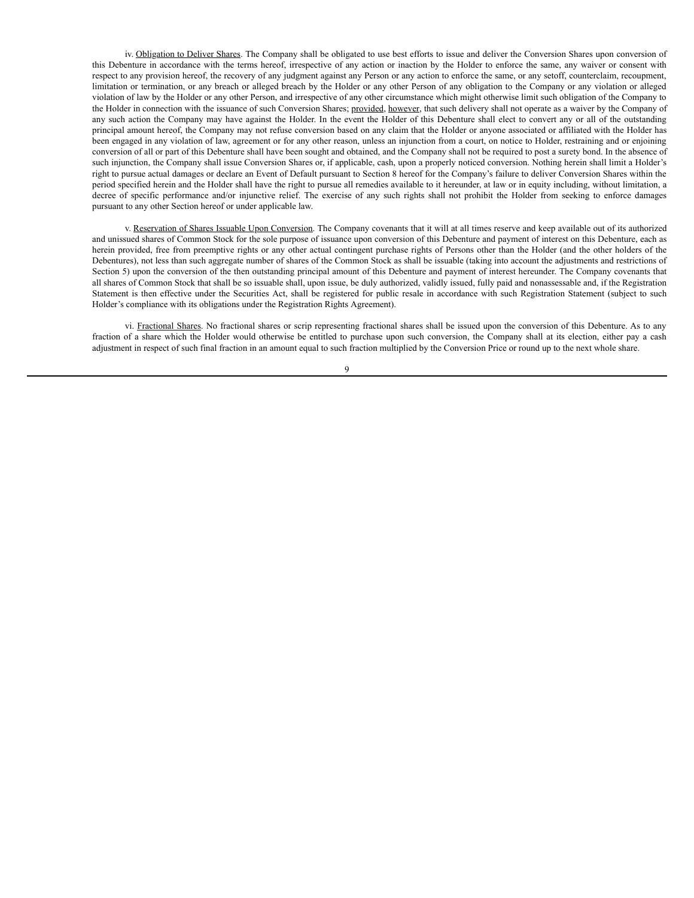iv. Obligation to Deliver Shares. The Company shall be obligated to use best efforts to issue and deliver the Conversion Shares upon conversion of this Debenture in accordance with the terms hereof, irrespective of any action or inaction by the Holder to enforce the same, any waiver or consent with respect to any provision hereof, the recovery of any judgment against any Person or any action to enforce the same, or any setoff, counterclaim, recoupment, limitation or termination, or any breach or alleged breach by the Holder or any other Person of any obligation to the Company or any violation or alleged violation of law by the Holder or any other Person, and irrespective of any other circumstance which might otherwise limit such obligation of the Company to the Holder in connection with the issuance of such Conversion Shares; provided, however, that such delivery shall not operate as a waiver by the Company of any such action the Company may have against the Holder. In the event the Holder of this Debenture shall elect to convert any or all of the outstanding principal amount hereof, the Company may not refuse conversion based on any claim that the Holder or anyone associated or affiliated with the Holder has been engaged in any violation of law, agreement or for any other reason, unless an injunction from a court, on notice to Holder, restraining and or enjoining conversion of all or part of this Debenture shall have been sought and obtained, and the Company shall not be required to post a surety bond. In the absence of such injunction, the Company shall issue Conversion Shares or, if applicable, cash, upon a properly noticed conversion. Nothing herein shall limit a Holder's right to pursue actual damages or declare an Event of Default pursuant to Section 8 hereof for the Company's failure to deliver Conversion Shares within the period specified herein and the Holder shall have the right to pursue all remedies available to it hereunder, at law or in equity including, without limitation, a decree of specific performance and/or injunctive relief. The exercise of any such rights shall not prohibit the Holder from seeking to enforce damages pursuant to any other Section hereof or under applicable law.

v. Reservation of Shares Issuable Upon Conversion. The Company covenants that it will at all times reserve and keep available out of its authorized and unissued shares of Common Stock for the sole purpose of issuance upon conversion of this Debenture and payment of interest on this Debenture, each as herein provided, free from preemptive rights or any other actual contingent purchase rights of Persons other than the Holder (and the other holders of the Debentures), not less than such aggregate number of shares of the Common Stock as shall be issuable (taking into account the adjustments and restrictions of Section 5) upon the conversion of the then outstanding principal amount of this Debenture and payment of interest hereunder. The Company covenants that all shares of Common Stock that shall be so issuable shall, upon issue, be duly authorized, validly issued, fully paid and nonassessable and, if the Registration Statement is then effective under the Securities Act, shall be registered for public resale in accordance with such Registration Statement (subject to such Holder's compliance with its obligations under the Registration Rights Agreement).

vi. Fractional Shares. No fractional shares or scrip representing fractional shares shall be issued upon the conversion of this Debenture. As to any fraction of a share which the Holder would otherwise be entitled to purchase upon such conversion, the Company shall at its election, either pay a cash adjustment in respect of such final fraction in an amount equal to such fraction multiplied by the Conversion Price or round up to the next whole share.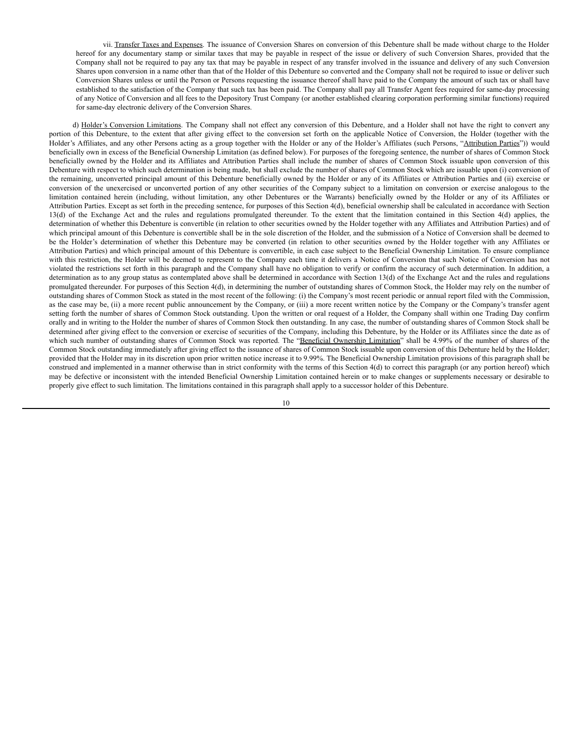vii. Transfer Taxes and Expenses. The issuance of Conversion Shares on conversion of this Debenture shall be made without charge to the Holder hereof for any documentary stamp or similar taxes that may be payable in respect of the issue or delivery of such Conversion Shares, provided that the Company shall not be required to pay any tax that may be payable in respect of any transfer involved in the issuance and delivery of any such Conversion Shares upon conversion in a name other than that of the Holder of this Debenture so converted and the Company shall not be required to issue or deliver such Conversion Shares unless or until the Person or Persons requesting the issuance thereof shall have paid to the Company the amount of such tax or shall have established to the satisfaction of the Company that such tax has been paid. The Company shall pay all Transfer Agent fees required for same-day processing of any Notice of Conversion and all fees to the Depository Trust Company (or another established clearing corporation performing similar functions) required for same-day electronic delivery of the Conversion Shares.

d) Holder's Conversion Limitations. The Company shall not effect any conversion of this Debenture, and a Holder shall not have the right to convert any portion of this Debenture, to the extent that after giving effect to the conversion set forth on the applicable Notice of Conversion, the Holder (together with the Holder's Affiliates, and any other Persons acting as a group together with the Holder or any of the Holder's Affiliates (such Persons, "Attribution Parties")) would beneficially own in excess of the Beneficial Ownership Limitation (as defined below). For purposes of the foregoing sentence, the number of shares of Common Stock beneficially owned by the Holder and its Affiliates and Attribution Parties shall include the number of shares of Common Stock issuable upon conversion of this Debenture with respect to which such determination is being made, but shall exclude the number of shares of Common Stock which are issuable upon (i) conversion of the remaining, unconverted principal amount of this Debenture beneficially owned by the Holder or any of its Affiliates or Attribution Parties and (ii) exercise or conversion of the unexercised or unconverted portion of any other securities of the Company subject to a limitation on conversion or exercise analogous to the limitation contained herein (including, without limitation, any other Debentures or the Warrants) beneficially owned by the Holder or any of its Affiliates or Attribution Parties. Except as set forth in the preceding sentence, for purposes of this Section 4(d), beneficial ownership shall be calculated in accordance with Section 13(d) of the Exchange Act and the rules and regulations promulgated thereunder. To the extent that the limitation contained in this Section 4(d) applies, the determination of whether this Debenture is convertible (in relation to other securities owned by the Holder together with any Affiliates and Attribution Parties) and of which principal amount of this Debenture is convertible shall be in the sole discretion of the Holder, and the submission of a Notice of Conversion shall be deemed to be the Holder's determination of whether this Debenture may be converted (in relation to other securities owned by the Holder together with any Affiliates or Attribution Parties) and which principal amount of this Debenture is convertible, in each case subject to the Beneficial Ownership Limitation. To ensure compliance with this restriction, the Holder will be deemed to represent to the Company each time it delivers a Notice of Conversion that such Notice of Conversion has not violated the restrictions set forth in this paragraph and the Company shall have no obligation to verify or confirm the accuracy of such determination. In addition, a determination as to any group status as contemplated above shall be determined in accordance with Section 13(d) of the Exchange Act and the rules and regulations promulgated thereunder. For purposes of this Section 4(d), in determining the number of outstanding shares of Common Stock, the Holder may rely on the number of outstanding shares of Common Stock as stated in the most recent of the following: (i) the Company's most recent periodic or annual report filed with the Commission, as the case may be, (ii) a more recent public announcement by the Company, or (iii) a more recent written notice by the Company or the Company's transfer agent setting forth the number of shares of Common Stock outstanding. Upon the written or oral request of a Holder, the Company shall within one Trading Day confirm orally and in writing to the Holder the number of shares of Common Stock then outstanding. In any case, the number of outstanding shares of Common Stock shall be determined after giving effect to the conversion or exercise of securities of the Company, including this Debenture, by the Holder or its Affiliates since the date as of which such number of outstanding shares of Common Stock was reported. The "Beneficial Ownership Limitation" shall be 4.99% of the number of shares of the Common Stock outstanding immediately after giving effect to the issuance of shares of Common Stock issuable upon conversion of this Debenture held by the Holder; provided that the Holder may in its discretion upon prior written notice increase it to 9.99%. The Beneficial Ownership Limitation provisions of this paragraph shall be construed and implemented in a manner otherwise than in strict conformity with the terms of this Section 4(d) to correct this paragraph (or any portion hereof) which may be defective or inconsistent with the intended Beneficial Ownership Limitation contained herein or to make changes or supplements necessary or desirable to properly give effect to such limitation. The limitations contained in this paragraph shall apply to a successor holder of this Debenture.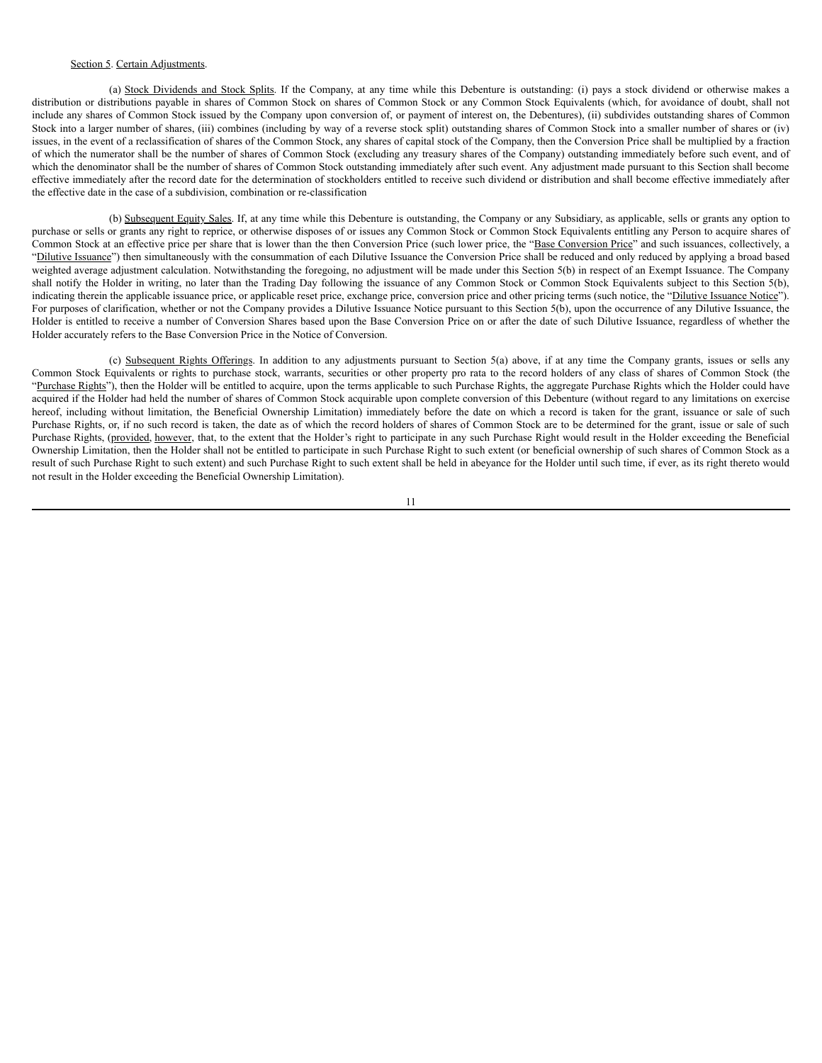Section 5. Certain Adjustments.

(a) Stock Dividends and Stock Splits. If the Company, at any time while this Debenture is outstanding: (i) pays a stock dividend or otherwise makes a distribution or distributions payable in shares of Common Stock on shares of Common Stock or any Common Stock Equivalents (which, for avoidance of doubt, shall not include any shares of Common Stock issued by the Company upon conversion of, or payment of interest on, the Debentures), (ii) subdivides outstanding shares of Common Stock into a larger number of shares, (iii) combines (including by way of a reverse stock split) outstanding shares of Common Stock into a smaller number of shares or (iv) issues, in the event of a reclassification of shares of the Common Stock, any shares of capital stock of the Company, then the Conversion Price shall be multiplied by a fraction of which the numerator shall be the number of shares of Common Stock (excluding any treasury shares of the Company) outstanding immediately before such event, and of which the denominator shall be the number of shares of Common Stock outstanding immediately after such event. Any adjustment made pursuant to this Section shall become effective immediately after the record date for the determination of stockholders entitled to receive such dividend or distribution and shall become effective immediately after the effective date in the case of a subdivision, combination or re-classification

(b) Subsequent Equity Sales. If, at any time while this Debenture is outstanding, the Company or any Subsidiary, as applicable, sells or grants any option to purchase or sells or grants any right to reprice, or otherwise disposes of or issues any Common Stock or Common Stock Equivalents entitling any Person to acquire shares of Common Stock at an effective price per share that is lower than the then Conversion Price (such lower price, the "Base Conversion Price" and such issuances, collectively, a "Dilutive Issuance") then simultaneously with the consummation of each Dilutive Issuance the Conversion Price shall be reduced and only reduced by applying a broad based weighted average adjustment calculation. Notwithstanding the foregoing, no adjustment will be made under this Section 5(b) in respect of an Exempt Issuance. The Company shall notify the Holder in writing, no later than the Trading Day following the issuance of any Common Stock or Common Stock Equivalents subject to this Section 5(b), indicating therein the applicable issuance price, or applicable reset price, exchange price, conversion price and other pricing terms (such notice, the "Dilutive Issuance Notice"). For purposes of clarification, whether or not the Company provides a Dilutive Issuance Notice pursuant to this Section 5(b), upon the occurrence of any Dilutive Issuance, the Holder is entitled to receive a number of Conversion Shares based upon the Base Conversion Price on or after the date of such Dilutive Issuance, regardless of whether the Holder accurately refers to the Base Conversion Price in the Notice of Conversion.

(c) Subsequent Rights Offerings. In addition to any adjustments pursuant to Section 5(a) above, if at any time the Company grants, issues or sells any Common Stock Equivalents or rights to purchase stock, warrants, securities or other property pro rata to the record holders of any class of shares of Common Stock (the "Purchase Rights"), then the Holder will be entitled to acquire, upon the terms applicable to such Purchase Rights, the aggregate Purchase Rights which the Holder could have acquired if the Holder had held the number of shares of Common Stock acquirable upon complete conversion of this Debenture (without regard to any limitations on exercise hereof, including without limitation, the Beneficial Ownership Limitation) immediately before the date on which a record is taken for the grant, issuance or sale of such Purchase Rights, or, if no such record is taken, the date as of which the record holders of shares of Common Stock are to be determined for the grant, issue or sale of such Purchase Rights, (provided, however, that, to the extent that the Holder's right to participate in any such Purchase Right would result in the Holder exceeding the Beneficial Ownership Limitation, then the Holder shall not be entitled to participate in such Purchase Right to such extent (or beneficial ownership of such shares of Common Stock as a result of such Purchase Right to such extent) and such Purchase Right to such extent shall be held in abeyance for the Holder until such time, if ever, as its right thereto would not result in the Holder exceeding the Beneficial Ownership Limitation).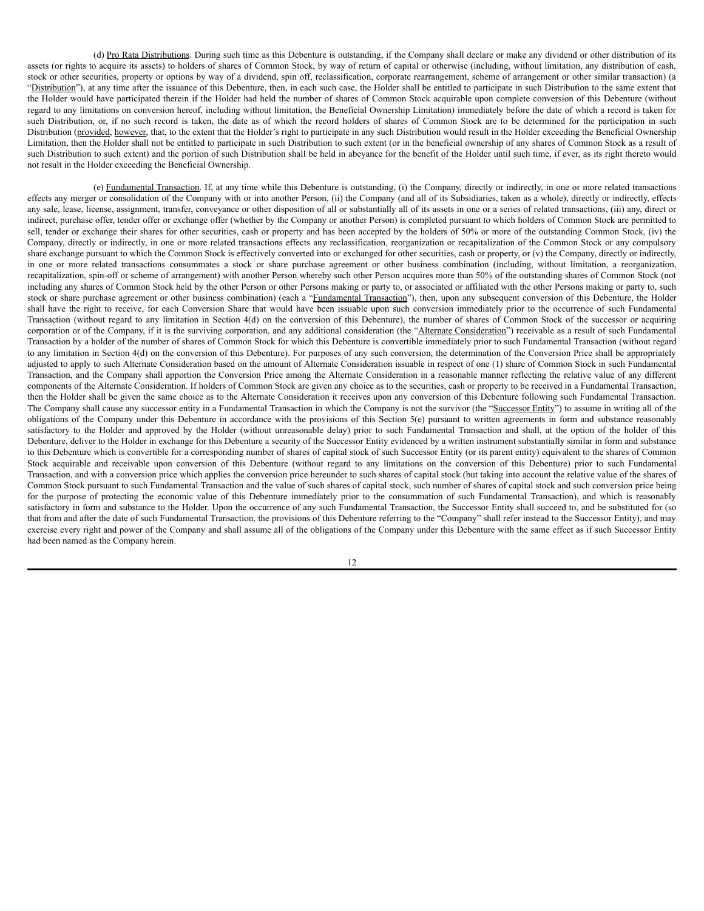(d) Pro Rata Distributions. During such time as this Debenture is outstanding, if the Company shall declare or make any dividend or other distribution of its assets (or rights to acquire its assets) to holders of shares of Common Stock, by way of return of capital or otherwise (including, without limitation, any distribution of cash, stock or other securities, property or options by way of a dividend, spin off, reclassification, corporate rearrangement, scheme of arrangement or other similar transaction) (a "Distribution"), at any time after the issuance of this Debenture, then, in each such case, the Holder shall be entitled to participate in such Distribution to the same extent that the Holder would have participated therein if the Holder had held the number of shares of Common Stock acquirable upon complete conversion of this Debenture (without regard to any limitations on conversion hereof, including without limitation, the Beneficial Ownership Limitation) immediately before the date of which a record is taken for such Distribution, or, if no such record is taken, the date as of which the record holders of shares of Common Stock are to be determined for the participation in such Distribution (provided, however, that, to the extent that the Holder's right to participate in any such Distribution would result in the Holder exceeding the Beneficial Ownership Limitation, then the Holder shall not be entitled to participate in such Distribution to such extent (or in the beneficial ownership of any shares of Common Stock as a result of such Distribution to such extent) and the portion of such Distribution shall be held in abeyance for the benefit of the Holder until such time, if ever, as its right thereto would not result in the Holder exceeding the Beneficial Ownership.

(e) Fundamental Transaction. If, at any time while this Debenture is outstanding, (i) the Company, directly or indirectly, in one or more related transactions effects any merger or consolidation of the Company with or into another Person, (ii) the Company (and all of its Subsidiaries, taken as a whole), directly or indirectly, effects any sale, lease, license, assignment, transfer, conveyance or other disposition of all or substantially all of its assets in one or a series of related transactions, (iii) any, direct or indirect, purchase offer, tender offer or exchange offer (whether by the Company or another Person) is completed pursuant to which holders of Common Stock are permitted to sell, tender or exchange their shares for other securities, cash or property and has been accepted by the holders of 50% or more of the outstanding Common Stock, (iv) the Company, directly or indirectly, in one or more related transactions effects any reclassification, reorganization or recapitalization of the Common Stock or any compulsory share exchange pursuant to which the Common Stock is effectively converted into or exchanged for other securities, cash or property, or (v) the Company, directly or indirectly, in one or more related transactions consummates a stock or share purchase agreement or other business combination (including, without limitation, a reorganization, recapitalization, spin-off or scheme of arrangement) with another Person whereby such other Person acquires more than 50% of the outstanding shares of Common Stock (not including any shares of Common Stock held by the other Person or other Persons making or party to, or associated or affiliated with the other Persons making or party to, such stock or share purchase agreement or other business combination) (each a "Fundamental Transaction"), then, upon any subsequent conversion of this Debenture, the Holder shall have the right to receive, for each Conversion Share that would have been issuable upon such conversion immediately prior to the occurrence of such Fundamental Transaction (without regard to any limitation in Section 4(d) on the conversion of this Debenture), the number of shares of Common Stock of the successor or acquiring corporation or of the Company, if it is the surviving corporation, and any additional consideration (the "Alternate Consideration") receivable as a result of such Fundamental Transaction by a holder of the number of shares of Common Stock for which this Debenture is convertible immediately prior to such Fundamental Transaction (without regard to any limitation in Section 4(d) on the conversion of this Debenture). For purposes of any such conversion, the determination of the Conversion Price shall be appropriately adjusted to apply to such Alternate Consideration based on the amount of Alternate Consideration issuable in respect of one (1) share of Common Stock in such Fundamental Transaction, and the Company shall apportion the Conversion Price among the Alternate Consideration in a reasonable manner reflecting the relative value of any different components of the Alternate Consideration. If holders of Common Stock are given any choice as to the securities, cash or property to be received in a Fundamental Transaction, then the Holder shall be given the same choice as to the Alternate Consideration it receives upon any conversion of this Debenture following such Fundamental Transaction. The Company shall cause any successor entity in a Fundamental Transaction in which the Company is not the survivor (the "Successor Entity") to assume in writing all of the obligations of the Company under this Debenture in accordance with the provisions of this Section 5(e) pursuant to written agreements in form and substance reasonably satisfactory to the Holder and approved by the Holder (without unreasonable delay) prior to such Fundamental Transaction and shall, at the option of the holder of this Debenture, deliver to the Holder in exchange for this Debenture a security of the Successor Entity evidenced by a written instrument substantially similar in form and substance to this Debenture which is convertible for a corresponding number of shares of capital stock of such Successor Entity (or its parent entity) equivalent to the shares of Common Stock acquirable and receivable upon conversion of this Debenture (without regard to any limitations on the conversion of this Debenture) prior to such Fundamental Transaction, and with a conversion price which applies the conversion price hereunder to such shares of capital stock (but taking into account the relative value of the shares of Common Stock pursuant to such Fundamental Transaction and the value of such shares of capital stock, such number of shares of capital stock and such conversion price being for the purpose of protecting the economic value of this Debenture immediately prior to the consummation of such Fundamental Transaction), and which is reasonably satisfactory in form and substance to the Holder. Upon the occurrence of any such Fundamental Transaction, the Successor Entity shall succeed to, and be substituted for (so that from and after the date of such Fundamental Transaction, the provisions of this Debenture referring to the "Company" shall refer instead to the Successor Entity), and may exercise every right and power of the Company and shall assume all of the obligations of the Company under this Debenture with the same effect as if such Successor Entity had been named as the Company herein.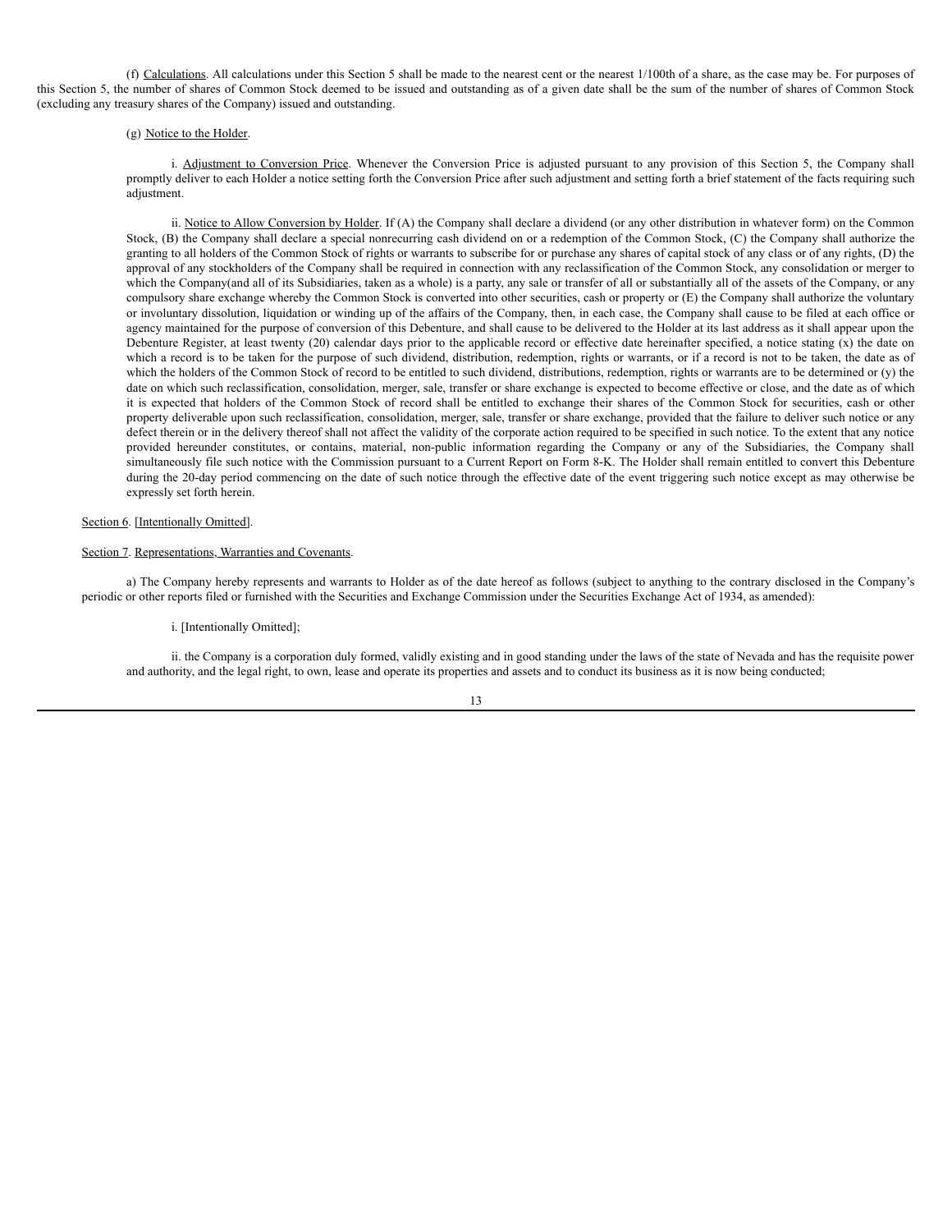(f) Calculations. All calculations under this Section 5 shall be made to the nearest cent or the nearest 1/100th of a share, as the case may be. For purposes of this Section 5, the number of shares of Common Stock deemed to be issued and outstanding as of a given date shall be the sum of the number of shares of Common Stock (excluding any treasury shares of the Company) issued and outstanding.

(g) Notice to the Holder.

i. Adjustment to Conversion Price. Whenever the Conversion Price is adjusted pursuant to any provision of this Section 5, the Company shall promptly deliver to each Holder a notice setting forth the Conversion Price after such adjustment and setting forth a brief statement of the facts requiring such adjustment.

ii. Notice to Allow Conversion by Holder. If (A) the Company shall declare a dividend (or any other distribution in whatever form) on the Common Stock, (B) the Company shall declare a special nonrecurring cash dividend on or a redemption of the Common Stock, (C) the Company shall authorize the granting to all holders of the Common Stock of rights or warrants to subscribe for or purchase any shares of capital stock of any class or of any rights, (D) the approval of any stockholders of the Company shall be required in connection with any reclassification of the Common Stock, any consolidation or merger to which the Company(and all of its Subsidiaries, taken as a whole) is a party, any sale or transfer of all or substantially all of the assets of the Company, or any compulsory share exchange whereby the Common Stock is converted into other securities, cash or property or (E) the Company shall authorize the voluntary or involuntary dissolution, liquidation or winding up of the affairs of the Company, then, in each case, the Company shall cause to be filed at each office or agency maintained for the purpose of conversion of this Debenture, and shall cause to be delivered to the Holder at its last address as it shall appear upon the Debenture Register, at least twenty (20) calendar days prior to the applicable record or effective date hereinafter specified, a notice stating (x) the date on which a record is to be taken for the purpose of such dividend, distribution, redemption, rights or warrants, or if a record is not to be taken, the date as of which the holders of the Common Stock of record to be entitled to such dividend, distributions, redemption, rights or warrants are to be determined or (y) the date on which such reclassification, consolidation, merger, sale, transfer or share exchange is expected to become effective or close, and the date as of which it is expected that holders of the Common Stock of record shall be entitled to exchange their shares of the Common Stock for securities, cash or other property deliverable upon such reclassification, consolidation, merger, sale, transfer or share exchange, provided that the failure to deliver such notice or any defect therein or in the delivery thereof shall not affect the validity of the corporate action required to be specified in such notice. To the extent that any notice provided hereunder constitutes, or contains, material, non-public information regarding the Company or any of the Subsidiaries, the Company shall simultaneously file such notice with the Commission pursuant to a Current Report on Form 8-K. The Holder shall remain entitled to convert this Debenture during the 20-day period commencing on the date of such notice through the effective date of the event triggering such notice except as may otherwise be expressly set forth herein.

Section 6. [Intentionally Omitted].

Section 7. Representations, Warranties and Covenants.

a) The Company hereby represents and warrants to Holder as of the date hereof as follows (subject to anything to the contrary disclosed in the Company's periodic or other reports filed or furnished with the Securities and Exchange Commission under the Securities Exchange Act of 1934, as amended):

i. [Intentionally Omitted];

ii. the Company is a corporation duly formed, validly existing and in good standing under the laws of the state of Nevada and has the requisite power and authority, and the legal right, to own, lease and operate its properties and assets and to conduct its business as it is now being conducted;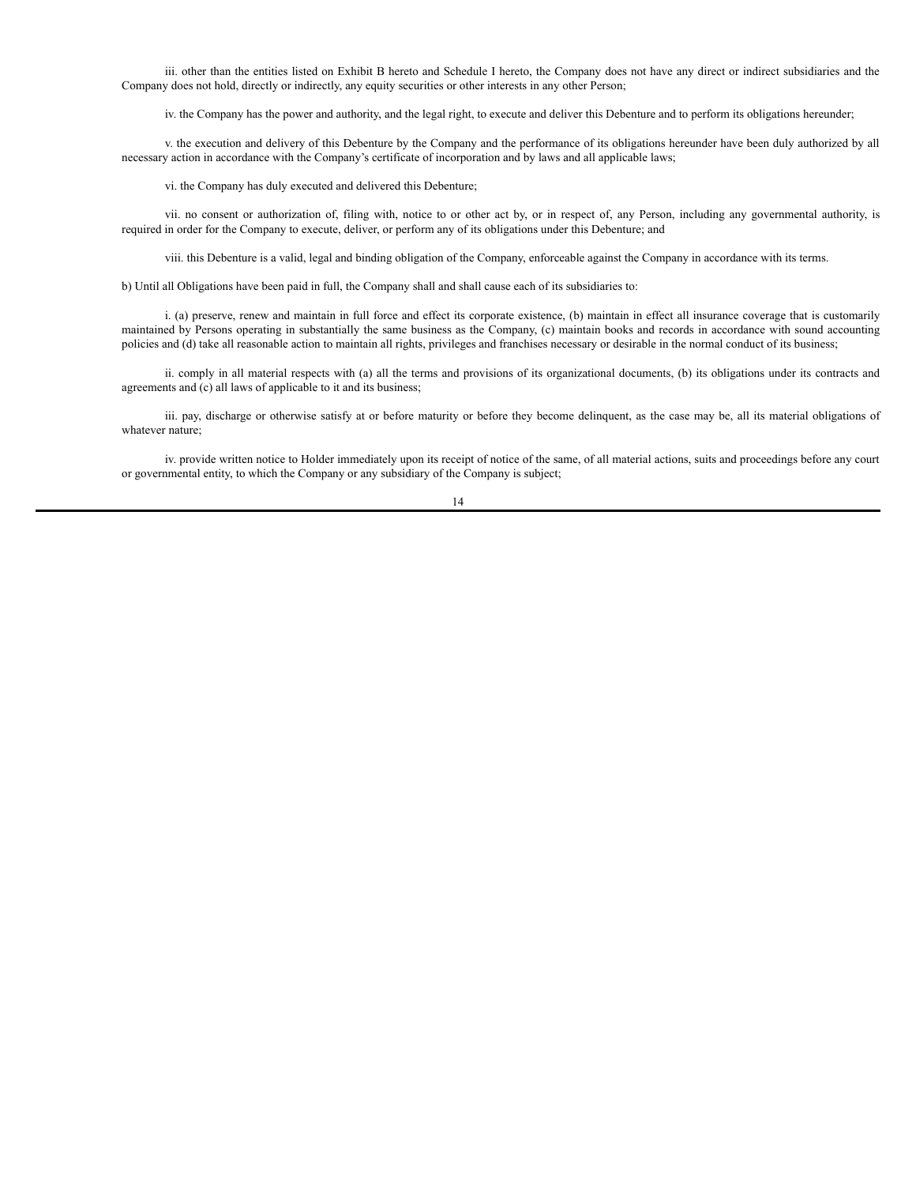iii. other than the entities listed on Exhibit B hereto and Schedule I hereto, the Company does not have any direct or indirect subsidiaries and the Company does not hold, directly or indirectly, any equity securities or other interests in any other Person;

iv. the Company has the power and authority, and the legal right, to execute and deliver this Debenture and to perform its obligations hereunder;

v. the execution and delivery of this Debenture by the Company and the performance of its obligations hereunder have been duly authorized by all necessary action in accordance with the Company's certificate of incorporation and by laws and all applicable laws;

vi. the Company has duly executed and delivered this Debenture;

vii. no consent or authorization of, filing with, notice to or other act by, or in respect of, any Person, including any governmental authority, is required in order for the Company to execute, deliver, or perform any of its obligations under this Debenture; and

viii. this Debenture is a valid, legal and binding obligation of the Company, enforceable against the Company in accordance with its terms.

b) Until all Obligations have been paid in full, the Company shall and shall cause each of its subsidiaries to:

i. (a) preserve, renew and maintain in full force and effect its corporate existence, (b) maintain in effect all insurance coverage that is customarily maintained by Persons operating in substantially the same business as the Company, (c) maintain books and records in accordance with sound accounting policies and (d) take all reasonable action to maintain all rights, privileges and franchises necessary or desirable in the normal conduct of its business;

ii. comply in all material respects with (a) all the terms and provisions of its organizational documents, (b) its obligations under its contracts and agreements and (c) all laws of applicable to it and its business;

iii. pay, discharge or otherwise satisfy at or before maturity or before they become delinquent, as the case may be, all its material obligations of whatever nature;

iv. provide written notice to Holder immediately upon its receipt of notice of the same, of all material actions, suits and proceedings before any court or governmental entity, to which the Company or any subsidiary of the Company is subject;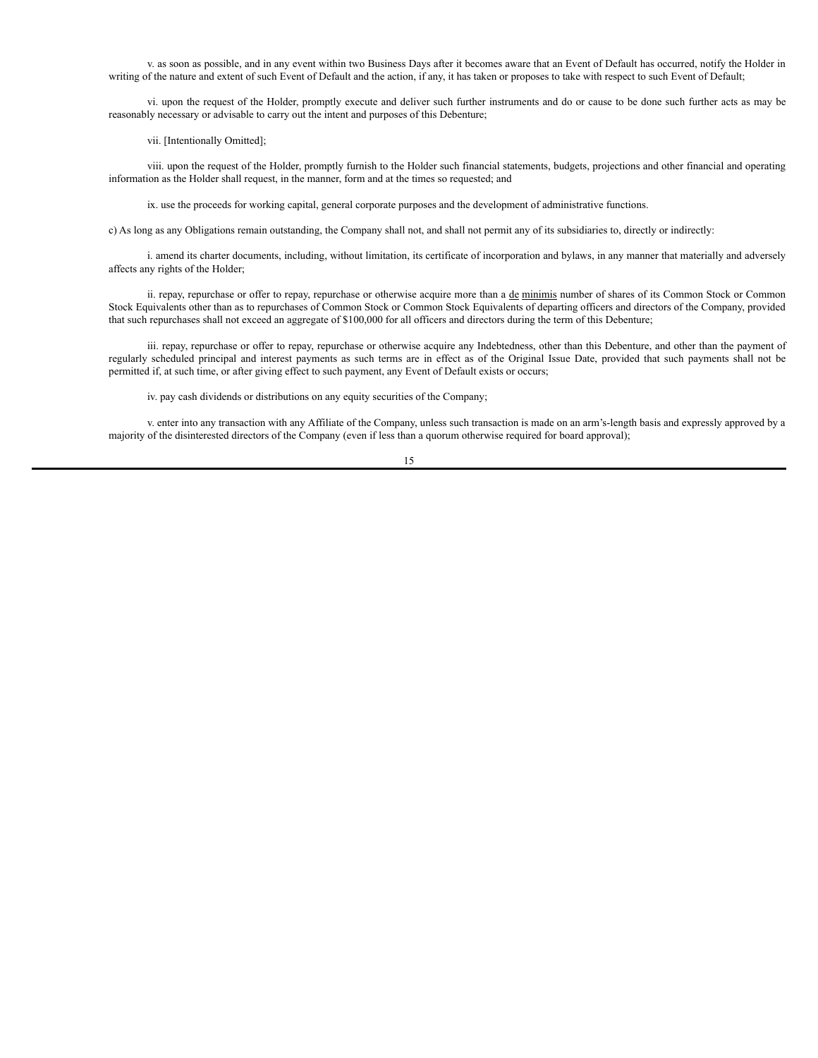v. as soon as possible, and in any event within two Business Days after it becomes aware that an Event of Default has occurred, notify the Holder in writing of the nature and extent of such Event of Default and the action, if any, it has taken or proposes to take with respect to such Event of Default;

vi. upon the request of the Holder, promptly execute and deliver such further instruments and do or cause to be done such further acts as may be reasonably necessary or advisable to carry out the intent and purposes of this Debenture;

vii. [Intentionally Omitted];

viii. upon the request of the Holder, promptly furnish to the Holder such financial statements, budgets, projections and other financial and operating information as the Holder shall request, in the manner, form and at the times so requested; and

ix. use the proceeds for working capital, general corporate purposes and the development of administrative functions.

c) As long as any Obligations remain outstanding, the Company shall not, and shall not permit any of its subsidiaries to, directly or indirectly:

i. amend its charter documents, including, without limitation, its certificate of incorporation and bylaws, in any manner that materially and adversely affects any rights of the Holder;

ii. repay, repurchase or offer to repay, repurchase or otherwise acquire more than a de minimis number of shares of its Common Stock or Common Stock Equivalents other than as to repurchases of Common Stock or Common Stock Equivalents of departing officers and directors of the Company, provided that such repurchases shall not exceed an aggregate of $100,000 for all officers and directors during the term of this Debenture;

iii. repay, repurchase or offer to repay, repurchase or otherwise acquire any Indebtedness, other than this Debenture, and other than the payment of regularly scheduled principal and interest payments as such terms are in effect as of the Original Issue Date, provided that such payments shall not be permitted if, at such time, or after giving effect to such payment, any Event of Default exists or occurs;

iv. pay cash dividends or distributions on any equity securities of the Company;

v. enter into any transaction with any Affiliate of the Company, unless such transaction is made on an arm's-length basis and expressly approved by a majority of the disinterested directors of the Company (even if less than a quorum otherwise required for board approval);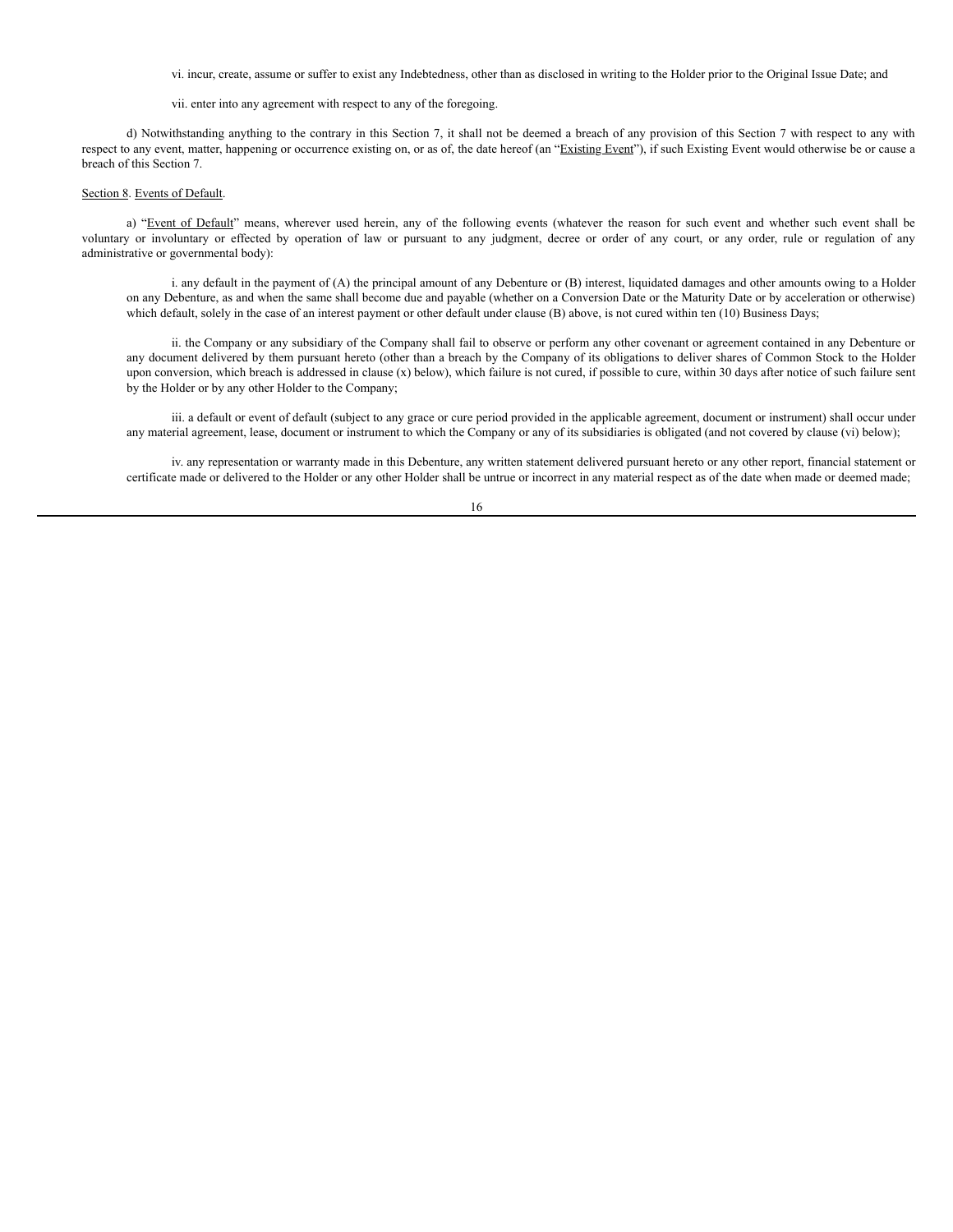vi. incur, create, assume or suffer to exist any Indebtedness, other than as disclosed in writing to the Holder prior to the Original Issue Date; and

vii. enter into any agreement with respect to any of the foregoing.

d) Notwithstanding anything to the contrary in this Section 7, it shall not be deemed a breach of any provision of this Section 7 with respect to any with respect to any event, matter, happening or occurrence existing on, or as of, the date hereof (an "Existing Event"), if such Existing Event would otherwise be or cause a breach of this Section 7.

Section 8. Events of Default.

a) "Event of Default" means, wherever used herein, any of the following events (whatever the reason for such event and whether such event shall be voluntary or involuntary or effected by operation of law or pursuant to any judgment, decree or order of any court, or any order, rule or regulation of any administrative or governmental body):

i. any default in the payment of (A) the principal amount of any Debenture or (B) interest, liquidated damages and other amounts owing to a Holder on any Debenture, as and when the same shall become due and payable (whether on a Conversion Date or the Maturity Date or by acceleration or otherwise) which default, solely in the case of an interest payment or other default under clause (B) above, is not cured within ten (10) Business Days;

ii. the Company or any subsidiary of the Company shall fail to observe or perform any other covenant or agreement contained in any Debenture or any document delivered by them pursuant hereto (other than a breach by the Company of its obligations to deliver shares of Common Stock to the Holder upon conversion, which breach is addressed in clause (x) below), which failure is not cured, if possible to cure, within 30 days after notice of such failure sent by the Holder or by any other Holder to the Company;

iii. a default or event of default (subject to any grace or cure period provided in the applicable agreement, document or instrument) shall occur under any material agreement, lease, document or instrument to which the Company or any of its subsidiaries is obligated (and not covered by clause (vi) below);

iv. any representation or warranty made in this Debenture, any written statement delivered pursuant hereto or any other report, financial statement or certificate made or delivered to the Holder or any other Holder shall be untrue or incorrect in any material respect as of the date when made or deemed made;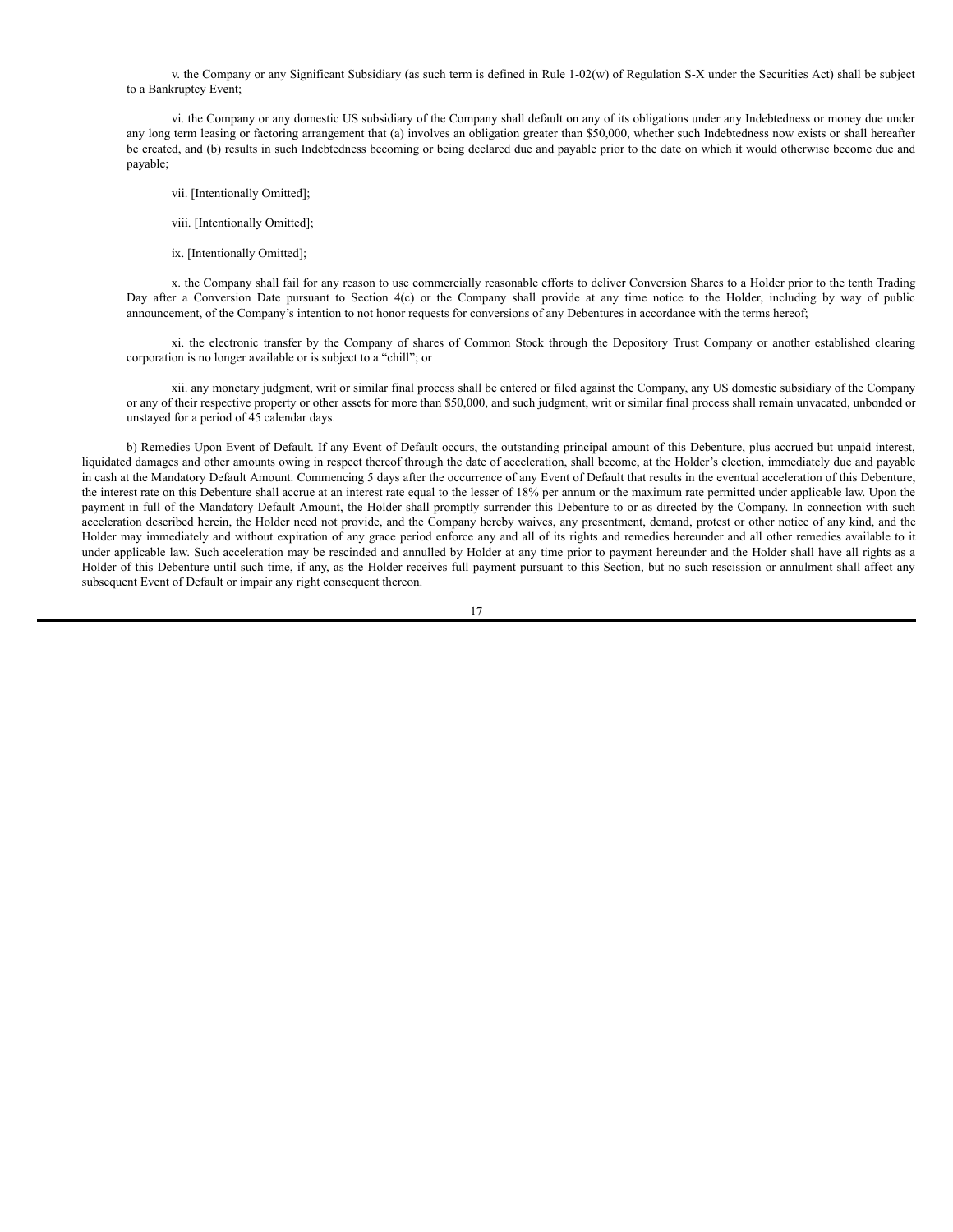v. the Company or any Significant Subsidiary (as such term is defined in Rule 1-02(w) of Regulation S-X under the Securities Act) shall be subject to a Bankruptcy Event;

vi. the Company or any domestic US subsidiary of the Company shall default on any of its obligations under any Indebtedness or money due under any long term leasing or factoring arrangement that (a) involves an obligation greater than $50,000, whether such Indebtedness now exists or shall hereafter be created, and (b) results in such Indebtedness becoming or being declared due and payable prior to the date on which it would otherwise become due and payable;

vii. [Intentionally Omitted];

viii. [Intentionally Omitted];

ix. [Intentionally Omitted];

x. the Company shall fail for any reason to use commercially reasonable efforts to deliver Conversion Shares to a Holder prior to the tenth Trading Day after a Conversion Date pursuant to Section 4(c) or the Company shall provide at any time notice to the Holder, including by way of public announcement, of the Company's intention to not honor requests for conversions of any Debentures in accordance with the terms hereof;

xi. the electronic transfer by the Company of shares of Common Stock through the Depository Trust Company or another established clearing corporation is no longer available or is subject to a "chill"; or

xii. any monetary judgment, writ or similar final process shall be entered or filed against the Company, any US domestic subsidiary of the Company or any of their respective property or other assets for more than $50,000, and such judgment, writ or similar final process shall remain unvacated, unbonded or unstayed for a period of 45 calendar days.

b) Remedies Upon Event of Default. If any Event of Default occurs, the outstanding principal amount of this Debenture, plus accrued but unpaid interest, liquidated damages and other amounts owing in respect thereof through the date of acceleration, shall become, at the Holder's election, immediately due and payable in cash at the Mandatory Default Amount. Commencing 5 days after the occurrence of any Event of Default that results in the eventual acceleration of this Debenture, the interest rate on this Debenture shall accrue at an interest rate equal to the lesser of 18% per annum or the maximum rate permitted under applicable law. Upon the payment in full of the Mandatory Default Amount, the Holder shall promptly surrender this Debenture to or as directed by the Company. In connection with such acceleration described herein, the Holder need not provide, and the Company hereby waives, any presentment, demand, protest or other notice of any kind, and the Holder may immediately and without expiration of any grace period enforce any and all of its rights and remedies hereunder and all other remedies available to it under applicable law. Such acceleration may be rescinded and annulled by Holder at any time prior to payment hereunder and the Holder shall have all rights as a Holder of this Debenture until such time, if any, as the Holder receives full payment pursuant to this Section, but no such rescission or annulment shall affect any subsequent Event of Default or impair any right consequent thereon.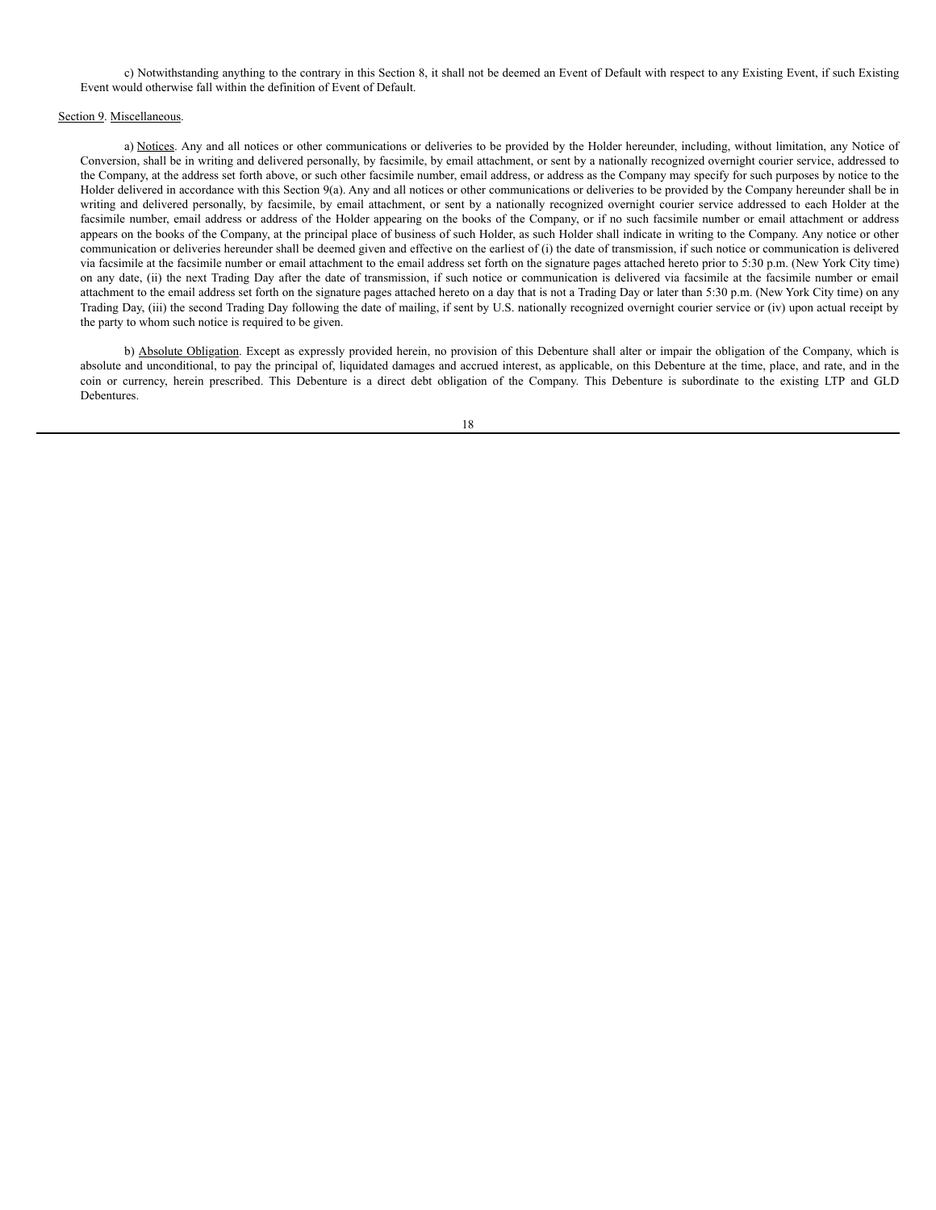c) Notwithstanding anything to the contrary in this Section 8, it shall not be deemed an Event of Default with respect to any Existing Event, if such Existing Event would otherwise fall within the definition of Event of Default.

Section 9. Miscellaneous.

a) Notices. Any and all notices or other communications or deliveries to be provided by the Holder hereunder, including, without limitation, any Notice of Conversion, shall be in writing and delivered personally, by facsimile, by email attachment, or sent by a nationally recognized overnight courier service, addressed to the Company, at the address set forth above, or such other facsimile number, email address, or address as the Company may specify for such purposes by notice to the Holder delivered in accordance with this Section 9(a). Any and all notices or other communications or deliveries to be provided by the Company hereunder shall be in writing and delivered personally, by facsimile, by email attachment, or sent by a nationally recognized overnight courier service addressed to each Holder at the facsimile number, email address or address of the Holder appearing on the books of the Company, or if no such facsimile number or email attachment or address appears on the books of the Company, at the principal place of business of such Holder, as such Holder shall indicate in writing to the Company. Any notice or other communication or deliveries hereunder shall be deemed given and effective on the earliest of (i) the date of transmission, if such notice or communication is delivered via facsimile at the facsimile number or email attachment to the email address set forth on the signature pages attached hereto prior to 5:30 p.m. (New York City time) on any date, (ii) the next Trading Day after the date of transmission, if such notice or communication is delivered via facsimile at the facsimile number or email attachment to the email address set forth on the signature pages attached hereto on a day that is not a Trading Day or later than 5:30 p.m. (New York City time) on any Trading Day, (iii) the second Trading Day following the date of mailing, if sent by U.S. nationally recognized overnight courier service or (iv) upon actual receipt by the party to whom such notice is required to be given.

b) Absolute Obligation. Except as expressly provided herein, no provision of this Debenture shall alter or impair the obligation of the Company, which is absolute and unconditional, to pay the principal of, liquidated damages and accrued interest, as applicable, on this Debenture at the time, place, and rate, and in the coin or currency, herein prescribed. This Debenture is a direct debt obligation of the Company. This Debenture is subordinate to the existing LTP and GLD Debentures.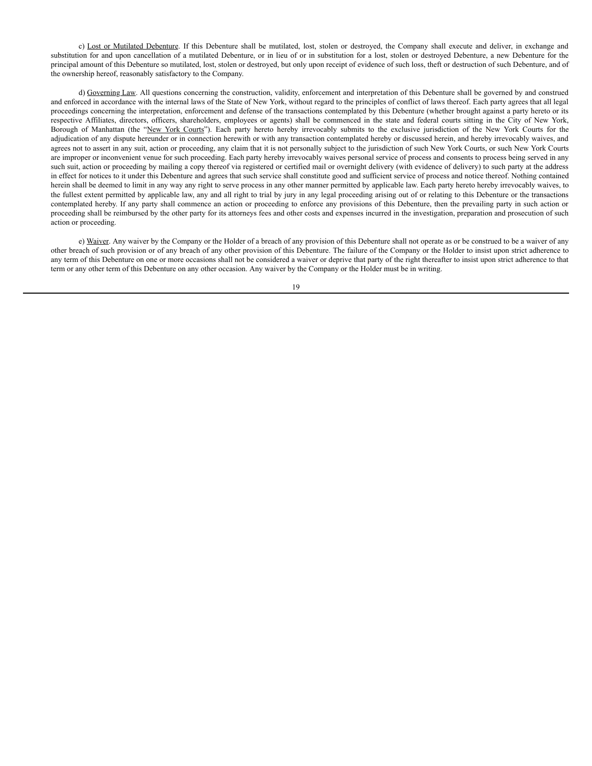c) Lost or Mutilated Debenture. If this Debenture shall be mutilated, lost, stolen or destroyed, the Company shall execute and deliver, in exchange and substitution for and upon cancellation of a mutilated Debenture, or in lieu of or in substitution for a lost, stolen or destroyed Debenture, a new Debenture for the principal amount of this Debenture so mutilated, lost, stolen or destroyed, but only upon receipt of evidence of such loss, theft or destruction of such Debenture, and of the ownership hereof, reasonably satisfactory to the Company.

d) Governing Law. All questions concerning the construction, validity, enforcement and interpretation of this Debenture shall be governed by and construed and enforced in accordance with the internal laws of the State of New York, without regard to the principles of conflict of laws thereof. Each party agrees that all legal proceedings concerning the interpretation, enforcement and defense of the transactions contemplated by this Debenture (whether brought against a party hereto or its respective Affiliates, directors, officers, shareholders, employees or agents) shall be commenced in the state and federal courts sitting in the City of New York, Borough of Manhattan (the "New York Courts"). Each party hereto hereby irrevocably submits to the exclusive jurisdiction of the New York Courts for the adjudication of any dispute hereunder or in connection herewith or with any transaction contemplated hereby or discussed herein, and hereby irrevocably waives, and agrees not to assert in any suit, action or proceeding, any claim that it is not personally subject to the jurisdiction of such New York Courts, or such New York Courts are improper or inconvenient venue for such proceeding. Each party hereby irrevocably waives personal service of process and consents to process being served in any such suit, action or proceeding by mailing a copy thereof via registered or certified mail or overnight delivery (with evidence of delivery) to such party at the address in effect for notices to it under this Debenture and agrees that such service shall constitute good and sufficient service of process and notice thereof. Nothing contained herein shall be deemed to limit in any way any right to serve process in any other manner permitted by applicable law. Each party hereto hereby irrevocably waives, to the fullest extent permitted by applicable law, any and all right to trial by jury in any legal proceeding arising out of or relating to this Debenture or the transactions contemplated hereby. If any party shall commence an action or proceeding to enforce any provisions of this Debenture, then the prevailing party in such action or proceeding shall be reimbursed by the other party for its attorneys fees and other costs and expenses incurred in the investigation, preparation and prosecution of such action or proceeding.

e) Waiver. Any waiver by the Company or the Holder of a breach of any provision of this Debenture shall not operate as or be construed to be a waiver of any other breach of such provision or of any breach of any other provision of this Debenture. The failure of the Company or the Holder to insist upon strict adherence to any term of this Debenture on one or more occasions shall not be considered a waiver or deprive that party of the right thereafter to insist upon strict adherence to that term or any other term of this Debenture on any other occasion. Any waiver by the Company or the Holder must be in writing.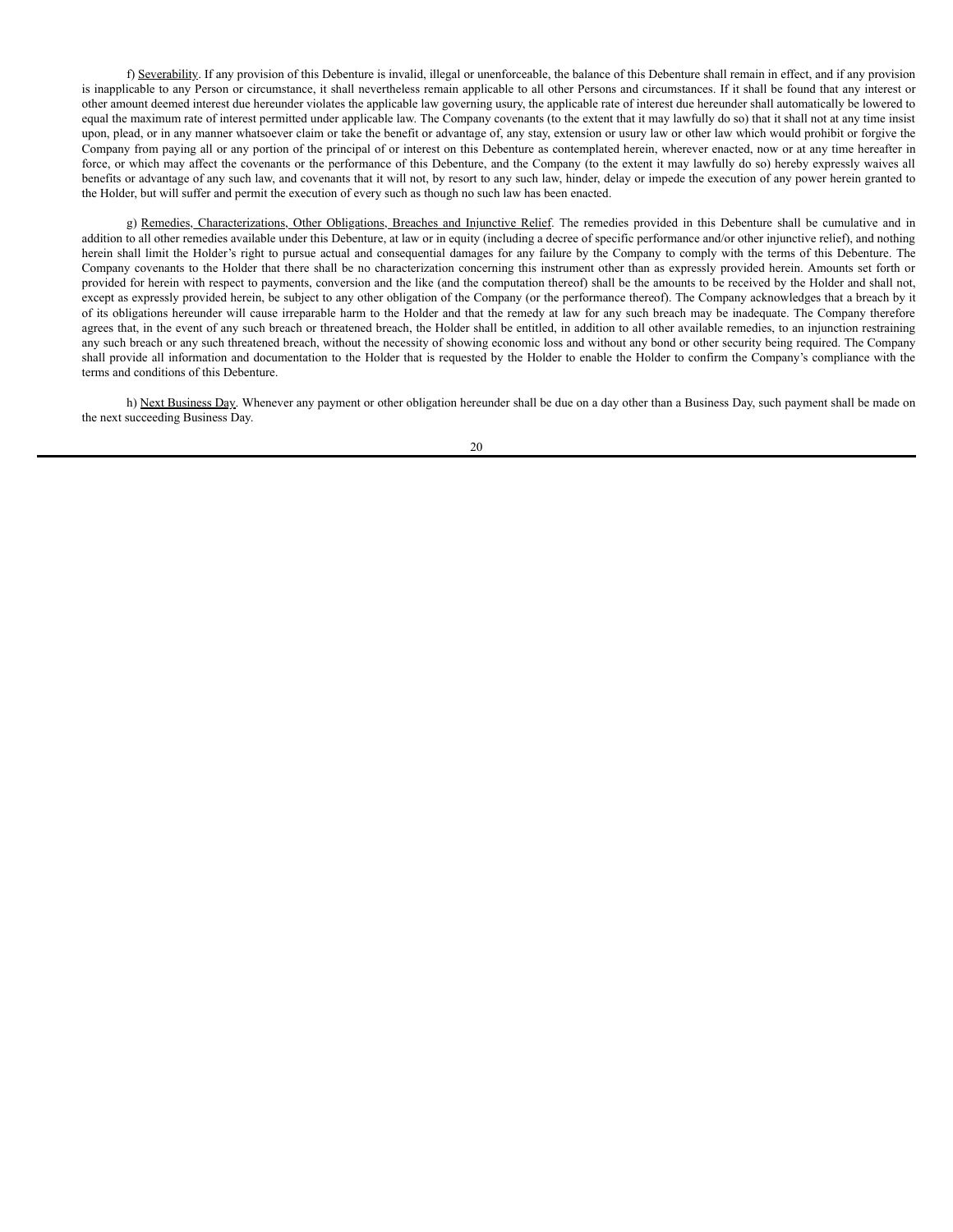f) Severability. If any provision of this Debenture is invalid, illegal or unenforceable, the balance of this Debenture shall remain in effect, and if any provision is inapplicable to any Person or circumstance, it shall nevertheless remain applicable to all other Persons and circumstances. If it shall be found that any interest or other amount deemed interest due hereunder violates the applicable law governing usury, the applicable rate of interest due hereunder shall automatically be lowered to equal the maximum rate of interest permitted under applicable law. The Company covenants (to the extent that it may lawfully do so) that it shall not at any time insist upon, plead, or in any manner whatsoever claim or take the benefit or advantage of, any stay, extension or usury law or other law which would prohibit or forgive the Company from paying all or any portion of the principal of or interest on this Debenture as contemplated herein, wherever enacted, now or at any time hereafter in force, or which may affect the covenants or the performance of this Debenture, and the Company (to the extent it may lawfully do so) hereby expressly waives all benefits or advantage of any such law, and covenants that it will not, by resort to any such law, hinder, delay or impede the execution of any power herein granted to the Holder, but will suffer and permit the execution of every such as though no such law has been enacted.

g) Remedies, Characterizations, Other Obligations, Breaches and Injunctive Relief. The remedies provided in this Debenture shall be cumulative and in addition to all other remedies available under this Debenture, at law or in equity (including a decree of specific performance and/or other injunctive relief), and nothing herein shall limit the Holder's right to pursue actual and consequential damages for any failure by the Company to comply with the terms of this Debenture. The Company covenants to the Holder that there shall be no characterization concerning this instrument other than as expressly provided herein. Amounts set forth or provided for herein with respect to payments, conversion and the like (and the computation thereof) shall be the amounts to be received by the Holder and shall not, except as expressly provided herein, be subject to any other obligation of the Company (or the performance thereof). The Company acknowledges that a breach by it of its obligations hereunder will cause irreparable harm to the Holder and that the remedy at law for any such breach may be inadequate. The Company therefore agrees that, in the event of any such breach or threatened breach, the Holder shall be entitled, in addition to all other available remedies, to an injunction restraining any such breach or any such threatened breach, without the necessity of showing economic loss and without any bond or other security being required. The Company shall provide all information and documentation to the Holder that is requested by the Holder to enable the Holder to confirm the Company's compliance with the terms and conditions of this Debenture.

h) Next Business Day. Whenever any payment or other obligation hereunder shall be due on a day other than a Business Day, such payment shall be made on the next succeeding Business Day.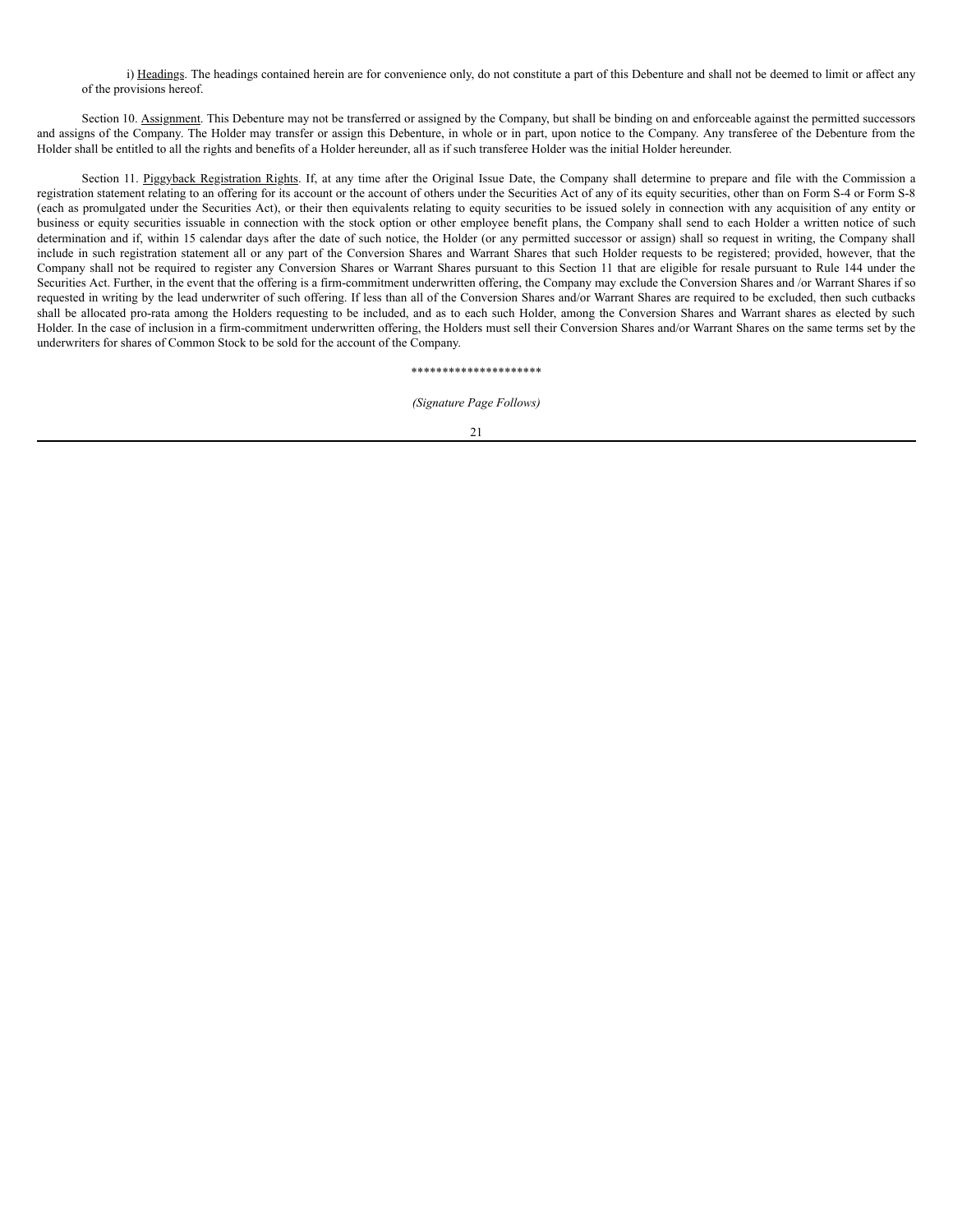i) Headings. The headings contained herein are for convenience only, do not constitute a part of this Debenture and shall not be deemed to limit or affect any of the provisions hereof.

Section 10. Assignment. This Debenture may not be transferred or assigned by the Company, but shall be binding on and enforceable against the permitted successors and assigns of the Company. The Holder may transfer or assign this Debenture, in whole or in part, upon notice to the Company. Any transferee of the Debenture from the Holder shall be entitled to all the rights and benefits of a Holder hereunder, all as if such transferee Holder was the initial Holder hereunder.

Section 11. Piggyback Registration Rights. If, at any time after the Original Issue Date, the Company shall determine to prepare and file with the Commission a registration statement relating to an offering for its account or the account of others under the Securities Act of any of its equity securities, other than on Form S-4 or Form S-8 (each as promulgated under the Securities Act), or their then equivalents relating to equity securities to be issued solely in connection with any acquisition of any entity or business or equity securities issuable in connection with the stock option or other employee benefit plans, the Company shall send to each Holder a written notice of such determination and if, within 15 calendar days after the date of such notice, the Holder (or any permitted successor or assign) shall so request in writing, the Company shall include in such registration statement all or any part of the Conversion Shares and Warrant Shares that such Holder requests to be registered; provided, however, that the Company shall not be required to register any Conversion Shares or Warrant Shares pursuant to this Section 11 that are eligible for resale pursuant to Rule 144 under the Securities Act. Further, in the event that the offering is a firm-commitment underwritten offering, the Company may exclude the Conversion Shares and /or Warrant Shares if so requested in writing by the lead underwriter of such offering. If less than all of the Conversion Shares and/or Warrant Shares are required to be excluded, then such cutbacks shall be allocated pro-rata among the Holders requesting to be included, and as to each such Holder, among the Conversion Shares and Warrant shares as elected by such Holder. In the case of inclusion in a firm-commitment underwritten offering, the Holders must sell their Conversion Shares and/or Warrant Shares on the same terms set by the underwriters for shares of Common Stock to be sold for the account of the Company.

*********************

*(Signature Page Follows)*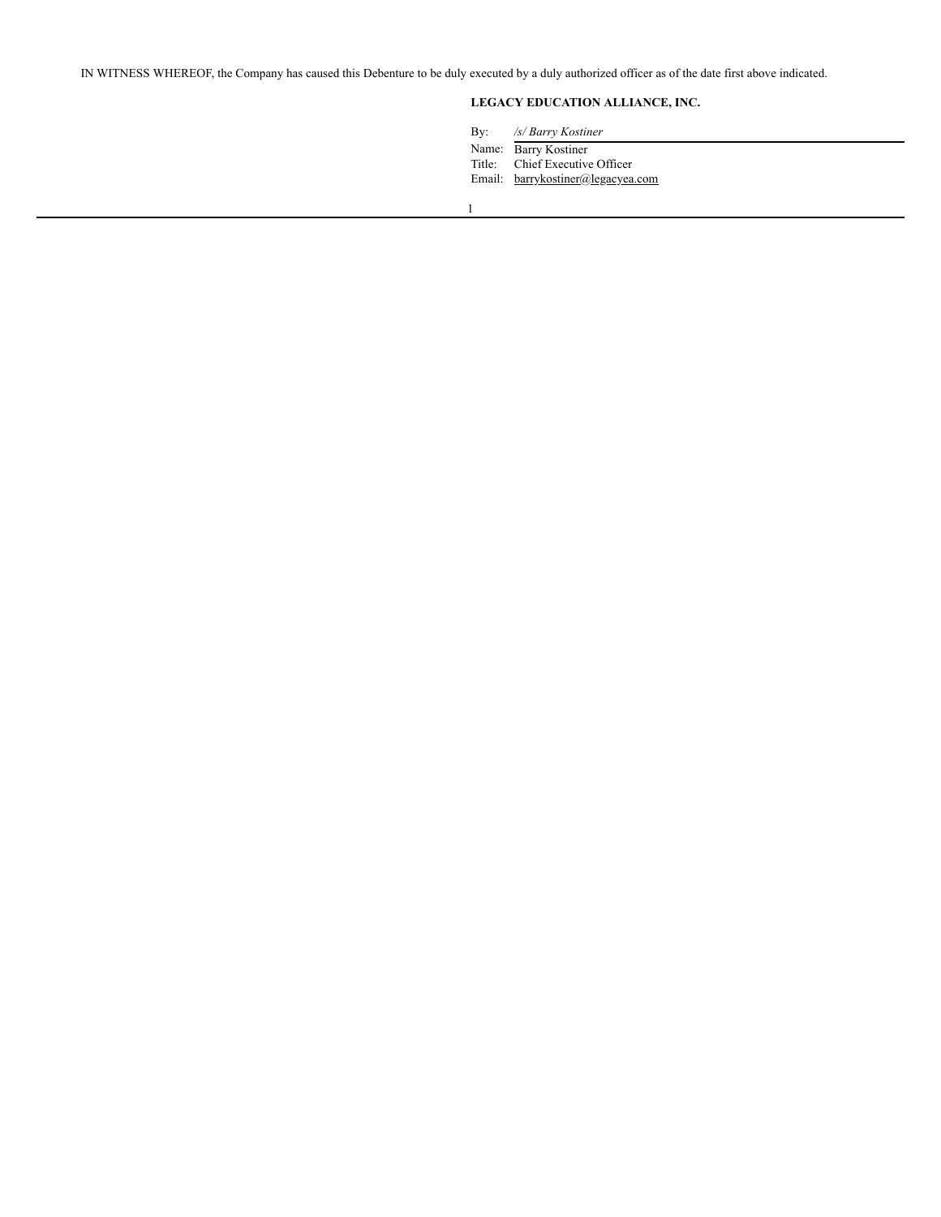IN WITNESS WHEREOF, the Company has caused this Debenture to be duly executed by a duly authorized officer as of the date first above indicated.

**LEGACY EDUCATION ALLIANCE, INC.**

By: */s/ Barry Kostiner*
Name: Barry Kostiner
Title: Chief Executive Officer
Email: barrykostiner@legacyea.com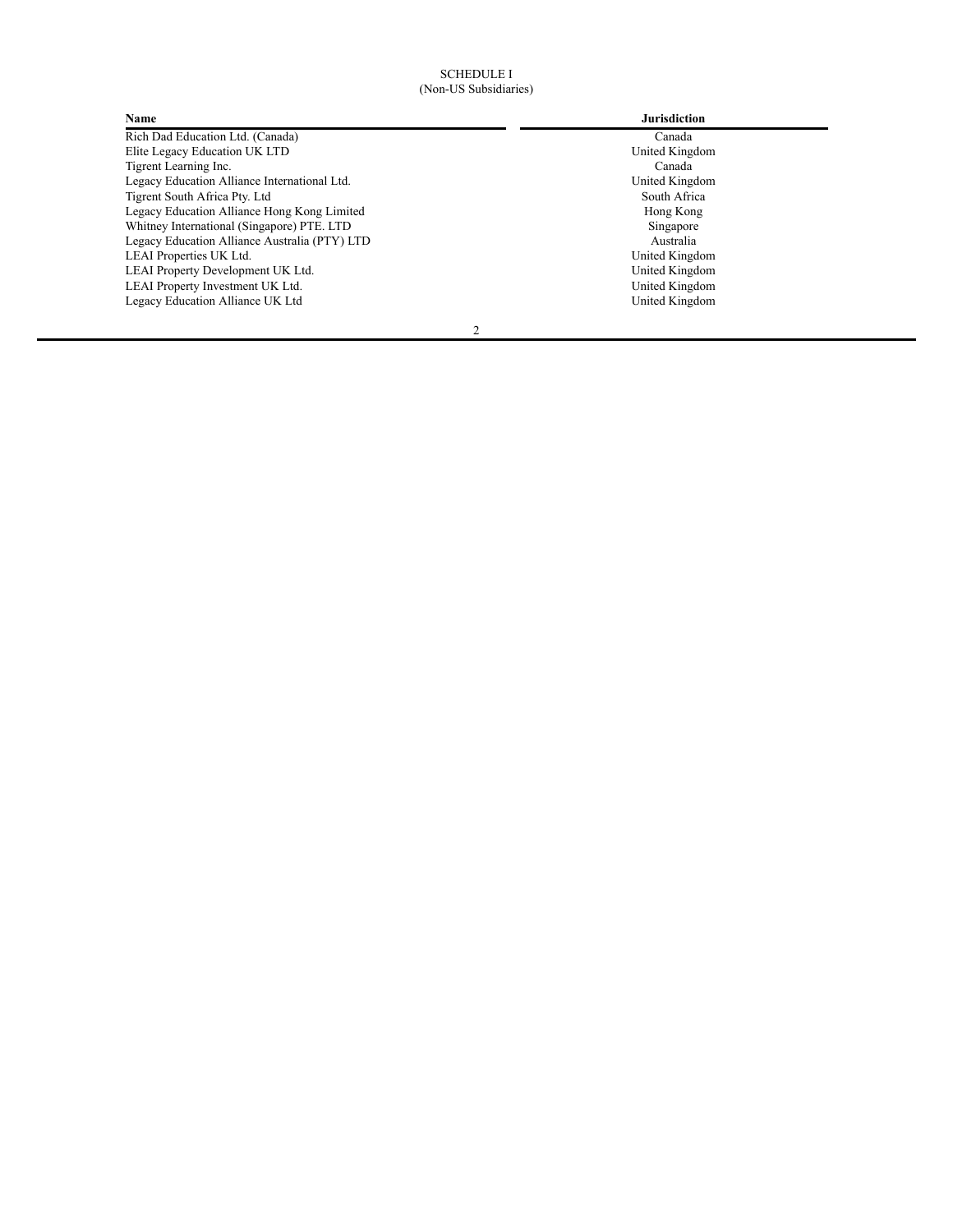SCHEDULE I
(Non-US Subsidiaries)

| Name | Jurisdiction |
|---|---|
| Rich Dad Education Ltd. (Canada) | Canada |
| Elite Legacy Education UK LTD | United Kingdom |
| Tigrent Learning Inc. | Canada |
| Legacy Education Alliance International Ltd. | United Kingdom |
| Tigrent South Africa Pty. Ltd | South Africa |
| Legacy Education Alliance Hong Kong Limited | Hong Kong |
| Whitney International (Singapore) PTE. LTD | Singapore |
| Legacy Education Alliance Australia (PTY) LTD | Australia |
| LEAI Properties UK Ltd. | United Kingdom |
| LEAI Property Development UK Ltd. | United Kingdom |
| LEAI Property Investment UK Ltd. | United Kingdom |
| Legacy Education Alliance UK Ltd | United Kingdom |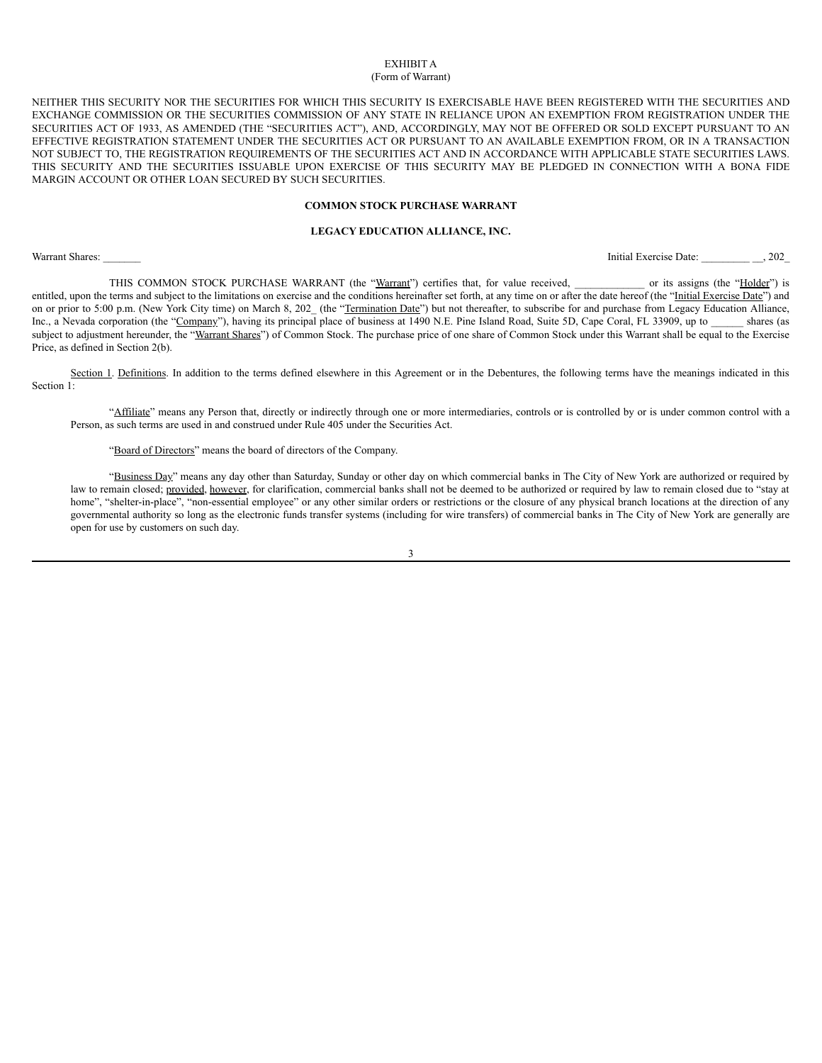EXHIBIT A
(Form of Warrant)

NEITHER THIS SECURITY NOR THE SECURITIES FOR WHICH THIS SECURITY IS EXERCISABLE HAVE BEEN REGISTERED WITH THE SECURITIES AND EXCHANGE COMMISSION OR THE SECURITIES COMMISSION OF ANY STATE IN RELIANCE UPON AN EXEMPTION FROM REGISTRATION UNDER THE SECURITIES ACT OF 1933, AS AMENDED (THE "SECURITIES ACT"), AND, ACCORDINGLY, MAY NOT BE OFFERED OR SOLD EXCEPT PURSUANT TO AN EFFECTIVE REGISTRATION STATEMENT UNDER THE SECURITIES ACT OR PURSUANT TO AN AVAILABLE EXEMPTION FROM, OR IN A TRANSACTION NOT SUBJECT TO, THE REGISTRATION REQUIREMENTS OF THE SECURITIES ACT AND IN ACCORDANCE WITH APPLICABLE STATE SECURITIES LAWS. THIS SECURITY AND THE SECURITIES ISSUABLE UPON EXERCISE OF THIS SECURITY MAY BE PLEDGED IN CONNECTION WITH A BONA FIDE MARGIN ACCOUNT OR OTHER LOAN SECURED BY SUCH SECURITIES.

**COMMON STOCK PURCHASE WARRANT**

**LEGACY EDUCATION ALLIANCE, INC.**

Warrant Shares: _______ Initial Exercise Date: _________ __, 202_

THIS COMMON STOCK PURCHASE WARRANT (the "Warrant") certifies that, for value received, _____________ or its assigns (the "Holder") is entitled, upon the terms and subject to the limitations on exercise and the conditions hereinafter set forth, at any time on or after the date hereof (the "Initial Exercise Date") and on or prior to 5:00 p.m. (New York City time) on March 8, 202_ (the "Termination Date") but not thereafter, to subscribe for and purchase from Legacy Education Alliance, Inc., a Nevada corporation (the "Company"), having its principal place of business at 1490 N.E. Pine Island Road, Suite 5D, Cape Coral, FL 33909, up to ______ shares (as subject to adjustment hereunder, the "Warrant Shares") of Common Stock. The purchase price of one share of Common Stock under this Warrant shall be equal to the Exercise Price, as defined in Section 2(b).

Section 1. Definitions. In addition to the terms defined elsewhere in this Agreement or in the Debentures, the following terms have the meanings indicated in this Section 1:

"Affiliate" means any Person that, directly or indirectly through one or more intermediaries, controls or is controlled by or is under common control with a Person, as such terms are used in and construed under Rule 405 under the Securities Act.

"Board of Directors" means the board of directors of the Company.

"Business Day" means any day other than Saturday, Sunday or other day on which commercial banks in The City of New York are authorized or required by law to remain closed; provided, however, for clarification, commercial banks shall not be deemed to be authorized or required by law to remain closed due to "stay at home", "shelter-in-place", "non-essential employee" or any other similar orders or restrictions or the closure of any physical branch locations at the direction of any governmental authority so long as the electronic funds transfer systems (including for wire transfers) of commercial banks in The City of New York are generally are open for use by customers on such day.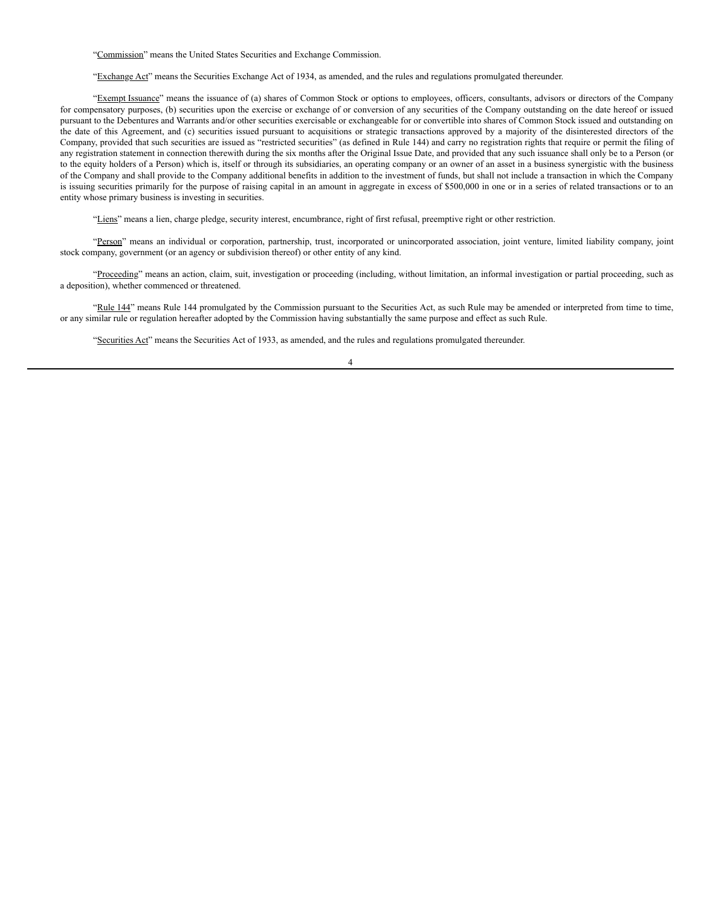"Commission" means the United States Securities and Exchange Commission.

"Exchange Act" means the Securities Exchange Act of 1934, as amended, and the rules and regulations promulgated thereunder.

"Exempt Issuance" means the issuance of (a) shares of Common Stock or options to employees, officers, consultants, advisors or directors of the Company for compensatory purposes, (b) securities upon the exercise or exchange of or conversion of any securities of the Company outstanding on the date hereof or issued pursuant to the Debentures and Warrants and/or other securities exercisable or exchangeable for or convertible into shares of Common Stock issued and outstanding on the date of this Agreement, and (c) securities issued pursuant to acquisitions or strategic transactions approved by a majority of the disinterested directors of the Company, provided that such securities are issued as "restricted securities" (as defined in Rule 144) and carry no registration rights that require or permit the filing of any registration statement in connection therewith during the six months after the Original Issue Date, and provided that any such issuance shall only be to a Person (or to the equity holders of a Person) which is, itself or through its subsidiaries, an operating company or an owner of an asset in a business synergistic with the business of the Company and shall provide to the Company additional benefits in addition to the investment of funds, but shall not include a transaction in which the Company is issuing securities primarily for the purpose of raising capital in an amount in aggregate in excess of $500,000 in one or in a series of related transactions or to an entity whose primary business is investing in securities.

"Liens" means a lien, charge pledge, security interest, encumbrance, right of first refusal, preemptive right or other restriction.

"Person" means an individual or corporation, partnership, trust, incorporated or unincorporated association, joint venture, limited liability company, joint stock company, government (or an agency or subdivision thereof) or other entity of any kind.

"Proceeding" means an action, claim, suit, investigation or proceeding (including, without limitation, an informal investigation or partial proceeding, such as a deposition), whether commenced or threatened.

"Rule 144" means Rule 144 promulgated by the Commission pursuant to the Securities Act, as such Rule may be amended or interpreted from time to time, or any similar rule or regulation hereafter adopted by the Commission having substantially the same purpose and effect as such Rule.

"Securities Act" means the Securities Act of 1933, as amended, and the rules and regulations promulgated thereunder.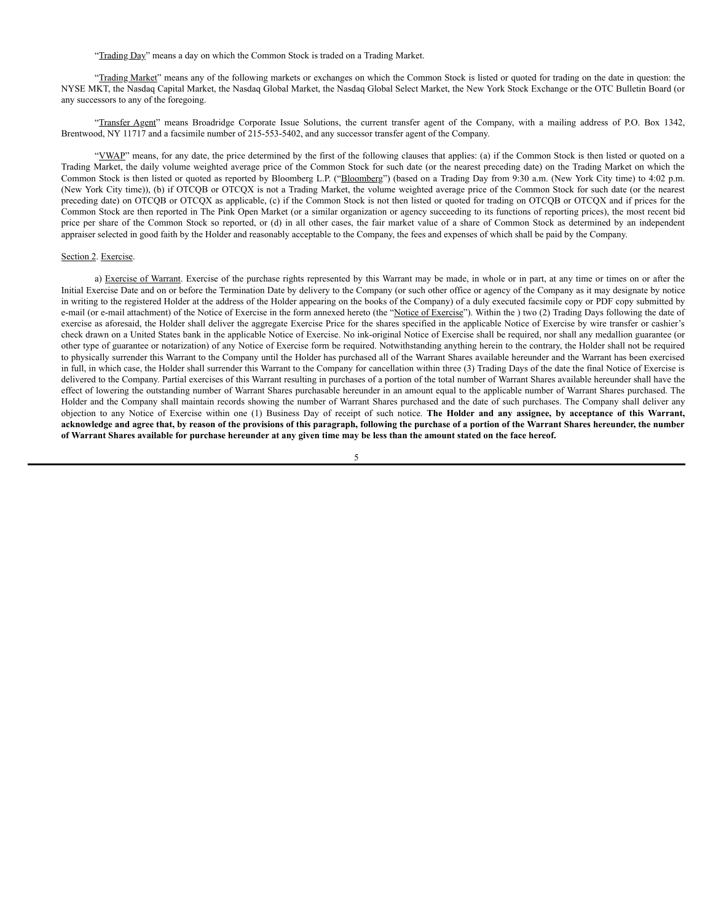"Trading Day" means a day on which the Common Stock is traded on a Trading Market.

"Trading Market" means any of the following markets or exchanges on which the Common Stock is listed or quoted for trading on the date in question: the NYSE MKT, the Nasdaq Capital Market, the Nasdaq Global Market, the Nasdaq Global Select Market, the New York Stock Exchange or the OTC Bulletin Board (or any successors to any of the foregoing.

"Transfer Agent" means Broadridge Corporate Issue Solutions, the current transfer agent of the Company, with a mailing address of P.O. Box 1342, Brentwood, NY 11717 and a facsimile number of 215-553-5402, and any successor transfer agent of the Company.

"VWAP" means, for any date, the price determined by the first of the following clauses that applies: (a) if the Common Stock is then listed or quoted on a Trading Market, the daily volume weighted average price of the Common Stock for such date (or the nearest preceding date) on the Trading Market on which the Common Stock is then listed or quoted as reported by Bloomberg L.P. ("Bloomberg") (based on a Trading Day from 9:30 a.m. (New York City time) to 4:02 p.m. (New York City time)), (b) if OTCQB or OTCQX is not a Trading Market, the volume weighted average price of the Common Stock for such date (or the nearest preceding date) on OTCQB or OTCQX as applicable, (c) if the Common Stock is not then listed or quoted for trading on OTCQB or OTCQX and if prices for the Common Stock are then reported in The Pink Open Market (or a similar organization or agency succeeding to its functions of reporting prices), the most recent bid price per share of the Common Stock so reported, or (d) in all other cases, the fair market value of a share of Common Stock as determined by an independent appraiser selected in good faith by the Holder and reasonably acceptable to the Company, the fees and expenses of which shall be paid by the Company.

Section 2. Exercise.

a) Exercise of Warrant. Exercise of the purchase rights represented by this Warrant may be made, in whole or in part, at any time or times on or after the Initial Exercise Date and on or before the Termination Date by delivery to the Company (or such other office or agency of the Company as it may designate by notice in writing to the registered Holder at the address of the Holder appearing on the books of the Company) of a duly executed facsimile copy or PDF copy submitted by e-mail (or e-mail attachment) of the Notice of Exercise in the form annexed hereto (the "Notice of Exercise"). Within the ) two (2) Trading Days following the date of exercise as aforesaid, the Holder shall deliver the aggregate Exercise Price for the shares specified in the applicable Notice of Exercise by wire transfer or cashier's check drawn on a United States bank in the applicable Notice of Exercise. No ink-original Notice of Exercise shall be required, nor shall any medallion guarantee (or other type of guarantee or notarization) of any Notice of Exercise form be required. Notwithstanding anything herein to the contrary, the Holder shall not be required to physically surrender this Warrant to the Company until the Holder has purchased all of the Warrant Shares available hereunder and the Warrant has been exercised in full, in which case, the Holder shall surrender this Warrant to the Company for cancellation within three (3) Trading Days of the date the final Notice of Exercise is delivered to the Company. Partial exercises of this Warrant resulting in purchases of a portion of the total number of Warrant Shares available hereunder shall have the effect of lowering the outstanding number of Warrant Shares purchasable hereunder in an amount equal to the applicable number of Warrant Shares purchased. The Holder and the Company shall maintain records showing the number of Warrant Shares purchased and the date of such purchases. The Company shall deliver any objection to any Notice of Exercise within one (1) Business Day of receipt of such notice. **The Holder and any assignee, by acceptance of this Warrant, acknowledge and agree that, by reason of the provisions of this paragraph, following the purchase of a portion of the Warrant Shares hereunder, the number of Warrant Shares available for purchase hereunder at any given time may be less than the amount stated on the face hereof.**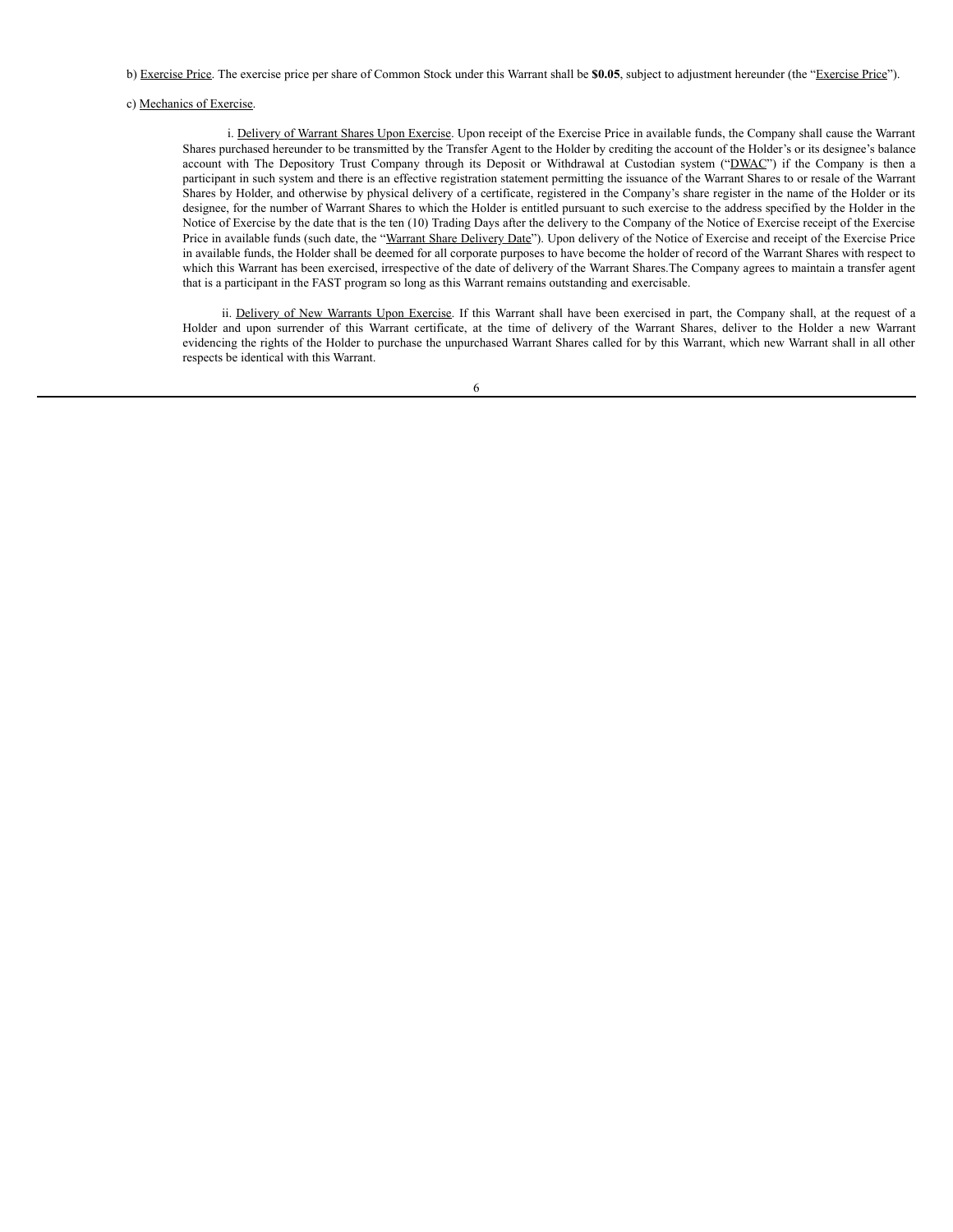b) Exercise Price. The exercise price per share of Common Stock under this Warrant shall be **$0.05**, subject to adjustment hereunder (the "Exercise Price").

c) Mechanics of Exercise.

i. Delivery of Warrant Shares Upon Exercise. Upon receipt of the Exercise Price in available funds, the Company shall cause the Warrant Shares purchased hereunder to be transmitted by the Transfer Agent to the Holder by crediting the account of the Holder's or its designee's balance account with The Depository Trust Company through its Deposit or Withdrawal at Custodian system ("DWAC") if the Company is then a participant in such system and there is an effective registration statement permitting the issuance of the Warrant Shares to or resale of the Warrant Shares by Holder, and otherwise by physical delivery of a certificate, registered in the Company's share register in the name of the Holder or its designee, for the number of Warrant Shares to which the Holder is entitled pursuant to such exercise to the address specified by the Holder in the Notice of Exercise by the date that is the ten (10) Trading Days after the delivery to the Company of the Notice of Exercise receipt of the Exercise Price in available funds (such date, the "Warrant Share Delivery Date"). Upon delivery of the Notice of Exercise and receipt of the Exercise Price in available funds, the Holder shall be deemed for all corporate purposes to have become the holder of record of the Warrant Shares with respect to which this Warrant has been exercised, irrespective of the date of delivery of the Warrant Shares.The Company agrees to maintain a transfer agent that is a participant in the FAST program so long as this Warrant remains outstanding and exercisable.

ii. Delivery of New Warrants Upon Exercise. If this Warrant shall have been exercised in part, the Company shall, at the request of a Holder and upon surrender of this Warrant certificate, at the time of delivery of the Warrant Shares, deliver to the Holder a new Warrant evidencing the rights of the Holder to purchase the unpurchased Warrant Shares called for by this Warrant, which new Warrant shall in all other respects be identical with this Warrant.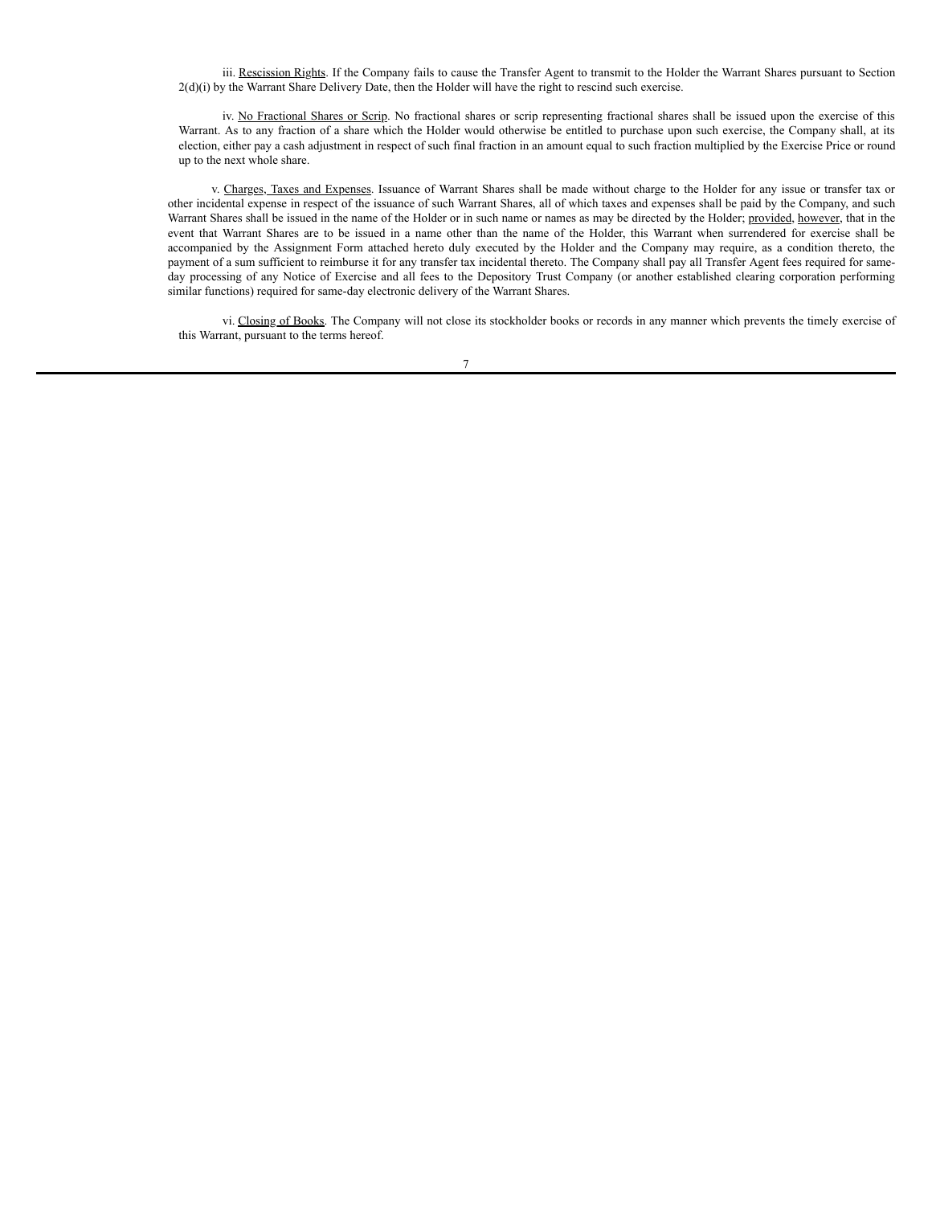iii. Rescission Rights. If the Company fails to cause the Transfer Agent to transmit to the Holder the Warrant Shares pursuant to Section 2(d)(i) by the Warrant Share Delivery Date, then the Holder will have the right to rescind such exercise.

iv. No Fractional Shares or Scrip. No fractional shares or scrip representing fractional shares shall be issued upon the exercise of this Warrant. As to any fraction of a share which the Holder would otherwise be entitled to purchase upon such exercise, the Company shall, at its election, either pay a cash adjustment in respect of such final fraction in an amount equal to such fraction multiplied by the Exercise Price or round up to the next whole share.

v. Charges, Taxes and Expenses. Issuance of Warrant Shares shall be made without charge to the Holder for any issue or transfer tax or other incidental expense in respect of the issuance of such Warrant Shares, all of which taxes and expenses shall be paid by the Company, and such Warrant Shares shall be issued in the name of the Holder or in such name or names as may be directed by the Holder; provided, however, that in the event that Warrant Shares are to be issued in a name other than the name of the Holder, this Warrant when surrendered for exercise shall be accompanied by the Assignment Form attached hereto duly executed by the Holder and the Company may require, as a condition thereto, the payment of a sum sufficient to reimburse it for any transfer tax incidental thereto. The Company shall pay all Transfer Agent fees required for same-day processing of any Notice of Exercise and all fees to the Depository Trust Company (or another established clearing corporation performing similar functions) required for same-day electronic delivery of the Warrant Shares.

vi. Closing of Books. The Company will not close its stockholder books or records in any manner which prevents the timely exercise of this Warrant, pursuant to the terms hereof.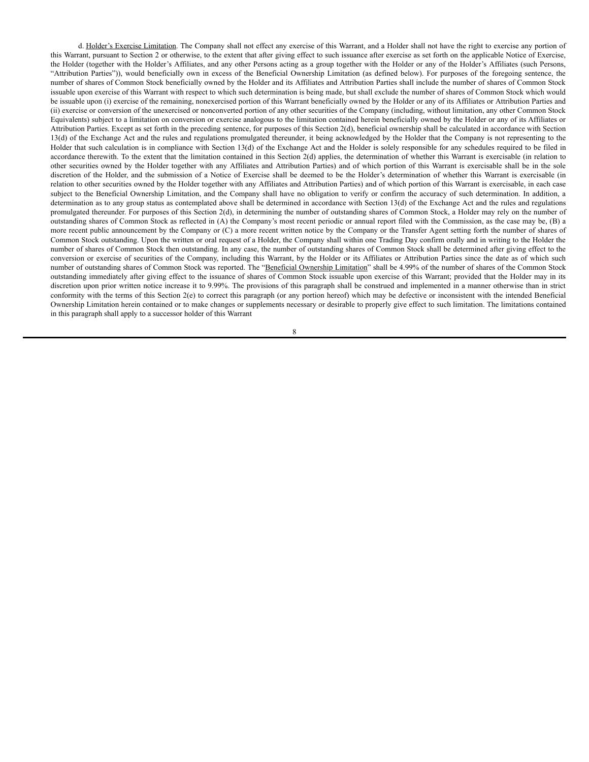d. Holder's Exercise Limitation. The Company shall not effect any exercise of this Warrant, and a Holder shall not have the right to exercise any portion of this Warrant, pursuant to Section 2 or otherwise, to the extent that after giving effect to such issuance after exercise as set forth on the applicable Notice of Exercise, the Holder (together with the Holder's Affiliates, and any other Persons acting as a group together with the Holder or any of the Holder's Affiliates (such Persons, "Attribution Parties")), would beneficially own in excess of the Beneficial Ownership Limitation (as defined below). For purposes of the foregoing sentence, the number of shares of Common Stock beneficially owned by the Holder and its Affiliates and Attribution Parties shall include the number of shares of Common Stock issuable upon exercise of this Warrant with respect to which such determination is being made, but shall exclude the number of shares of Common Stock which would be issuable upon (i) exercise of the remaining, nonexercised portion of this Warrant beneficially owned by the Holder or any of its Affiliates or Attribution Parties and (ii) exercise or conversion of the unexercised or nonconverted portion of any other securities of the Company (including, without limitation, any other Common Stock Equivalents) subject to a limitation on conversion or exercise analogous to the limitation contained herein beneficially owned by the Holder or any of its Affiliates or Attribution Parties. Except as set forth in the preceding sentence, for purposes of this Section 2(d), beneficial ownership shall be calculated in accordance with Section 13(d) of the Exchange Act and the rules and regulations promulgated thereunder, it being acknowledged by the Holder that the Company is not representing to the Holder that such calculation is in compliance with Section 13(d) of the Exchange Act and the Holder is solely responsible for any schedules required to be filed in accordance therewith. To the extent that the limitation contained in this Section 2(d) applies, the determination of whether this Warrant is exercisable (in relation to other securities owned by the Holder together with any Affiliates and Attribution Parties) and of which portion of this Warrant is exercisable shall be in the sole discretion of the Holder, and the submission of a Notice of Exercise shall be deemed to be the Holder's determination of whether this Warrant is exercisable (in relation to other securities owned by the Holder together with any Affiliates and Attribution Parties) and of which portion of this Warrant is exercisable, in each case subject to the Beneficial Ownership Limitation, and the Company shall have no obligation to verify or confirm the accuracy of such determination. In addition, a determination as to any group status as contemplated above shall be determined in accordance with Section 13(d) of the Exchange Act and the rules and regulations promulgated thereunder. For purposes of this Section 2(d), in determining the number of outstanding shares of Common Stock, a Holder may rely on the number of outstanding shares of Common Stock as reflected in (A) the Company's most recent periodic or annual report filed with the Commission, as the case may be, (B) a more recent public announcement by the Company or (C) a more recent written notice by the Company or the Transfer Agent setting forth the number of shares of Common Stock outstanding. Upon the written or oral request of a Holder, the Company shall within one Trading Day confirm orally and in writing to the Holder the number of shares of Common Stock then outstanding. In any case, the number of outstanding shares of Common Stock shall be determined after giving effect to the conversion or exercise of securities of the Company, including this Warrant, by the Holder or its Affiliates or Attribution Parties since the date as of which such number of outstanding shares of Common Stock was reported. The "Beneficial Ownership Limitation" shall be 4.99% of the number of shares of the Common Stock outstanding immediately after giving effect to the issuance of shares of Common Stock issuable upon exercise of this Warrant; provided that the Holder may in its discretion upon prior written notice increase it to 9.99%. The provisions of this paragraph shall be construed and implemented in a manner otherwise than in strict conformity with the terms of this Section 2(e) to correct this paragraph (or any portion hereof) which may be defective or inconsistent with the intended Beneficial Ownership Limitation herein contained or to make changes or supplements necessary or desirable to properly give effect to such limitation. The limitations contained in this paragraph shall apply to a successor holder of this Warrant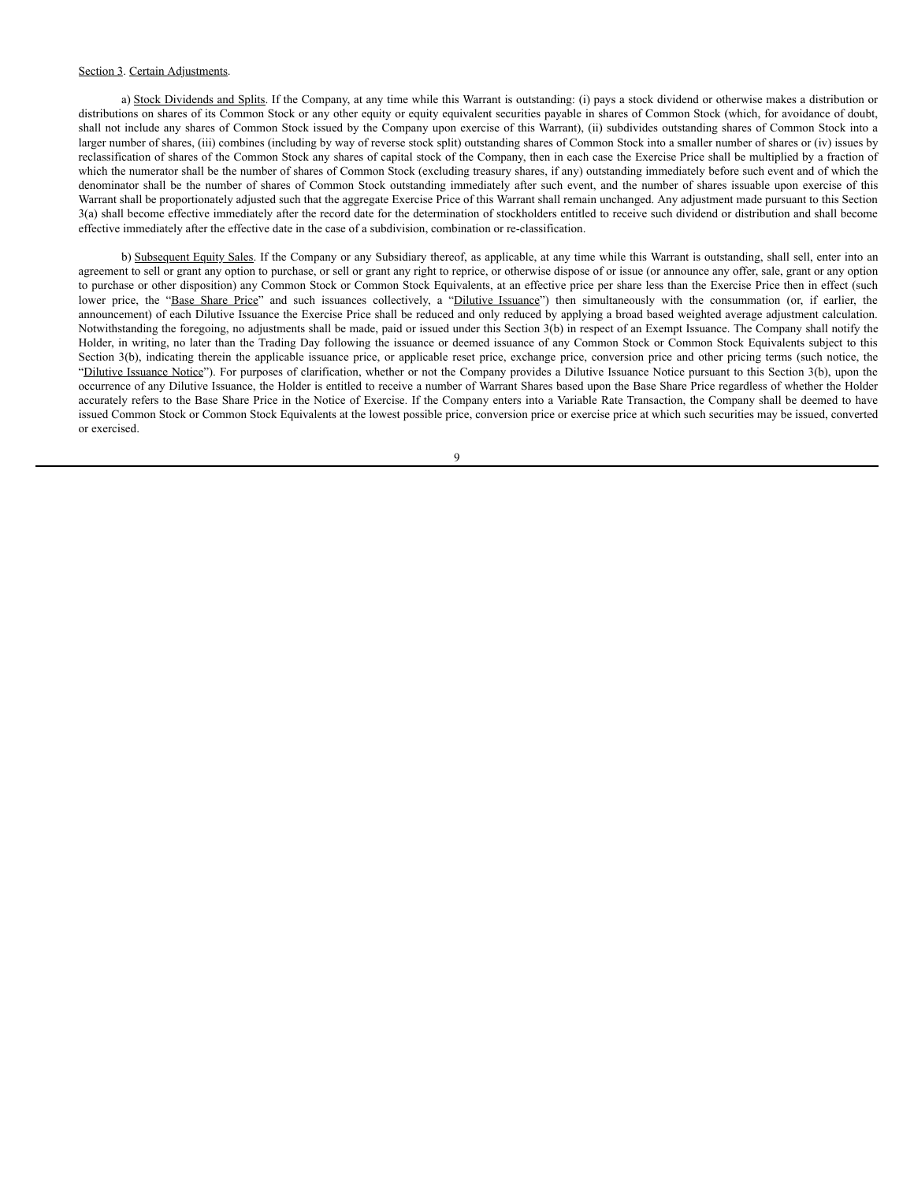Section 3. Certain Adjustments.

a) Stock Dividends and Splits. If the Company, at any time while this Warrant is outstanding: (i) pays a stock dividend or otherwise makes a distribution or distributions on shares of its Common Stock or any other equity or equity equivalent securities payable in shares of Common Stock (which, for avoidance of doubt, shall not include any shares of Common Stock issued by the Company upon exercise of this Warrant), (ii) subdivides outstanding shares of Common Stock into a larger number of shares, (iii) combines (including by way of reverse stock split) outstanding shares of Common Stock into a smaller number of shares or (iv) issues by reclassification of shares of the Common Stock any shares of capital stock of the Company, then in each case the Exercise Price shall be multiplied by a fraction of which the numerator shall be the number of shares of Common Stock (excluding treasury shares, if any) outstanding immediately before such event and of which the denominator shall be the number of shares of Common Stock outstanding immediately after such event, and the number of shares issuable upon exercise of this Warrant shall be proportionately adjusted such that the aggregate Exercise Price of this Warrant shall remain unchanged. Any adjustment made pursuant to this Section 3(a) shall become effective immediately after the record date for the determination of stockholders entitled to receive such dividend or distribution and shall become effective immediately after the effective date in the case of a subdivision, combination or re-classification.

b) Subsequent Equity Sales. If the Company or any Subsidiary thereof, as applicable, at any time while this Warrant is outstanding, shall sell, enter into an agreement to sell or grant any option to purchase, or sell or grant any right to reprice, or otherwise dispose of or issue (or announce any offer, sale, grant or any option to purchase or other disposition) any Common Stock or Common Stock Equivalents, at an effective price per share less than the Exercise Price then in effect (such lower price, the "Base Share Price" and such issuances collectively, a "Dilutive Issuance") then simultaneously with the consummation (or, if earlier, the announcement) of each Dilutive Issuance the Exercise Price shall be reduced and only reduced by applying a broad based weighted average adjustment calculation. Notwithstanding the foregoing, no adjustments shall be made, paid or issued under this Section 3(b) in respect of an Exempt Issuance. The Company shall notify the Holder, in writing, no later than the Trading Day following the issuance or deemed issuance of any Common Stock or Common Stock Equivalents subject to this Section 3(b), indicating therein the applicable issuance price, or applicable reset price, exchange price, conversion price and other pricing terms (such notice, the "Dilutive Issuance Notice"). For purposes of clarification, whether or not the Company provides a Dilutive Issuance Notice pursuant to this Section 3(b), upon the occurrence of any Dilutive Issuance, the Holder is entitled to receive a number of Warrant Shares based upon the Base Share Price regardless of whether the Holder accurately refers to the Base Share Price in the Notice of Exercise. If the Company enters into a Variable Rate Transaction, the Company shall be deemed to have issued Common Stock or Common Stock Equivalents at the lowest possible price, conversion price or exercise price at which such securities may be issued, converted or exercised.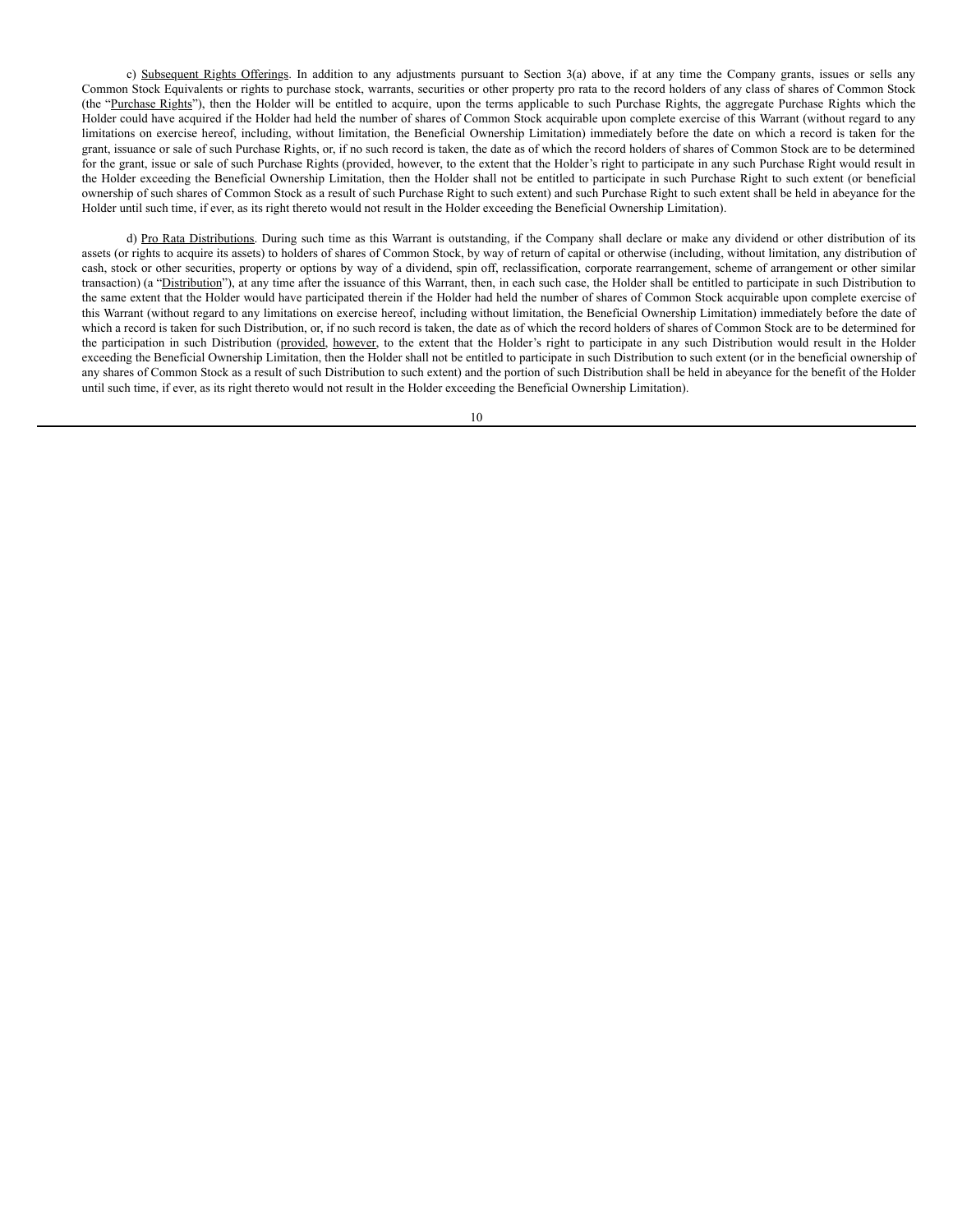c) Subsequent Rights Offerings. In addition to any adjustments pursuant to Section 3(a) above, if at any time the Company grants, issues or sells any Common Stock Equivalents or rights to purchase stock, warrants, securities or other property pro rata to the record holders of any class of shares of Common Stock (the "Purchase Rights"), then the Holder will be entitled to acquire, upon the terms applicable to such Purchase Rights, the aggregate Purchase Rights which the Holder could have acquired if the Holder had held the number of shares of Common Stock acquirable upon complete exercise of this Warrant (without regard to any limitations on exercise hereof, including, without limitation, the Beneficial Ownership Limitation) immediately before the date on which a record is taken for the grant, issuance or sale of such Purchase Rights, or, if no such record is taken, the date as of which the record holders of shares of Common Stock are to be determined for the grant, issue or sale of such Purchase Rights (provided, however, to the extent that the Holder's right to participate in any such Purchase Right would result in the Holder exceeding the Beneficial Ownership Limitation, then the Holder shall not be entitled to participate in such Purchase Right to such extent (or beneficial ownership of such shares of Common Stock as a result of such Purchase Right to such extent) and such Purchase Right to such extent shall be held in abeyance for the Holder until such time, if ever, as its right thereto would not result in the Holder exceeding the Beneficial Ownership Limitation).

d) Pro Rata Distributions. During such time as this Warrant is outstanding, if the Company shall declare or make any dividend or other distribution of its assets (or rights to acquire its assets) to holders of shares of Common Stock, by way of return of capital or otherwise (including, without limitation, any distribution of cash, stock or other securities, property or options by way of a dividend, spin off, reclassification, corporate rearrangement, scheme of arrangement or other similar transaction) (a "Distribution"), at any time after the issuance of this Warrant, then, in each such case, the Holder shall be entitled to participate in such Distribution to the same extent that the Holder would have participated therein if the Holder had held the number of shares of Common Stock acquirable upon complete exercise of this Warrant (without regard to any limitations on exercise hereof, including without limitation, the Beneficial Ownership Limitation) immediately before the date of which a record is taken for such Distribution, or, if no such record is taken, the date as of which the record holders of shares of Common Stock are to be determined for the participation in such Distribution (provided, however, to the extent that the Holder's right to participate in any such Distribution would result in the Holder exceeding the Beneficial Ownership Limitation, then the Holder shall not be entitled to participate in such Distribution to such extent (or in the beneficial ownership of any shares of Common Stock as a result of such Distribution to such extent) and the portion of such Distribution shall be held in abeyance for the benefit of the Holder until such time, if ever, as its right thereto would not result in the Holder exceeding the Beneficial Ownership Limitation).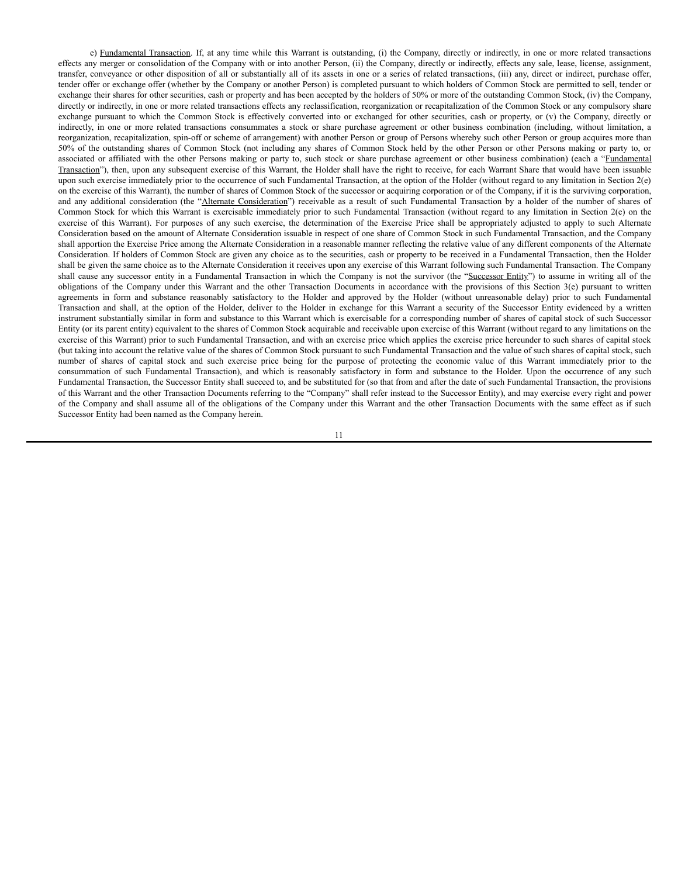e) Fundamental Transaction. If, at any time while this Warrant is outstanding, (i) the Company, directly or indirectly, in one or more related transactions effects any merger or consolidation of the Company with or into another Person, (ii) the Company, directly or indirectly, effects any sale, lease, license, assignment, transfer, conveyance or other disposition of all or substantially all of its assets in one or a series of related transactions, (iii) any, direct or indirect, purchase offer, tender offer or exchange offer (whether by the Company or another Person) is completed pursuant to which holders of Common Stock are permitted to sell, tender or exchange their shares for other securities, cash or property and has been accepted by the holders of 50% or more of the outstanding Common Stock, (iv) the Company, directly or indirectly, in one or more related transactions effects any reclassification, reorganization or recapitalization of the Common Stock or any compulsory share exchange pursuant to which the Common Stock is effectively converted into or exchanged for other securities, cash or property, or (v) the Company, directly or indirectly, in one or more related transactions consummates a stock or share purchase agreement or other business combination (including, without limitation, a reorganization, recapitalization, spin-off or scheme of arrangement) with another Person or group of Persons whereby such other Person or group acquires more than 50% of the outstanding shares of Common Stock (not including any shares of Common Stock held by the other Person or other Persons making or party to, or associated or affiliated with the other Persons making or party to, such stock or share purchase agreement or other business combination) (each a "Fundamental Transaction"), then, upon any subsequent exercise of this Warrant, the Holder shall have the right to receive, for each Warrant Share that would have been issuable upon such exercise immediately prior to the occurrence of such Fundamental Transaction, at the option of the Holder (without regard to any limitation in Section 2(e) on the exercise of this Warrant), the number of shares of Common Stock of the successor or acquiring corporation or of the Company, if it is the surviving corporation, and any additional consideration (the "Alternate Consideration") receivable as a result of such Fundamental Transaction by a holder of the number of shares of Common Stock for which this Warrant is exercisable immediately prior to such Fundamental Transaction (without regard to any limitation in Section 2(e) on the exercise of this Warrant). For purposes of any such exercise, the determination of the Exercise Price shall be appropriately adjusted to apply to such Alternate Consideration based on the amount of Alternate Consideration issuable in respect of one share of Common Stock in such Fundamental Transaction, and the Company shall apportion the Exercise Price among the Alternate Consideration in a reasonable manner reflecting the relative value of any different components of the Alternate Consideration. If holders of Common Stock are given any choice as to the securities, cash or property to be received in a Fundamental Transaction, then the Holder shall be given the same choice as to the Alternate Consideration it receives upon any exercise of this Warrant following such Fundamental Transaction. The Company shall cause any successor entity in a Fundamental Transaction in which the Company is not the survivor (the "Successor Entity") to assume in writing all of the obligations of the Company under this Warrant and the other Transaction Documents in accordance with the provisions of this Section 3(e) pursuant to written agreements in form and substance reasonably satisfactory to the Holder and approved by the Holder (without unreasonable delay) prior to such Fundamental Transaction and shall, at the option of the Holder, deliver to the Holder in exchange for this Warrant a security of the Successor Entity evidenced by a written instrument substantially similar in form and substance to this Warrant which is exercisable for a corresponding number of shares of capital stock of such Successor Entity (or its parent entity) equivalent to the shares of Common Stock acquirable and receivable upon exercise of this Warrant (without regard to any limitations on the exercise of this Warrant) prior to such Fundamental Transaction, and with an exercise price which applies the exercise price hereunder to such shares of capital stock (but taking into account the relative value of the shares of Common Stock pursuant to such Fundamental Transaction and the value of such shares of capital stock, such number of shares of capital stock and such exercise price being for the purpose of protecting the economic value of this Warrant immediately prior to the consummation of such Fundamental Transaction), and which is reasonably satisfactory in form and substance to the Holder. Upon the occurrence of any such Fundamental Transaction, the Successor Entity shall succeed to, and be substituted for (so that from and after the date of such Fundamental Transaction, the provisions of this Warrant and the other Transaction Documents referring to the "Company" shall refer instead to the Successor Entity), and may exercise every right and power of the Company and shall assume all of the obligations of the Company under this Warrant and the other Transaction Documents with the same effect as if such Successor Entity had been named as the Company herein.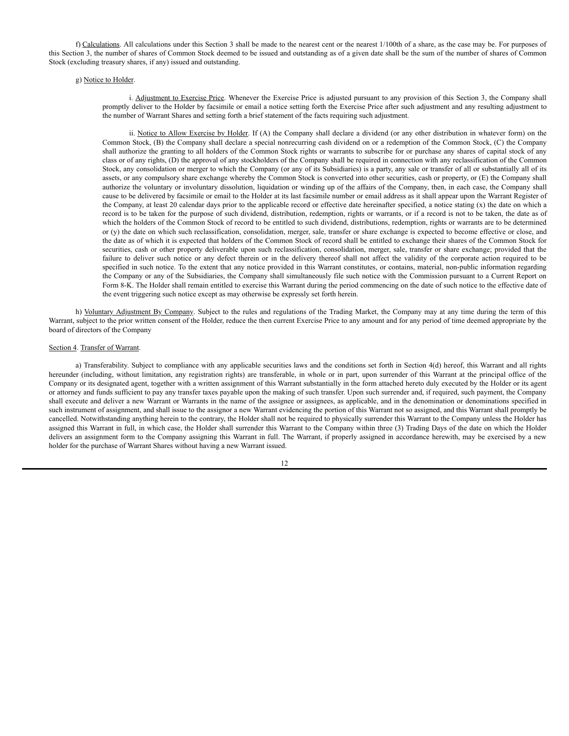f) Calculations. All calculations under this Section 3 shall be made to the nearest cent or the nearest 1/100th of a share, as the case may be. For purposes of this Section 3, the number of shares of Common Stock deemed to be issued and outstanding as of a given date shall be the sum of the number of shares of Common Stock (excluding treasury shares, if any) issued and outstanding.

g) Notice to Holder.

i. Adjustment to Exercise Price. Whenever the Exercise Price is adjusted pursuant to any provision of this Section 3, the Company shall promptly deliver to the Holder by facsimile or email a notice setting forth the Exercise Price after such adjustment and any resulting adjustment to the number of Warrant Shares and setting forth a brief statement of the facts requiring such adjustment.

ii. Notice to Allow Exercise by Holder. If (A) the Company shall declare a dividend (or any other distribution in whatever form) on the Common Stock, (B) the Company shall declare a special nonrecurring cash dividend on or a redemption of the Common Stock, (C) the Company shall authorize the granting to all holders of the Common Stock rights or warrants to subscribe for or purchase any shares of capital stock of any class or of any rights, (D) the approval of any stockholders of the Company shall be required in connection with any reclassification of the Common Stock, any consolidation or merger to which the Company (or any of its Subsidiaries) is a party, any sale or transfer of all or substantially all of its assets, or any compulsory share exchange whereby the Common Stock is converted into other securities, cash or property, or (E) the Company shall authorize the voluntary or involuntary dissolution, liquidation or winding up of the affairs of the Company, then, in each case, the Company shall cause to be delivered by facsimile or email to the Holder at its last facsimile number or email address as it shall appear upon the Warrant Register of the Company, at least 20 calendar days prior to the applicable record or effective date hereinafter specified, a notice stating (x) the date on which a record is to be taken for the purpose of such dividend, distribution, redemption, rights or warrants, or if a record is not to be taken, the date as of which the holders of the Common Stock of record to be entitled to such dividend, distributions, redemption, rights or warrants are to be determined or (y) the date on which such reclassification, consolidation, merger, sale, transfer or share exchange is expected to become effective or close, and the date as of which it is expected that holders of the Common Stock of record shall be entitled to exchange their shares of the Common Stock for securities, cash or other property deliverable upon such reclassification, consolidation, merger, sale, transfer or share exchange; provided that the failure to deliver such notice or any defect therein or in the delivery thereof shall not affect the validity of the corporate action required to be specified in such notice. To the extent that any notice provided in this Warrant constitutes, or contains, material, non-public information regarding the Company or any of the Subsidiaries, the Company shall simultaneously file such notice with the Commission pursuant to a Current Report on Form 8-K. The Holder shall remain entitled to exercise this Warrant during the period commencing on the date of such notice to the effective date of the event triggering such notice except as may otherwise be expressly set forth herein.

h) Voluntary Adjustment By Company. Subject to the rules and regulations of the Trading Market, the Company may at any time during the term of this Warrant, subject to the prior written consent of the Holder, reduce the then current Exercise Price to any amount and for any period of time deemed appropriate by the board of directors of the Company

Section 4. Transfer of Warrant.

a) Transferability. Subject to compliance with any applicable securities laws and the conditions set forth in Section 4(d) hereof, this Warrant and all rights hereunder (including, without limitation, any registration rights) are transferable, in whole or in part, upon surrender of this Warrant at the principal office of the Company or its designated agent, together with a written assignment of this Warrant substantially in the form attached hereto duly executed by the Holder or its agent or attorney and funds sufficient to pay any transfer taxes payable upon the making of such transfer. Upon such surrender and, if required, such payment, the Company shall execute and deliver a new Warrant or Warrants in the name of the assignee or assignees, as applicable, and in the denomination or denominations specified in such instrument of assignment, and shall issue to the assignor a new Warrant evidencing the portion of this Warrant not so assigned, and this Warrant shall promptly be cancelled. Notwithstanding anything herein to the contrary, the Holder shall not be required to physically surrender this Warrant to the Company unless the Holder has assigned this Warrant in full, in which case, the Holder shall surrender this Warrant to the Company within three (3) Trading Days of the date on which the Holder delivers an assignment form to the Company assigning this Warrant in full. The Warrant, if properly assigned in accordance herewith, may be exercised by a new holder for the purchase of Warrant Shares without having a new Warrant issued.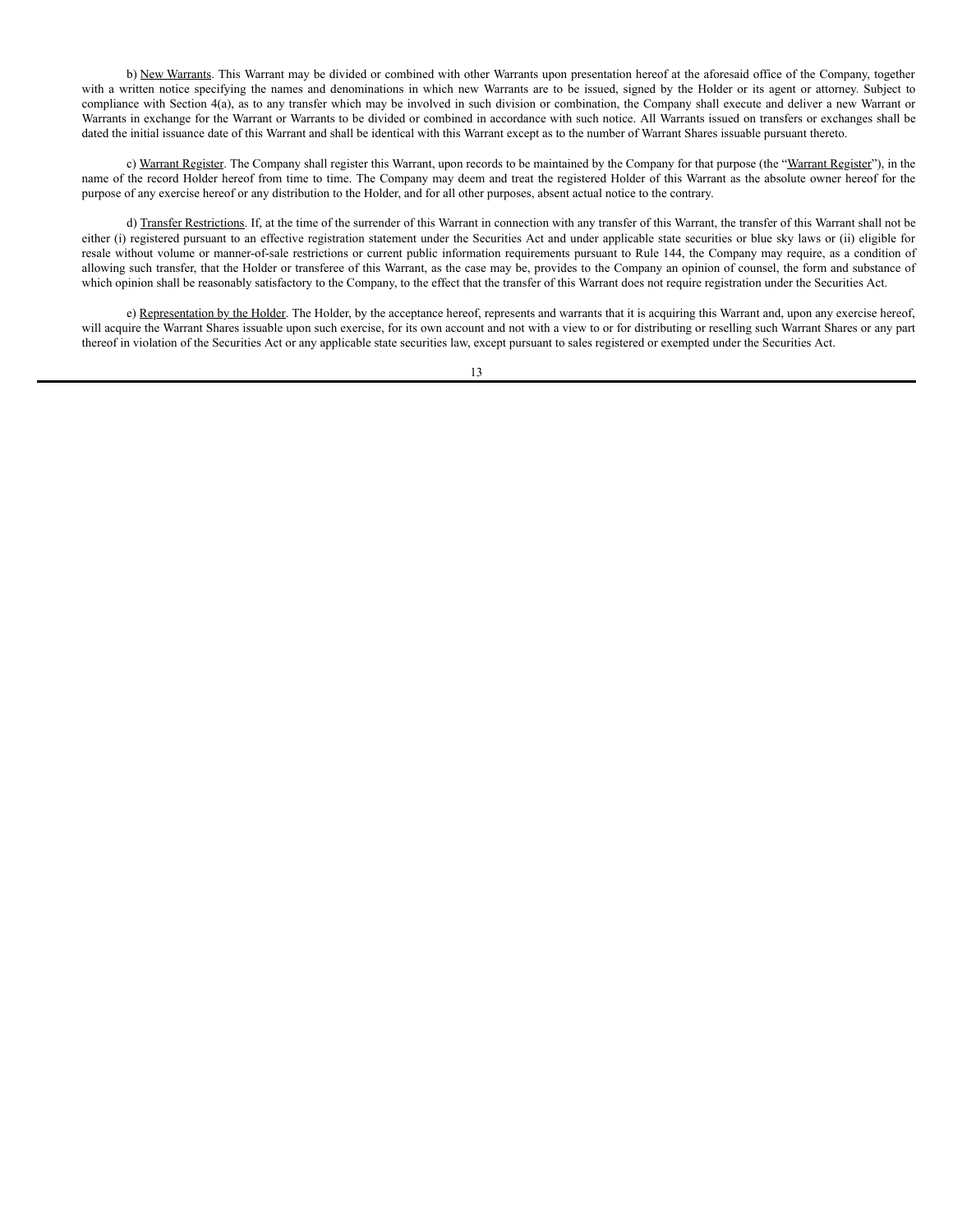b) New Warrants. This Warrant may be divided or combined with other Warrants upon presentation hereof at the aforesaid office of the Company, together with a written notice specifying the names and denominations in which new Warrants are to be issued, signed by the Holder or its agent or attorney. Subject to compliance with Section 4(a), as to any transfer which may be involved in such division or combination, the Company shall execute and deliver a new Warrant or Warrants in exchange for the Warrant or Warrants to be divided or combined in accordance with such notice. All Warrants issued on transfers or exchanges shall be dated the initial issuance date of this Warrant and shall be identical with this Warrant except as to the number of Warrant Shares issuable pursuant thereto.

c) Warrant Register. The Company shall register this Warrant, upon records to be maintained by the Company for that purpose (the "Warrant Register"), in the name of the record Holder hereof from time to time. The Company may deem and treat the registered Holder of this Warrant as the absolute owner hereof for the purpose of any exercise hereof or any distribution to the Holder, and for all other purposes, absent actual notice to the contrary.

d) Transfer Restrictions. If, at the time of the surrender of this Warrant in connection with any transfer of this Warrant, the transfer of this Warrant shall not be either (i) registered pursuant to an effective registration statement under the Securities Act and under applicable state securities or blue sky laws or (ii) eligible for resale without volume or manner-of-sale restrictions or current public information requirements pursuant to Rule 144, the Company may require, as a condition of allowing such transfer, that the Holder or transferee of this Warrant, as the case may be, provides to the Company an opinion of counsel, the form and substance of which opinion shall be reasonably satisfactory to the Company, to the effect that the transfer of this Warrant does not require registration under the Securities Act.

e) Representation by the Holder. The Holder, by the acceptance hereof, represents and warrants that it is acquiring this Warrant and, upon any exercise hereof, will acquire the Warrant Shares issuable upon such exercise, for its own account and not with a view to or for distributing or reselling such Warrant Shares or any part thereof in violation of the Securities Act or any applicable state securities law, except pursuant to sales registered or exempted under the Securities Act.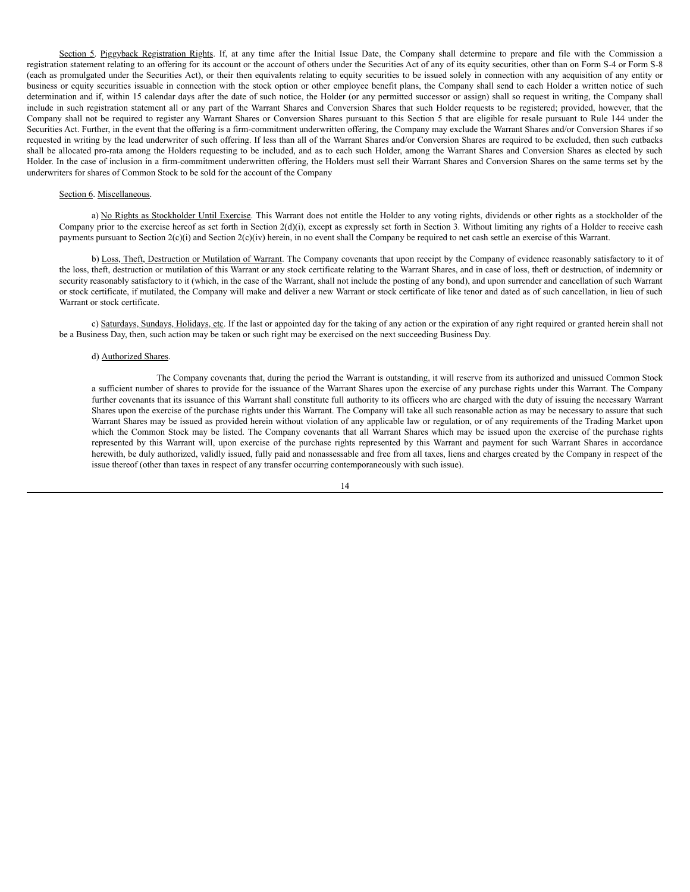Section 5. Piggyback Registration Rights. If, at any time after the Initial Issue Date, the Company shall determine to prepare and file with the Commission a registration statement relating to an offering for its account or the account of others under the Securities Act of any of its equity securities, other than on Form S-4 or Form S-8 (each as promulgated under the Securities Act), or their then equivalents relating to equity securities to be issued solely in connection with any acquisition of any entity or business or equity securities issuable in connection with the stock option or other employee benefit plans, the Company shall send to each Holder a written notice of such determination and if, within 15 calendar days after the date of such notice, the Holder (or any permitted successor or assign) shall so request in writing, the Company shall include in such registration statement all or any part of the Warrant Shares and Conversion Shares that such Holder requests to be registered; provided, however, that the Company shall not be required to register any Warrant Shares or Conversion Shares pursuant to this Section 5 that are eligible for resale pursuant to Rule 144 under the Securities Act. Further, in the event that the offering is a firm-commitment underwritten offering, the Company may exclude the Warrant Shares and/or Conversion Shares if so requested in writing by the lead underwriter of such offering. If less than all of the Warrant Shares and/or Conversion Shares are required to be excluded, then such cutbacks shall be allocated pro-rata among the Holders requesting to be included, and as to each such Holder, among the Warrant Shares and Conversion Shares as elected by such Holder. In the case of inclusion in a firm-commitment underwritten offering, the Holders must sell their Warrant Shares and Conversion Shares on the same terms set by the underwriters for shares of Common Stock to be sold for the account of the Company

Section 6. Miscellaneous.

a) No Rights as Stockholder Until Exercise. This Warrant does not entitle the Holder to any voting rights, dividends or other rights as a stockholder of the Company prior to the exercise hereof as set forth in Section 2(d)(i), except as expressly set forth in Section 3. Without limiting any rights of a Holder to receive cash payments pursuant to Section 2(c)(i) and Section 2(c)(iv) herein, in no event shall the Company be required to net cash settle an exercise of this Warrant.

b) Loss, Theft, Destruction or Mutilation of Warrant. The Company covenants that upon receipt by the Company of evidence reasonably satisfactory to it of the loss, theft, destruction or mutilation of this Warrant or any stock certificate relating to the Warrant Shares, and in case of loss, theft or destruction, of indemnity or security reasonably satisfactory to it (which, in the case of the Warrant, shall not include the posting of any bond), and upon surrender and cancellation of such Warrant or stock certificate, if mutilated, the Company will make and deliver a new Warrant or stock certificate of like tenor and dated as of such cancellation, in lieu of such Warrant or stock certificate.

c) Saturdays, Sundays, Holidays, etc. If the last or appointed day for the taking of any action or the expiration of any right required or granted herein shall not be a Business Day, then, such action may be taken or such right may be exercised on the next succeeding Business Day.

d) Authorized Shares.

The Company covenants that, during the period the Warrant is outstanding, it will reserve from its authorized and unissued Common Stock a sufficient number of shares to provide for the issuance of the Warrant Shares upon the exercise of any purchase rights under this Warrant. The Company further covenants that its issuance of this Warrant shall constitute full authority to its officers who are charged with the duty of issuing the necessary Warrant Shares upon the exercise of the purchase rights under this Warrant. The Company will take all such reasonable action as may be necessary to assure that such Warrant Shares may be issued as provided herein without violation of any applicable law or regulation, or of any requirements of the Trading Market upon which the Common Stock may be listed. The Company covenants that all Warrant Shares which may be issued upon the exercise of the purchase rights represented by this Warrant will, upon exercise of the purchase rights represented by this Warrant and payment for such Warrant Shares in accordance herewith, be duly authorized, validly issued, fully paid and nonassessable and free from all taxes, liens and charges created by the Company in respect of the issue thereof (other than taxes in respect of any transfer occurring contemporaneously with such issue).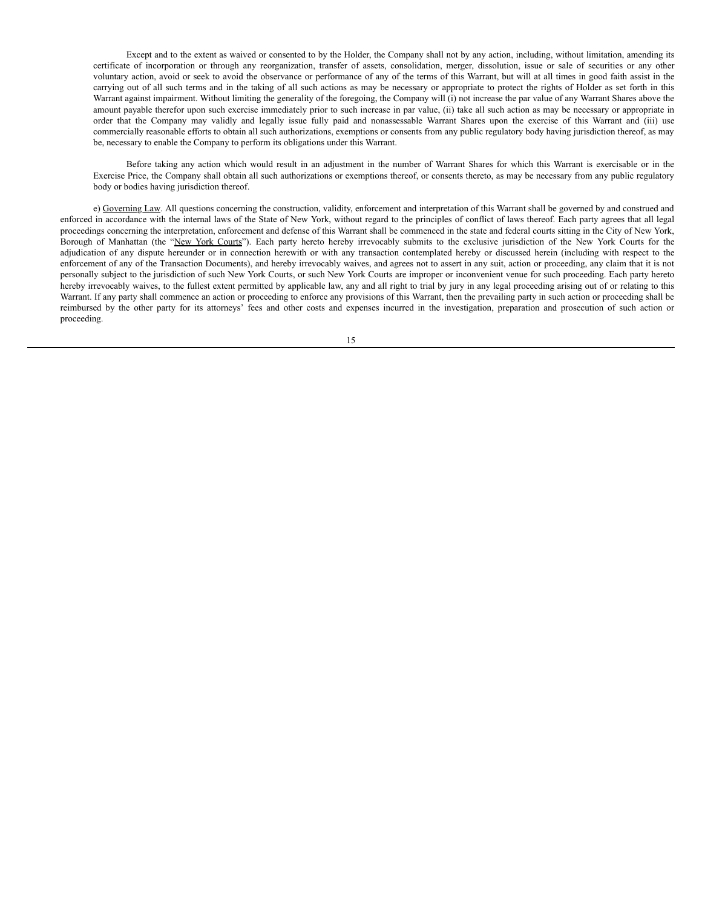Except and to the extent as waived or consented to by the Holder, the Company shall not by any action, including, without limitation, amending its certificate of incorporation or through any reorganization, transfer of assets, consolidation, merger, dissolution, issue or sale of securities or any other voluntary action, avoid or seek to avoid the observance or performance of any of the terms of this Warrant, but will at all times in good faith assist in the carrying out of all such terms and in the taking of all such actions as may be necessary or appropriate to protect the rights of Holder as set forth in this Warrant against impairment. Without limiting the generality of the foregoing, the Company will (i) not increase the par value of any Warrant Shares above the amount payable therefor upon such exercise immediately prior to such increase in par value, (ii) take all such action as may be necessary or appropriate in order that the Company may validly and legally issue fully paid and nonassessable Warrant Shares upon the exercise of this Warrant and (iii) use commercially reasonable efforts to obtain all such authorizations, exemptions or consents from any public regulatory body having jurisdiction thereof, as may be, necessary to enable the Company to perform its obligations under this Warrant.

Before taking any action which would result in an adjustment in the number of Warrant Shares for which this Warrant is exercisable or in the Exercise Price, the Company shall obtain all such authorizations or exemptions thereof, or consents thereto, as may be necessary from any public regulatory body or bodies having jurisdiction thereof.

e) Governing Law. All questions concerning the construction, validity, enforcement and interpretation of this Warrant shall be governed by and construed and enforced in accordance with the internal laws of the State of New York, without regard to the principles of conflict of laws thereof. Each party agrees that all legal proceedings concerning the interpretation, enforcement and defense of this Warrant shall be commenced in the state and federal courts sitting in the City of New York, Borough of Manhattan (the "New York Courts"). Each party hereto hereby irrevocably submits to the exclusive jurisdiction of the New York Courts for the adjudication of any dispute hereunder or in connection herewith or with any transaction contemplated hereby or discussed herein (including with respect to the enforcement of any of the Transaction Documents), and hereby irrevocably waives, and agrees not to assert in any suit, action or proceeding, any claim that it is not personally subject to the jurisdiction of such New York Courts, or such New York Courts are improper or inconvenient venue for such proceeding. Each party hereto hereby irrevocably waives, to the fullest extent permitted by applicable law, any and all right to trial by jury in any legal proceeding arising out of or relating to this Warrant. If any party shall commence an action or proceeding to enforce any provisions of this Warrant, then the prevailing party in such action or proceeding shall be reimbursed by the other party for its attorneys' fees and other costs and expenses incurred in the investigation, preparation and prosecution of such action or proceeding.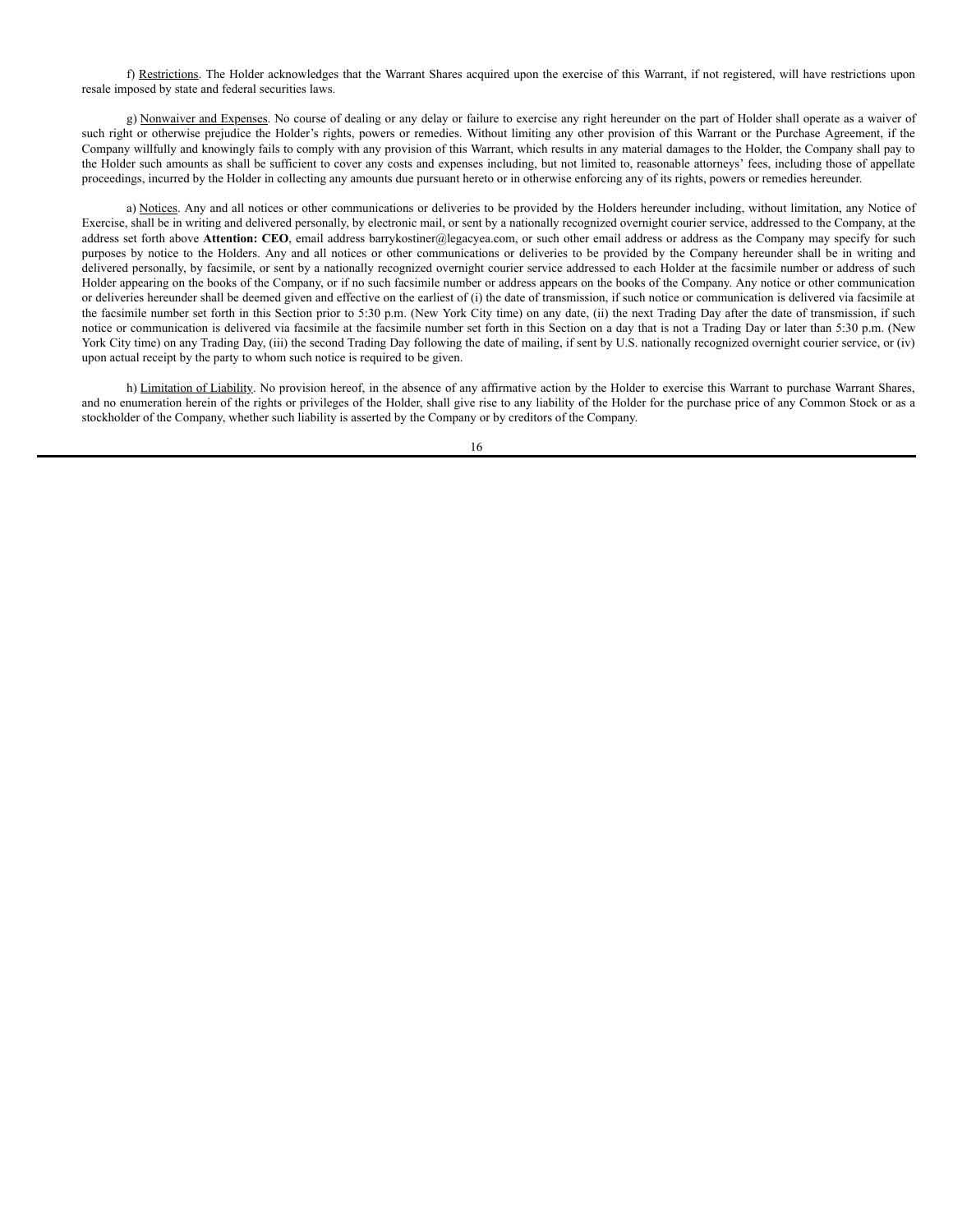f) Restrictions. The Holder acknowledges that the Warrant Shares acquired upon the exercise of this Warrant, if not registered, will have restrictions upon resale imposed by state and federal securities laws.

g) Nonwaiver and Expenses. No course of dealing or any delay or failure to exercise any right hereunder on the part of Holder shall operate as a waiver of such right or otherwise prejudice the Holder's rights, powers or remedies. Without limiting any other provision of this Warrant or the Purchase Agreement, if the Company willfully and knowingly fails to comply with any provision of this Warrant, which results in any material damages to the Holder, the Company shall pay to the Holder such amounts as shall be sufficient to cover any costs and expenses including, but not limited to, reasonable attorneys' fees, including those of appellate proceedings, incurred by the Holder in collecting any amounts due pursuant hereto or in otherwise enforcing any of its rights, powers or remedies hereunder.

a) Notices. Any and all notices or other communications or deliveries to be provided by the Holders hereunder including, without limitation, any Notice of Exercise, shall be in writing and delivered personally, by electronic mail, or sent by a nationally recognized overnight courier service, addressed to the Company, at the address set forth above **Attention: CEO**, email address barrykostiner@legacyea.com, or such other email address or address as the Company may specify for such purposes by notice to the Holders. Any and all notices or other communications or deliveries to be provided by the Company hereunder shall be in writing and delivered personally, by facsimile, or sent by a nationally recognized overnight courier service addressed to each Holder at the facsimile number or address of such Holder appearing on the books of the Company, or if no such facsimile number or address appears on the books of the Company. Any notice or other communication or deliveries hereunder shall be deemed given and effective on the earliest of (i) the date of transmission, if such notice or communication is delivered via facsimile at the facsimile number set forth in this Section prior to 5:30 p.m. (New York City time) on any date, (ii) the next Trading Day after the date of transmission, if such notice or communication is delivered via facsimile at the facsimile number set forth in this Section on a day that is not a Trading Day or later than 5:30 p.m. (New York City time) on any Trading Day, (iii) the second Trading Day following the date of mailing, if sent by U.S. nationally recognized overnight courier service, or (iv) upon actual receipt by the party to whom such notice is required to be given.

h) Limitation of Liability. No provision hereof, in the absence of any affirmative action by the Holder to exercise this Warrant to purchase Warrant Shares, and no enumeration herein of the rights or privileges of the Holder, shall give rise to any liability of the Holder for the purchase price of any Common Stock or as a stockholder of the Company, whether such liability is asserted by the Company or by creditors of the Company.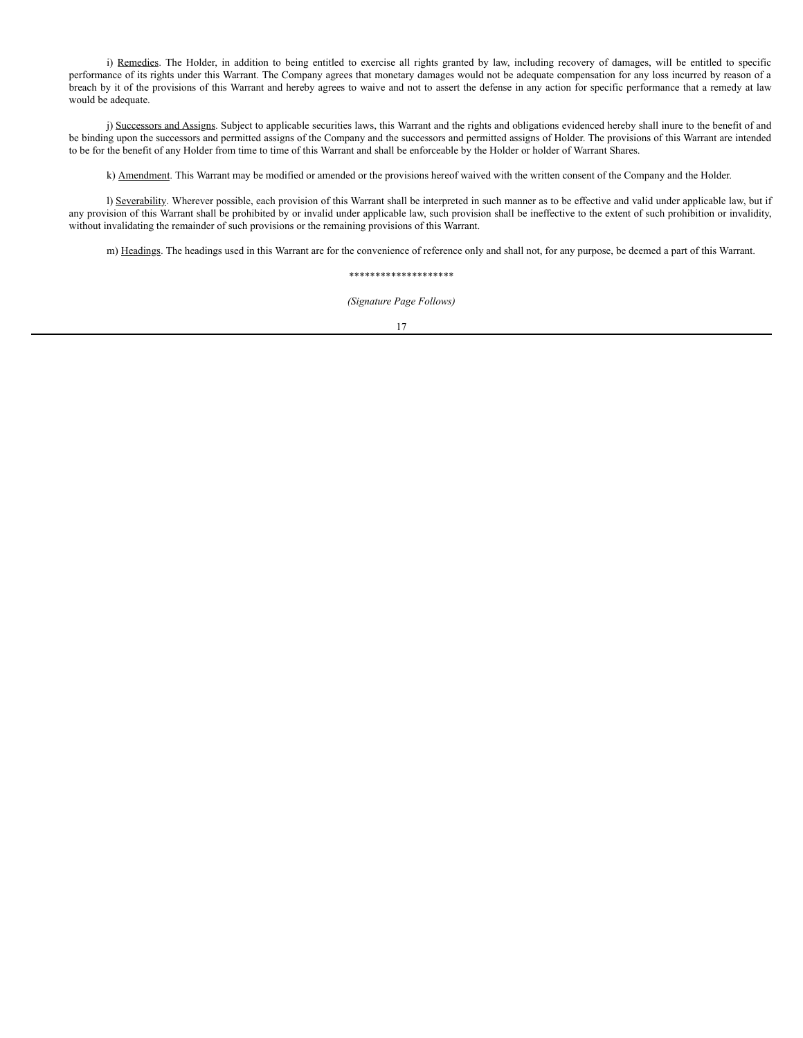i) Remedies. The Holder, in addition to being entitled to exercise all rights granted by law, including recovery of damages, will be entitled to specific performance of its rights under this Warrant. The Company agrees that monetary damages would not be adequate compensation for any loss incurred by reason of a breach by it of the provisions of this Warrant and hereby agrees to waive and not to assert the defense in any action for specific performance that a remedy at law would be adequate.

j) Successors and Assigns. Subject to applicable securities laws, this Warrant and the rights and obligations evidenced hereby shall inure to the benefit of and be binding upon the successors and permitted assigns of the Company and the successors and permitted assigns of Holder. The provisions of this Warrant are intended to be for the benefit of any Holder from time to time of this Warrant and shall be enforceable by the Holder or holder of Warrant Shares.

k) Amendment. This Warrant may be modified or amended or the provisions hereof waived with the written consent of the Company and the Holder.

l) Severability. Wherever possible, each provision of this Warrant shall be interpreted in such manner as to be effective and valid under applicable law, but if any provision of this Warrant shall be prohibited by or invalid under applicable law, such provision shall be ineffective to the extent of such prohibition or invalidity, without invalidating the remainder of such provisions or the remaining provisions of this Warrant.

m) Headings. The headings used in this Warrant are for the convenience of reference only and shall not, for any purpose, be deemed a part of this Warrant.

********************

*(Signature Page Follows)*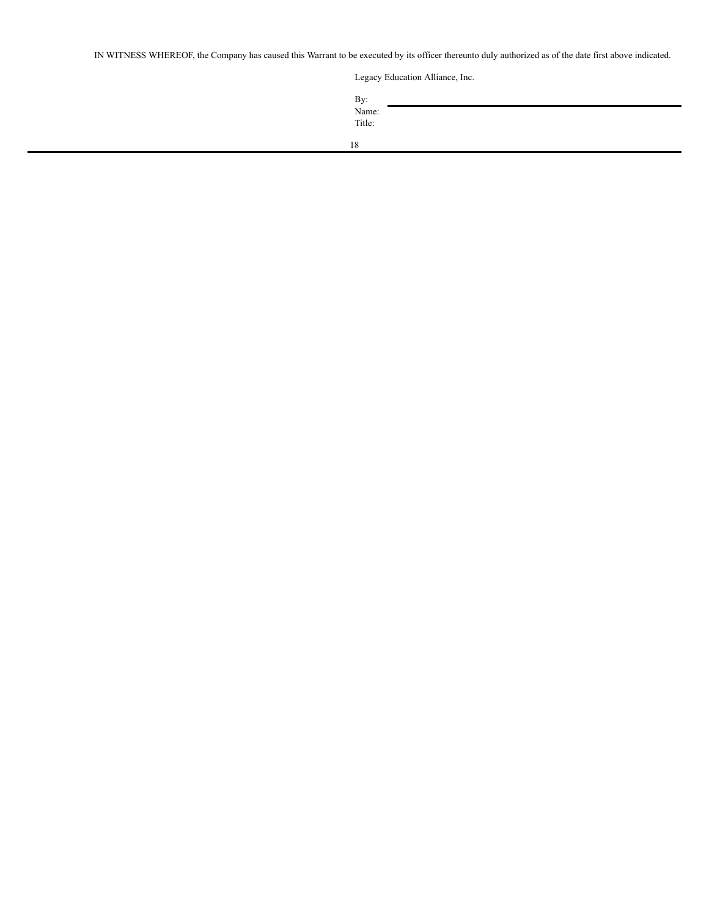IN WITNESS WHEREOF, the Company has caused this Warrant to be executed by its officer thereunto duly authorized as of the date first above indicated.

Legacy Education Alliance, Inc.

By: \_\_\_\_\_\_\_\_\_\_\_\_\_\_\_\_\_\_\_\_\_\_\_\_\_\_\_\_\_\_

Name:

Title: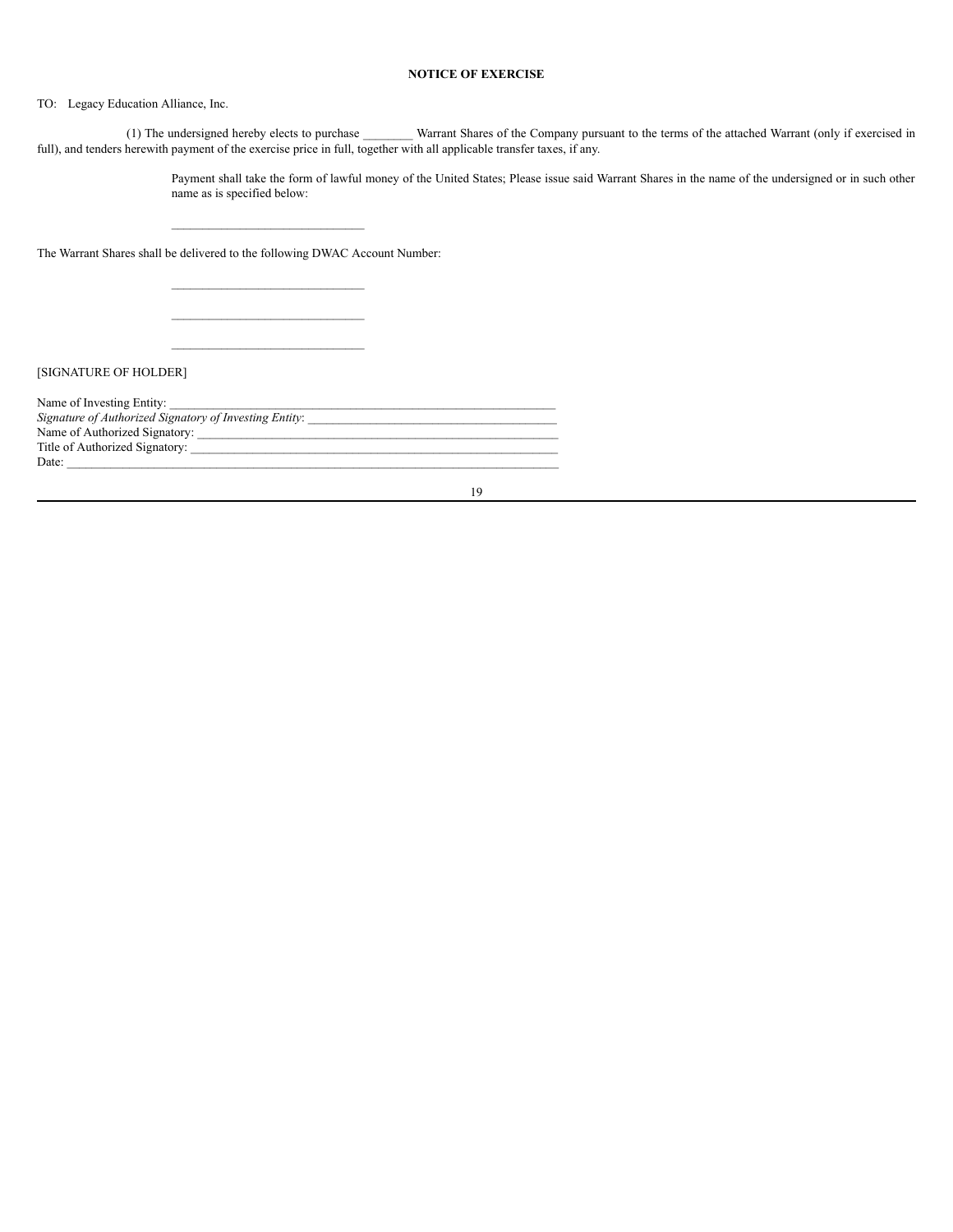**NOTICE OF EXERCISE**

TO: Legacy Education Alliance, Inc.

(1) The undersigned hereby elects to purchase ________ Warrant Shares of the Company pursuant to the terms of the attached Warrant (only if exercised in full), and tenders herewith payment of the exercise price in full, together with all applicable transfer taxes, if any.

Payment shall take the form of lawful money of the United States; Please issue said Warrant Shares in the name of the undersigned or in such other name as is specified below:

_______________________________

The Warrant Shares shall be delivered to the following DWAC Account Number:

_______________________________

_______________________________

_______________________________

[SIGNATURE OF HOLDER]

Name of Investing Entity: ________________________________________________________________

*Signature of Authorized Signatory of Investing Entity*: _________________________________________

Name of Authorized Signatory: ____________________________________________________________

Title of Authorized Signatory: _____________________________________________________________

Date: ________________________________________________________________________________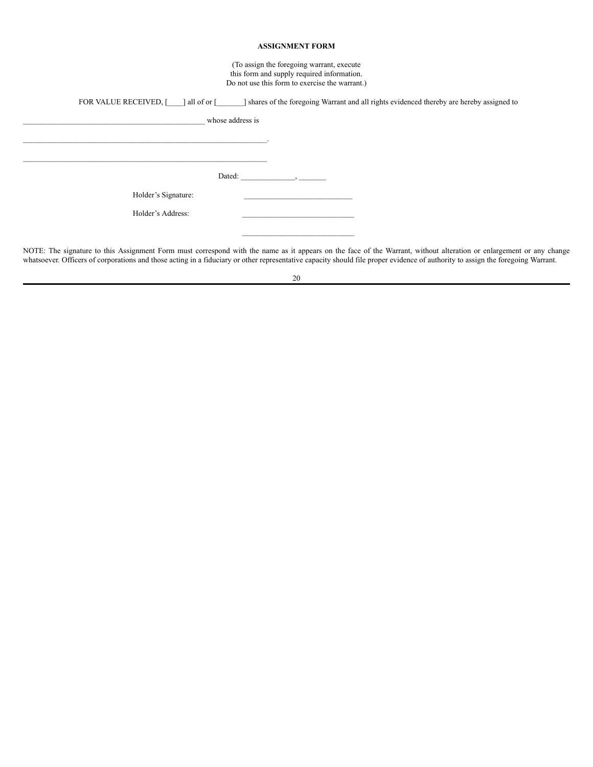**ASSIGNMENT FORM**

(To assign the foregoing warrant, execute this form and supply required information. Do not use this form to exercise the warrant.)

FOR VALUE RECEIVED, [____] all of or [_______] shares of the foregoing Warrant and all rights evidenced thereby are hereby assigned to

_______________________________________________ whose address is

_______________________________________________________________.

_______________________________________________________________

Dated: ______________, _______

Holder's Signature: ____________________________

Holder's Address: _____________________________

_____________________________

NOTE: The signature to this Assignment Form must correspond with the name as it appears on the face of the Warrant, without alteration or enlargement or any change whatsoever. Officers of corporations and those acting in a fiduciary or other representative capacity should file proper evidence of authority to assign the foregoing Warrant.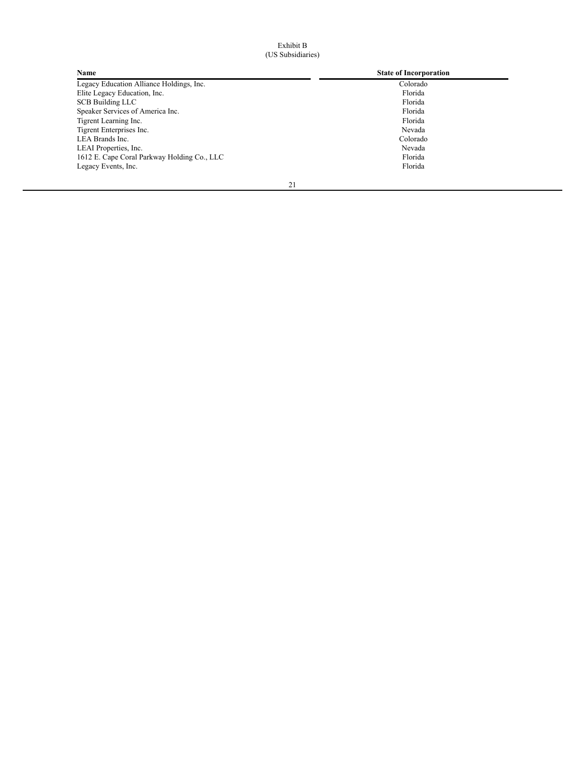Exhibit B
(US Subsidiaries)

| Name | State of Incorporation |
|---|---|
| Legacy Education Alliance Holdings, Inc. | Colorado |
| Elite Legacy Education, Inc. | Florida |
| SCB Building LLC | Florida |
| Speaker Services of America Inc. | Florida |
| Tigrent Learning Inc. | Florida |
| Tigrent Enterprises Inc. | Nevada |
| LEA Brands Inc. | Colorado |
| LEAI Properties, Inc. | Nevada |
| 1612 E. Cape Coral Parkway Holding Co., LLC | Florida |
| Legacy Events, Inc. | Florida |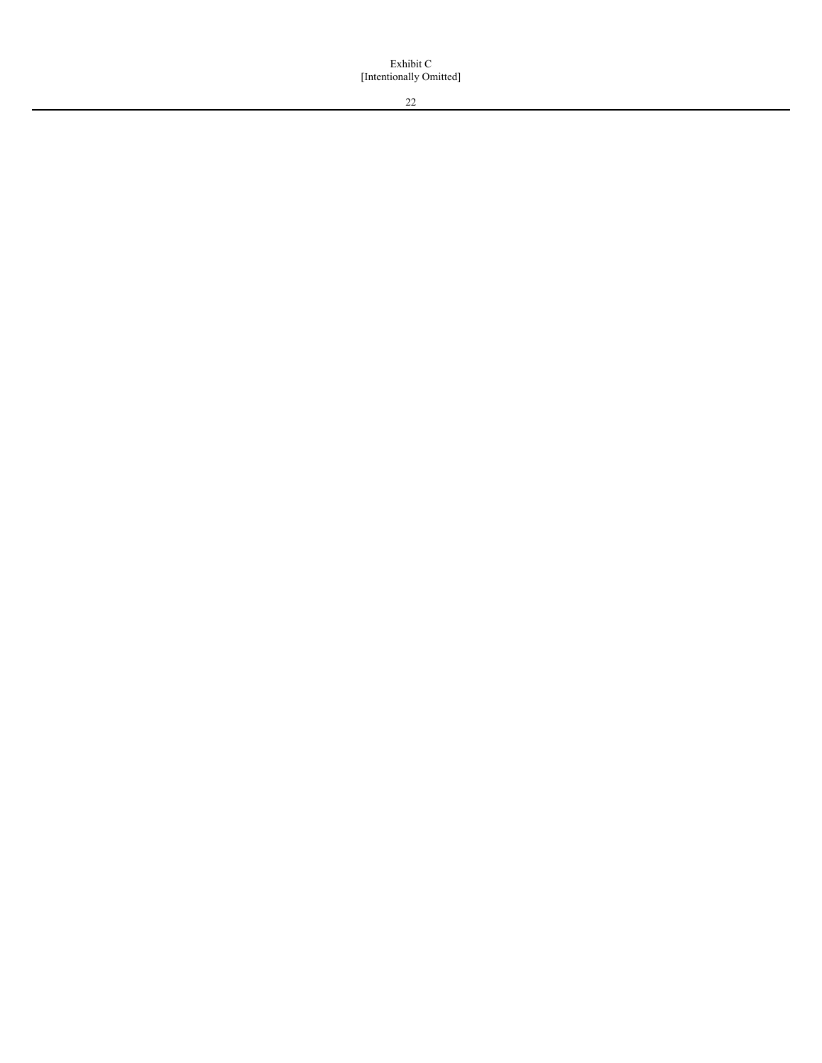Exhibit C

[Intentionally Omitted]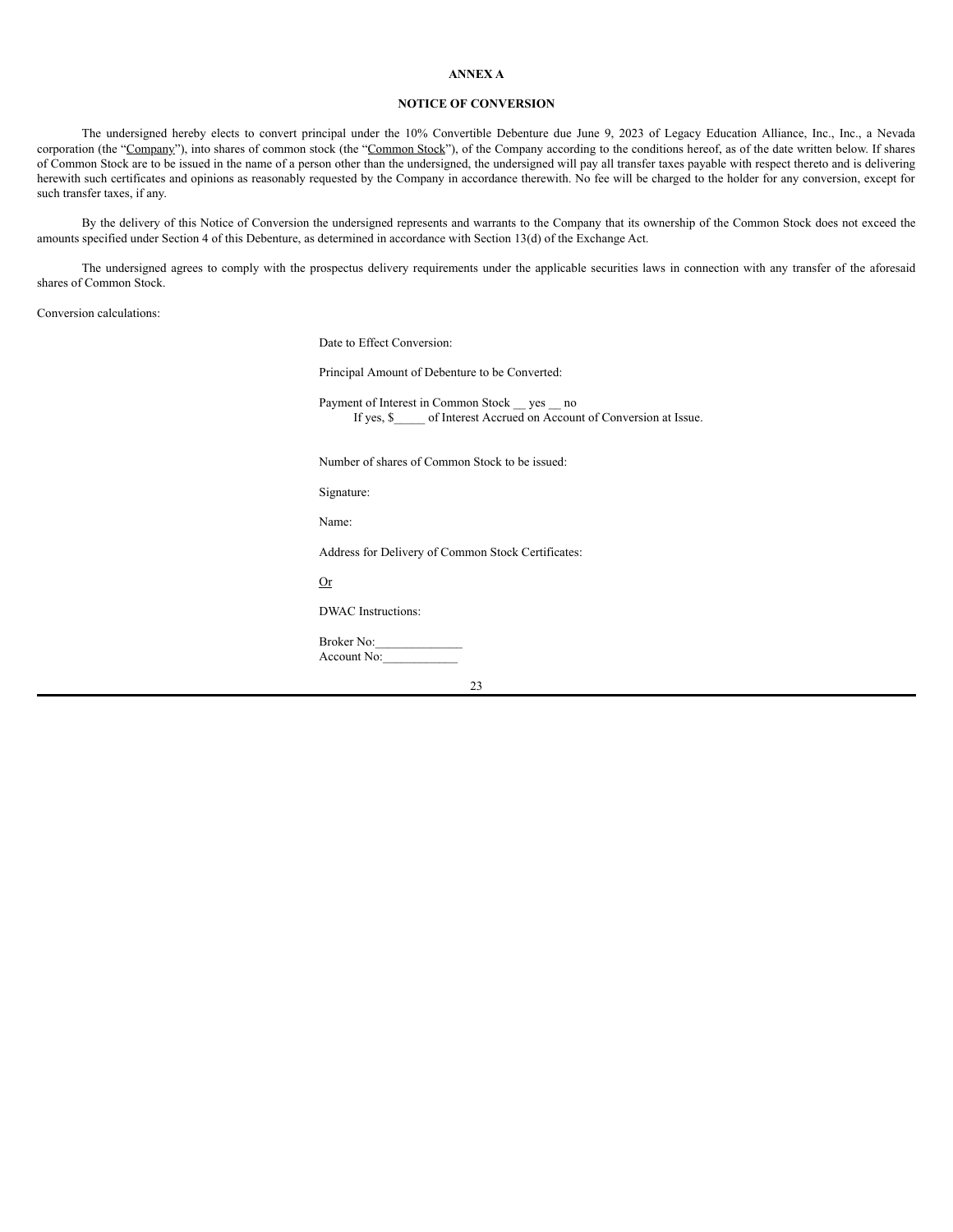**ANNEX A**

**NOTICE OF CONVERSION**

The undersigned hereby elects to convert principal under the 10% Convertible Debenture due June 9, 2023 of Legacy Education Alliance, Inc., Inc., a Nevada corporation (the "Company"), into shares of common stock (the "Common Stock"), of the Company according to the conditions hereof, as of the date written below. If shares of Common Stock are to be issued in the name of a person other than the undersigned, the undersigned will pay all transfer taxes payable with respect thereto and is delivering herewith such certificates and opinions as reasonably requested by the Company in accordance therewith. No fee will be charged to the holder for any conversion, except for such transfer taxes, if any.

By the delivery of this Notice of Conversion the undersigned represents and warrants to the Company that its ownership of the Common Stock does not exceed the amounts specified under Section 4 of this Debenture, as determined in accordance with Section 13(d) of the Exchange Act.

The undersigned agrees to comply with the prospectus delivery requirements under the applicable securities laws in connection with any transfer of the aforesaid shares of Common Stock.

Conversion calculations:

Date to Effect Conversion:

Principal Amount of Debenture to be Converted:

Payment of Interest in Common Stock __ yes __ no
If yes, $_____ of Interest Accrued on Account of Conversion at Issue.

Number of shares of Common Stock to be issued:

Signature:

Name:

Address for Delivery of Common Stock Certificates:

Or

DWAC Instructions:

Broker No:_____________
Account No:____________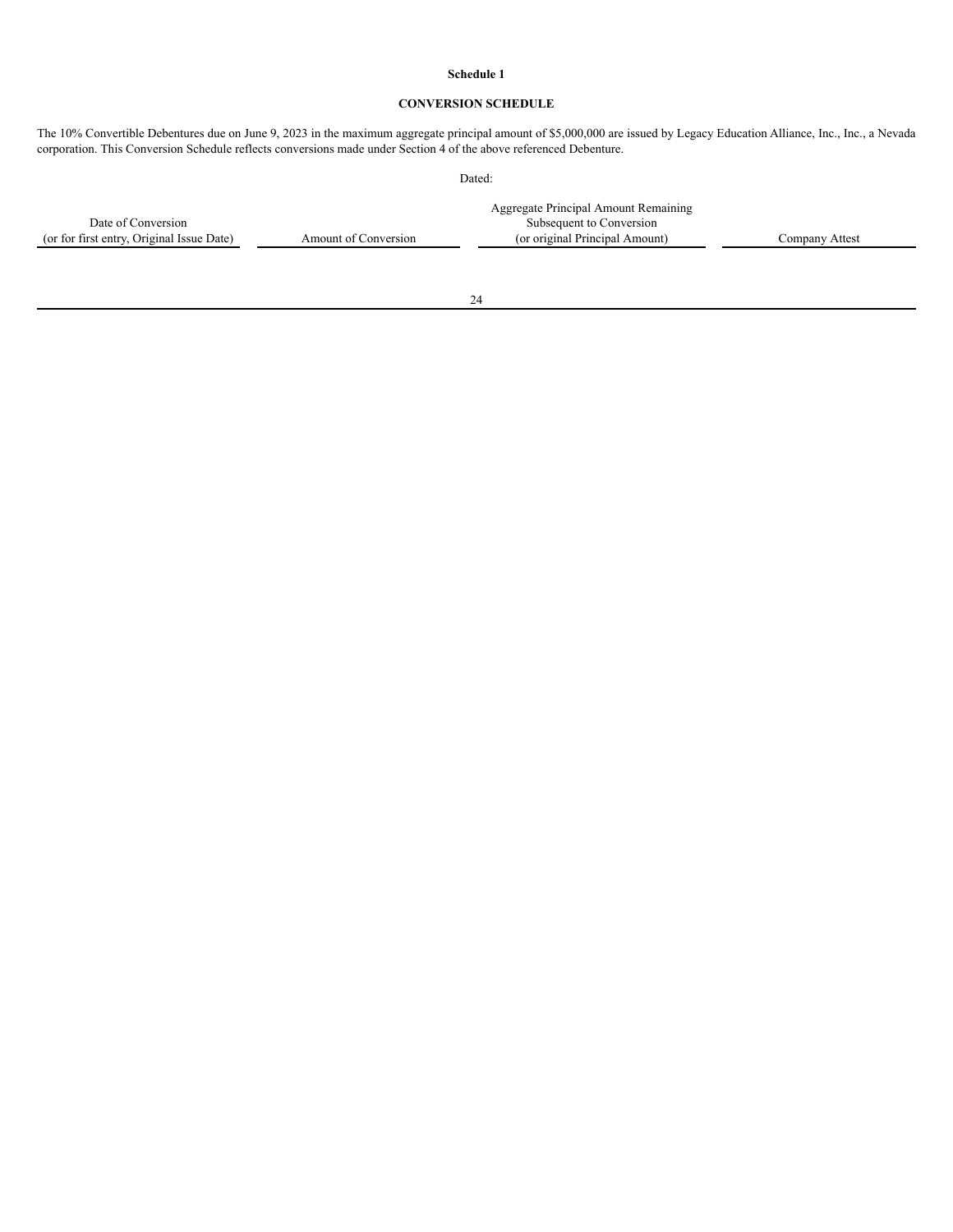**Schedule 1**

**CONVERSION SCHEDULE**

The 10% Convertible Debentures due on June 9, 2023 in the maximum aggregate principal amount of $5,000,000 are issued by Legacy Education Alliance, Inc., Inc., a Nevada corporation. This Conversion Schedule reflects conversions made under Section 4 of the above referenced Debenture.

Dated:

| Date of Conversion (or for first entry, Original Issue Date) | Amount of Conversion | Aggregate Principal Amount Remaining Subsequent to Conversion (or original Principal Amount) | Company Attest |
| --- | --- | --- | --- |